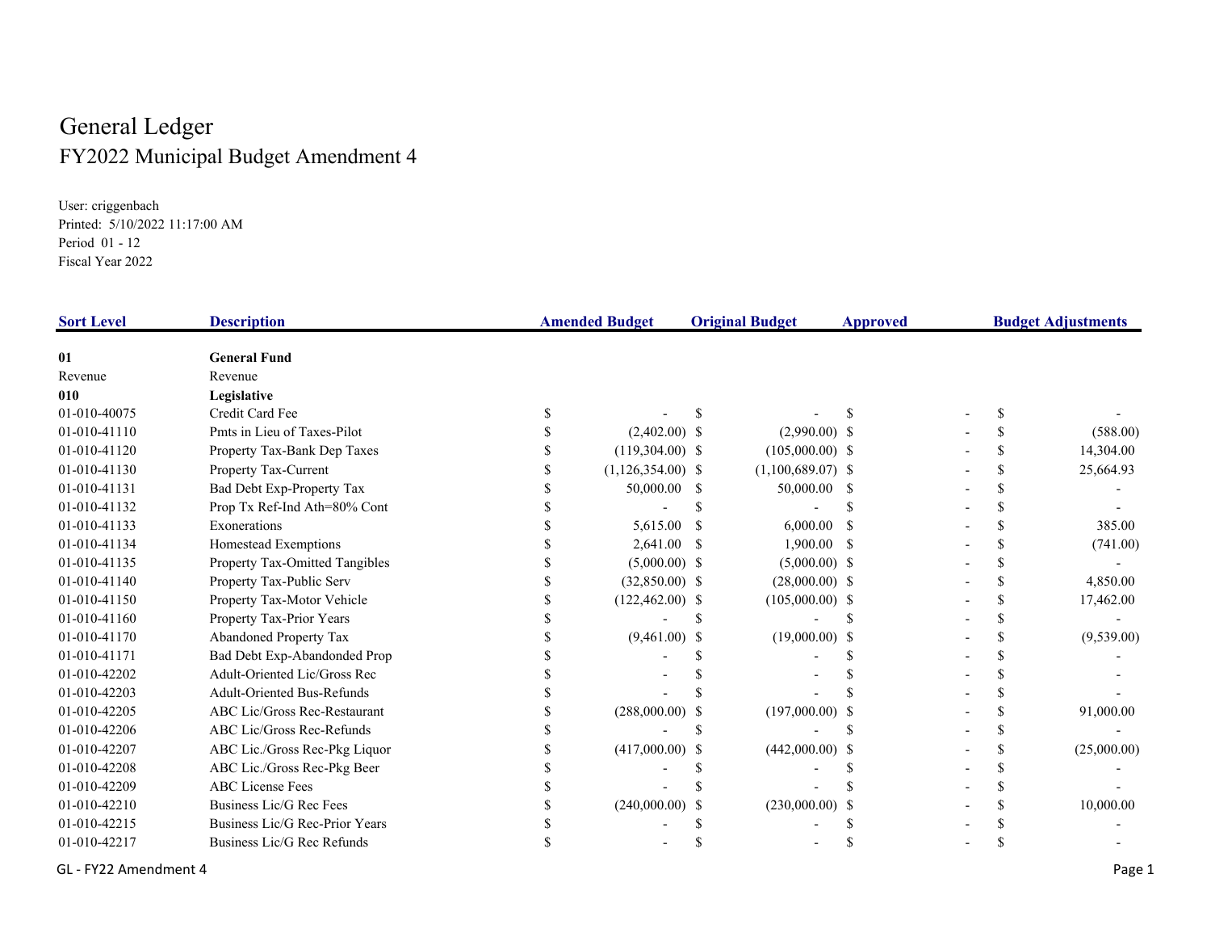# General Ledger

## FY2022 Municipal Budget Amendment 4

User: criggenbach
Printed: 5/10/2022 11:17:00 AM
Period 01 - 12
Fiscal Year 2022

| Sort Level | Description | Amended Budget | Original Budget | Approved | Budget Adjustments |
|---|---|---|---|---|---|
| **01** | **General Fund** | | | | |
| Revenue | Revenue | | | | |
| **010** | **Legislative** | | | | |
| 01-010-40075 | Credit Card Fee | $ - | $ - | $ - | $ - |
| 01-010-41110 | Pmts in Lieu of Taxes-Pilot | $ (2,402.00) | $ (2,990.00) | $ - | $ (588.00) |
| 01-010-41120 | Property Tax-Bank Dep Taxes | $ (119,304.00) | $ (105,000.00) | $ - | $ 14,304.00 |
| 01-010-41130 | Property Tax-Current | $ (1,126,354.00) | $ (1,100,689.07) | $ - | $ 25,664.93 |
| 01-010-41131 | Bad Debt Exp-Property Tax | $ 50,000.00 | $ 50,000.00 | $ - | $ - |
| 01-010-41132 | Prop Tx Ref-Ind Ath=80% Cont | $ - | $ - | $ - | $ - |
| 01-010-41133 | Exonerations | $ 5,615.00 | $ 6,000.00 | $ - | $ 385.00 |
| 01-010-41134 | Homestead Exemptions | $ 2,641.00 | $ 1,900.00 | $ - | $ (741.00) |
| 01-010-41135 | Property Tax-Omitted Tangibles | $ (5,000.00) | $ (5,000.00) | $ - | $ - |
| 01-010-41140 | Property Tax-Public Serv | $ (32,850.00) | $ (28,000.00) | $ - | $ 4,850.00 |
| 01-010-41150 | Property Tax-Motor Vehicle | $ (122,462.00) | $ (105,000.00) | $ - | $ 17,462.00 |
| 01-010-41160 | Property Tax-Prior Years | $ - | $ - | $ - | $ - |
| 01-010-41170 | Abandoned Property Tax | $ (9,461.00) | $ (19,000.00) | $ - | $ (9,539.00) |
| 01-010-41171 | Bad Debt Exp-Abandonded Prop | $ - | $ - | $ - | $ - |
| 01-010-42202 | Adult-Oriented Lic/Gross Rec | $ - | $ - | $ - | $ - |
| 01-010-42203 | Adult-Oriented Bus-Refunds | $ - | $ - | $ - | $ - |
| 01-010-42205 | ABC Lic/Gross Rec-Restaurant | $ (288,000.00) | $ (197,000.00) | $ - | $ 91,000.00 |
| 01-010-42206 | ABC Lic/Gross Rec-Refunds | $ - | $ - | $ - | $ - |
| 01-010-42207 | ABC Lic./Gross Rec-Pkg Liquor | $ (417,000.00) | $ (442,000.00) | $ - | $ (25,000.00) |
| 01-010-42208 | ABC Lic./Gross Rec-Pkg Beer | $ - | $ - | $ - | $ - |
| 01-010-42209 | ABC License Fees | $ - | $ - | $ - | $ - |
| 01-010-42210 | Business Lic/G Rec Fees | $ (240,000.00) | $ (230,000.00) | $ - | $ 10,000.00 |
| 01-010-42215 | Business Lic/G Rec-Prior Years | $ - | $ - | $ - | $ - |
| 01-010-42217 | Business Lic/G Rec Refunds | $ - | $ - | $ - | $ - |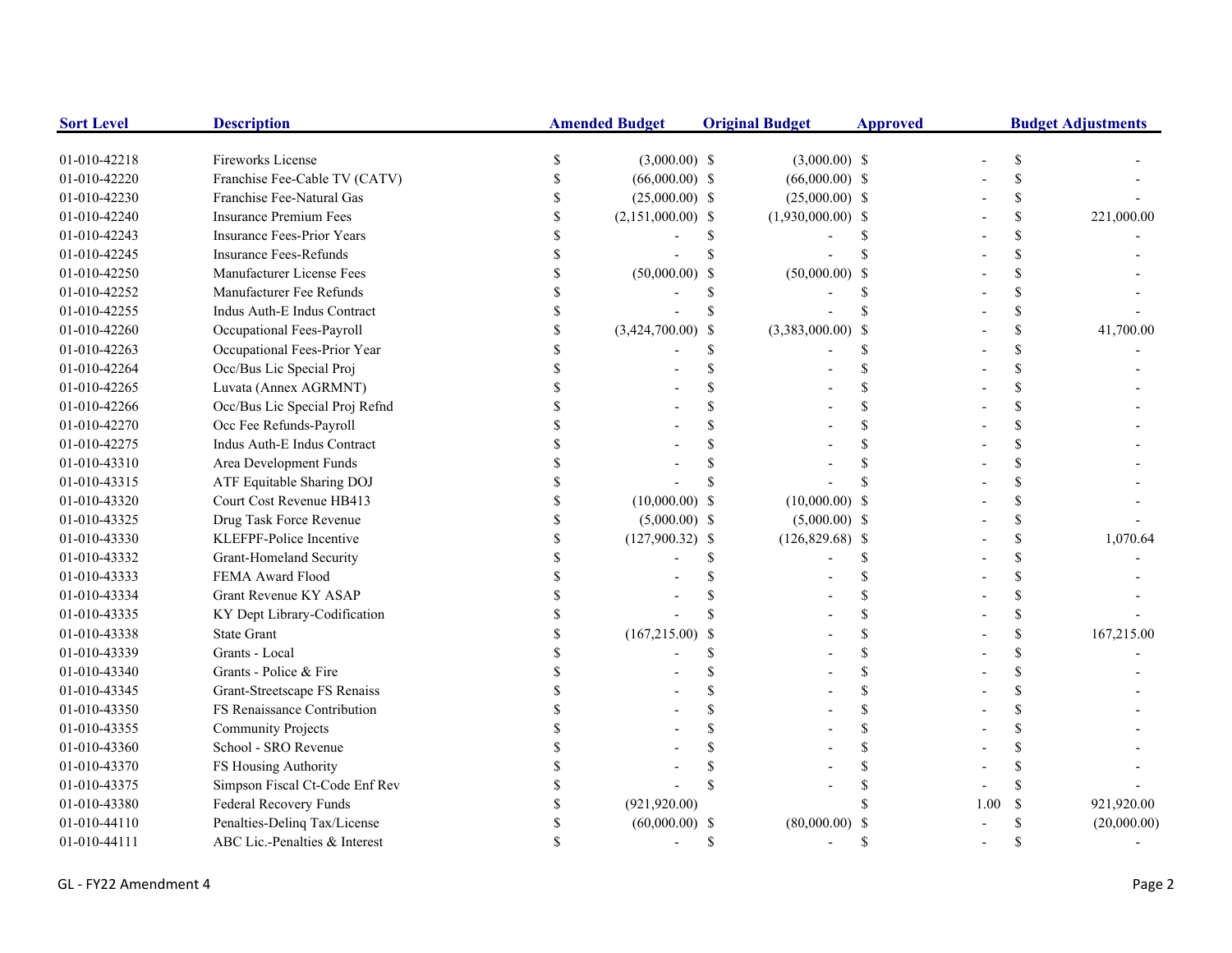| Sort Level | Description | Amended Budget | Original Budget | Approved | Budget Adjustments |
|---|---|---|---|---|---|
| 01-010-42218 | Fireworks License | $ (3,000.00) | $ (3,000.00) | $ - | $ - |
| 01-010-42220 | Franchise Fee-Cable TV (CATV) | $ (66,000.00) | $ (66,000.00) | $ - | $ - |
| 01-010-42230 | Franchise Fee-Natural Gas | $ (25,000.00) | $ (25,000.00) | $ - | $ - |
| 01-010-42240 | Insurance Premium Fees | $ (2,151,000.00) | $ (1,930,000.00) | $ - | $ 221,000.00 |
| 01-010-42243 | Insurance Fees-Prior Years | $ - | $ - | $ - | $ - |
| 01-010-42245 | Insurance Fees-Refunds | $ - | $ - | $ - | $ - |
| 01-010-42250 | Manufacturer License Fees | $ (50,000.00) | $ (50,000.00) | $ - | $ - |
| 01-010-42252 | Manufacturer Fee Refunds | $ - | $ - | $ - | $ - |
| 01-010-42255 | Indus Auth-E Indus Contract | $ - | $ - | $ - | $ - |
| 01-010-42260 | Occupational Fees-Payroll | $ (3,424,700.00) | $ (3,383,000.00) | $ - | $ 41,700.00 |
| 01-010-42263 | Occupational Fees-Prior Year | $ - | $ - | $ - | $ - |
| 01-010-42264 | Occ/Bus Lic Special Proj | $ - | $ - | $ - | $ - |
| 01-010-42265 | Luvata (Annex AGRMNT) | $ - | $ - | $ - | $ - |
| 01-010-42266 | Occ/Bus Lic Special Proj Refnd | $ - | $ - | $ - | $ - |
| 01-010-42270 | Occ Fee Refunds-Payroll | $ - | $ - | $ - | $ - |
| 01-010-42275 | Indus Auth-E Indus Contract | $ - | $ - | $ - | $ - |
| 01-010-43310 | Area Development Funds | $ - | $ - | $ - | $ - |
| 01-010-43315 | ATF Equitable Sharing DOJ | $ - | $ - | $ - | $ - |
| 01-010-43320 | Court Cost Revenue HB413 | $ (10,000.00) | $ (10,000.00) | $ - | $ - |
| 01-010-43325 | Drug Task Force Revenue | $ (5,000.00) | $ (5,000.00) | $ - | $ - |
| 01-010-43330 | KLEFPF-Police Incentive | $ (127,900.32) | $ (126,829.68) | $ - | $ 1,070.64 |
| 01-010-43332 | Grant-Homeland Security | $ - | $ - | $ - | $ - |
| 01-010-43333 | FEMA Award Flood | $ - | $ - | $ - | $ - |
| 01-010-43334 | Grant Revenue KY ASAP | $ - | $ - | $ - | $ - |
| 01-010-43335 | KY Dept Library-Codification | $ - | $ - | $ - | $ - |
| 01-010-43338 | State Grant | $ (167,215.00) | $ - | $ - | $ 167,215.00 |
| 01-010-43339 | Grants - Local | $ - | $ - | $ - | $ - |
| 01-010-43340 | Grants - Police & Fire | $ - | $ - | $ - | $ - |
| 01-010-43345 | Grant-Streetscape FS Renaiss | $ - | $ - | $ - | $ - |
| 01-010-43350 | FS Renaissance Contribution | $ - | $ - | $ - | $ - |
| 01-010-43355 | Community Projects | $ - | $ - | $ - | $ - |
| 01-010-43360 | School - SRO Revenue | $ - | $ - | $ - | $ - |
| 01-010-43370 | FS Housing Authority | $ - | $ - | $ - | $ - |
| 01-010-43375 | Simpson Fiscal Ct-Code Enf Rev | $ - | $ - | $ - | $ - |
| 01-010-43380 | Federal Recovery Funds | $ (921,920.00) | | $ 1.00 | $ 921,920.00 |
| 01-010-44110 | Penalties-Delinq Tax/License | $ (60,000.00) | $ (80,000.00) | $ - | $ (20,000.00) |
| 01-010-44111 | ABC Lic.-Penalties & Interest | $ - | $ - | $ - | $ - |

GL - FY22 Amendment 4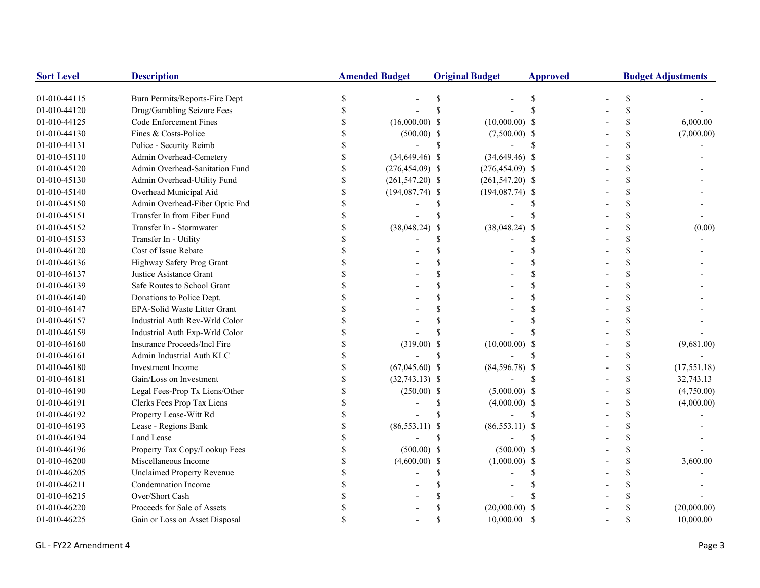| Sort Level | Description | Amended Budget | Original Budget | Approved | Budget Adjustments |
|---|---|---|---|---|---|
| 01-010-44115 | Burn Permits/Reports-Fire Dept | $ - | $ - | $ - | $ - |
| 01-010-44120 | Drug/Gambling Seizure Fees | $ - | $ - | $ - | $ - |
| 01-010-44125 | Code Enforcement Fines | $ (16,000.00) | $ (10,000.00) | $ - | $ 6,000.00 |
| 01-010-44130 | Fines & Costs-Police | $ (500.00) | $ (7,500.00) | $ - | $ (7,000.00) |
| 01-010-44131 | Police - Security Reimb | $ - | $ - | $ - | $ - |
| 01-010-45110 | Admin Overhead-Cemetery | $ (34,649.46) | $ (34,649.46) | $ - | $ - |
| 01-010-45120 | Admin Overhead-Sanitation Fund | $ (276,454.09) | $ (276,454.09) | $ - | $ - |
| 01-010-45130 | Admin Overhead-Utility Fund | $ (261,547.20) | $ (261,547.20) | $ - | $ - |
| 01-010-45140 | Overhead Municipal Aid | $ (194,087.74) | $ (194,087.74) | $ - | $ - |
| 01-010-45150 | Admin Overhead-Fiber Optic Fnd | $ - | $ - | $ - | $ - |
| 01-010-45151 | Transfer In from Fiber Fund | $ - | $ - | $ - | $ - |
| 01-010-45152 | Transfer In - Stormwater | $ (38,048.24) | $ (38,048.24) | $ - | $ (0.00) |
| 01-010-45153 | Transfer In - Utility | $ - | $ - | $ - | $ - |
| 01-010-46120 | Cost of Issue Rebate | $ - | $ - | $ - | $ - |
| 01-010-46136 | Highway Safety Prog Grant | $ - | $ - | $ - | $ - |
| 01-010-46137 | Justice Asistance Grant | $ - | $ - | $ - | $ - |
| 01-010-46139 | Safe Routes to School Grant | $ - | $ - | $ - | $ - |
| 01-010-46140 | Donations to Police Dept. | $ - | $ - | $ - | $ - |
| 01-010-46147 | EPA-Solid Waste Litter Grant | $ - | $ - | $ - | $ - |
| 01-010-46157 | Industrial Auth Rev-Wrld Color | $ - | $ - | $ - | $ - |
| 01-010-46159 | Industrial Auth Exp-Wrld Color | $ - | $ - | $ - | $ - |
| 01-010-46160 | Insurance Proceeds/Incl Fire | $ (319.00) | $ (10,000.00) | $ - | $ (9,681.00) |
| 01-010-46161 | Admin Industrial Auth KLC | $ - | $ - | $ - | $ - |
| 01-010-46180 | Investment Income | $ (67,045.60) | $ (84,596.78) | $ - | $ (17,551.18) |
| 01-010-46181 | Gain/Loss on Investment | $ (32,743.13) | $ - | $ - | $ 32,743.13 |
| 01-010-46190 | Legal Fees-Prop Tx Liens/Other | $ (250.00) | $ (5,000.00) | $ - | $ (4,750.00) |
| 01-010-46191 | Clerks Fees Prop Tax Liens | $ - | $ (4,000.00) | $ - | $ (4,000.00) |
| 01-010-46192 | Property Lease-Witt Rd | $ - | $ - | $ - | $ - |
| 01-010-46193 | Lease - Regions Bank | $ (86,553.11) | $ (86,553.11) | $ - | $ - |
| 01-010-46194 | Land Lease | $ - | $ - | $ - | $ - |
| 01-010-46196 | Property Tax Copy/Lookup Fees | $ (500.00) | $ (500.00) | $ - | $ - |
| 01-010-46200 | Miscellaneous Income | $ (4,600.00) | $ (1,000.00) | $ - | $ 3,600.00 |
| 01-010-46205 | Unclaimed Property Revenue | $ - | $ - | $ - | $ - |
| 01-010-46211 | Condemnation Income | $ - | $ - | $ - | $ - |
| 01-010-46215 | Over/Short Cash | $ - | $ - | $ - | $ - |
| 01-010-46220 | Proceeds for Sale of Assets | $ - | $ (20,000.00) | $ - | $ (20,000.00) |
| 01-010-46225 | Gain or Loss on Asset Disposal | $ - | $ 10,000.00 | $ - | $ 10,000.00 |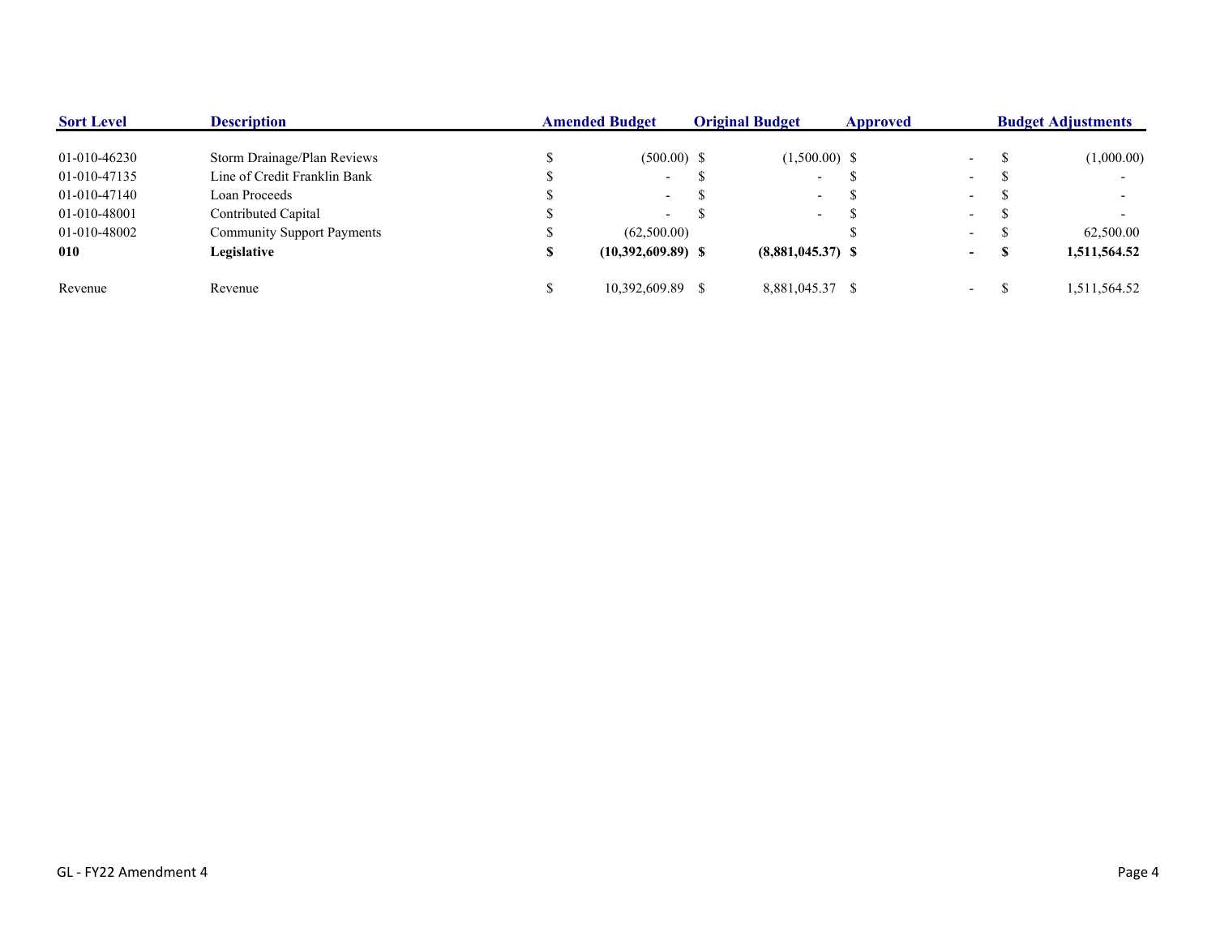| Sort Level | Description | Amended Budget | Original Budget | Approved | Budget Adjustments |
|---|---|---|---|---|---|
| 01-010-46230 | Storm Drainage/Plan Reviews | $ (500.00) | $ (1,500.00) | $ - | $ (1,000.00) |
| 01-010-47135 | Line of Credit Franklin Bank | $ - | $ - | $ - | $ - |
| 01-010-47140 | Loan Proceeds | $ - | $ - | $ - | $ - |
| 01-010-48001 | Contributed Capital | $ - | $ - | $ - | $ - |
| 01-010-48002 | Community Support Payments | $ (62,500.00) | | $ - | $ 62,500.00 |
| **010** | **Legislative** | **$ (10,392,609.89)** | **$ (8,881,045.37)** | **$ -** | **$ 1,511,564.52** |
| Revenue | Revenue | $ 10,392,609.89 | $ 8,881,045.37 | $ - | $ 1,511,564.52 |

GL - FY22 Amendment 4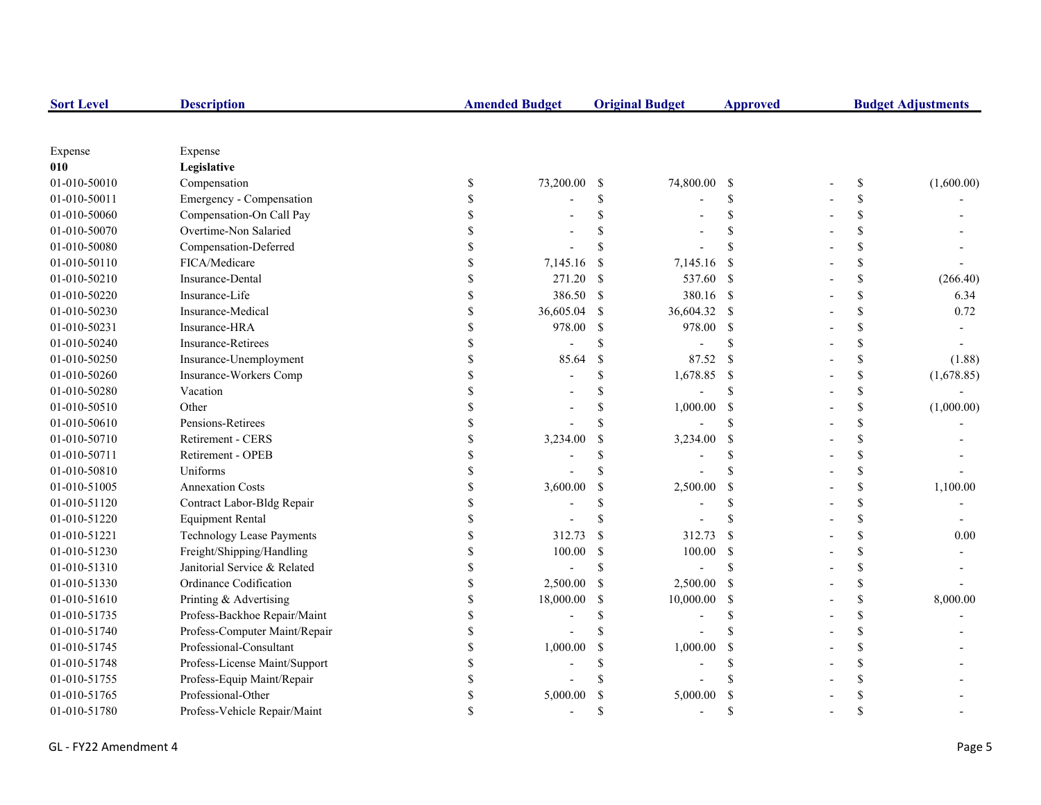| Sort Level | Description | Amended Budget | Original Budget | Approved | Budget Adjustments |
|---|---|---|---|---|---|
| Expense | Expense | | | | |
| **010** | **Legislative** | | | | |
| 01-010-50010 | Compensation | $ 73,200.00 | $ 74,800.00 | $ - | $ (1,600.00) |
| 01-010-50011 | Emergency - Compensation | $ - | $ - | $ - | $ - |
| 01-010-50060 | Compensation-On Call Pay | $ - | $ - | $ - | $ - |
| 01-010-50070 | Overtime-Non Salaried | $ - | $ - | $ - | $ - |
| 01-010-50080 | Compensation-Deferred | $ - | $ - | $ - | $ - |
| 01-010-50110 | FICA/Medicare | $ 7,145.16 | $ 7,145.16 | $ - | $ - |
| 01-010-50210 | Insurance-Dental | $ 271.20 | $ 537.60 | $ - | $ (266.40) |
| 01-010-50220 | Insurance-Life | $ 386.50 | $ 380.16 | $ - | $ 6.34 |
| 01-010-50230 | Insurance-Medical | $ 36,605.04 | $ 36,604.32 | $ - | $ 0.72 |
| 01-010-50231 | Insurance-HRA | $ 978.00 | $ 978.00 | $ - | $ - |
| 01-010-50240 | Insurance-Retirees | $ - | $ - | $ - | $ - |
| 01-010-50250 | Insurance-Unemployment | $ 85.64 | $ 87.52 | $ - | $ (1.88) |
| 01-010-50260 | Insurance-Workers Comp | $ - | $ 1,678.85 | $ - | $ (1,678.85) |
| 01-010-50280 | Vacation | $ - | $ - | $ - | $ - |
| 01-010-50510 | Other | $ - | $ 1,000.00 | $ - | $ (1,000.00) |
| 01-010-50610 | Pensions-Retirees | $ - | $ - | $ - | $ - |
| 01-010-50710 | Retirement - CERS | $ 3,234.00 | $ 3,234.00 | $ - | $ - |
| 01-010-50711 | Retirement - OPEB | $ - | $ - | $ - | $ - |
| 01-010-50810 | Uniforms | $ - | $ - | $ - | $ - |
| 01-010-51005 | Annexation Costs | $ 3,600.00 | $ 2,500.00 | $ - | $ 1,100.00 |
| 01-010-51120 | Contract Labor-Bldg Repair | $ - | $ - | $ - | $ - |
| 01-010-51220 | Equipment Rental | $ - | $ - | $ - | $ - |
| 01-010-51221 | Technology Lease Payments | $ 312.73 | $ 312.73 | $ - | $ 0.00 |
| 01-010-51230 | Freight/Shipping/Handling | $ 100.00 | $ 100.00 | $ - | $ - |
| 01-010-51310 | Janitorial Service & Related | $ - | $ - | $ - | $ - |
| 01-010-51330 | Ordinance Codification | $ 2,500.00 | $ 2,500.00 | $ - | $ - |
| 01-010-51610 | Printing & Advertising | $ 18,000.00 | $ 10,000.00 | $ - | $ 8,000.00 |
| 01-010-51735 | Profess-Backhoe Repair/Maint | $ - | $ - | $ - | $ - |
| 01-010-51740 | Profess-Computer Maint/Repair | $ - | $ - | $ - | $ - |
| 01-010-51745 | Professional-Consultant | $ 1,000.00 | $ 1,000.00 | $ - | $ - |
| 01-010-51748 | Profess-License Maint/Support | $ - | $ - | $ - | $ - |
| 01-010-51755 | Profess-Equip Maint/Repair | $ - | $ - | $ - | $ - |
| 01-010-51765 | Professional-Other | $ 5,000.00 | $ 5,000.00 | $ - | $ - |
| 01-010-51780 | Profess-Vehicle Repair/Maint | $ - | $ - | $ - | $ - |

GL - FY22 Amendment 4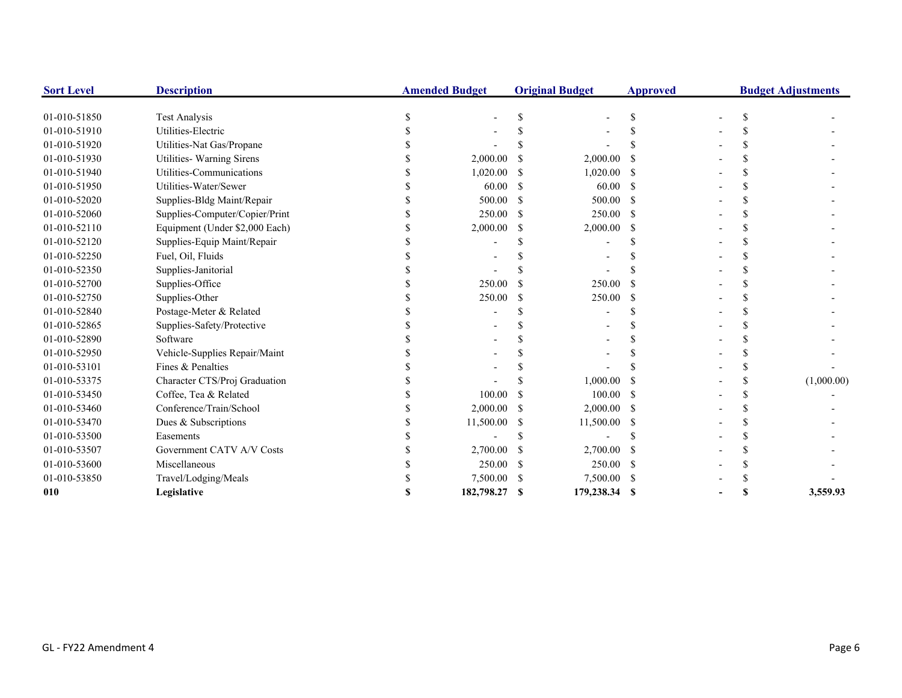| Sort Level | Description | Amended Budget | Original Budget | Approved | Budget Adjustments |
|---|---|---|---|---|---|
| 01-010-51850 | Test Analysis | $ - | $ - | $ - | $ - |
| 01-010-51910 | Utilities-Electric | $ - | $ - | $ - | $ - |
| 01-010-51920 | Utilities-Nat Gas/Propane | $ - | $ - | $ - | $ - |
| 01-010-51930 | Utilities- Warning Sirens | $ 2,000.00 | $ 2,000.00 | $ - | $ - |
| 01-010-51940 | Utilities-Communications | $ 1,020.00 | $ 1,020.00 | $ - | $ - |
| 01-010-51950 | Utilities-Water/Sewer | $ 60.00 | $ 60.00 | $ - | $ - |
| 01-010-52020 | Supplies-Bldg Maint/Repair | $ 500.00 | $ 500.00 | $ - | $ - |
| 01-010-52060 | Supplies-Computer/Copier/Print | $ 250.00 | $ 250.00 | $ - | $ - |
| 01-010-52110 | Equipment (Under $2,000 Each) | $ 2,000.00 | $ 2,000.00 | $ - | $ - |
| 01-010-52120 | Supplies-Equip Maint/Repair | $ - | $ - | $ - | $ - |
| 01-010-52250 | Fuel, Oil, Fluids | $ - | $ - | $ - | $ - |
| 01-010-52350 | Supplies-Janitorial | $ - | $ - | $ - | $ - |
| 01-010-52700 | Supplies-Office | $ 250.00 | $ 250.00 | $ - | $ - |
| 01-010-52750 | Supplies-Other | $ 250.00 | $ 250.00 | $ - | $ - |
| 01-010-52840 | Postage-Meter & Related | $ - | $ - | $ - | $ - |
| 01-010-52865 | Supplies-Safety/Protective | $ - | $ - | $ - | $ - |
| 01-010-52890 | Software | $ - | $ - | $ - | $ - |
| 01-010-52950 | Vehicle-Supplies Repair/Maint | $ - | $ - | $ - | $ - |
| 01-010-53101 | Fines & Penalties | $ - | $ - | $ - | $ - |
| 01-010-53375 | Character CTS/Proj Graduation | $ - | $ 1,000.00 | $ - | $ (1,000.00) |
| 01-010-53450 | Coffee, Tea & Related | $ 100.00 | $ 100.00 | $ - | $ - |
| 01-010-53460 | Conference/Train/School | $ 2,000.00 | $ 2,000.00 | $ - | $ - |
| 01-010-53470 | Dues & Subscriptions | $ 11,500.00 | $ 11,500.00 | $ - | $ - |
| 01-010-53500 | Easements | $ - | $ - | $ - | $ - |
| 01-010-53507 | Government CATV A/V Costs | $ 2,700.00 | $ 2,700.00 | $ - | $ - |
| 01-010-53600 | Miscellaneous | $ 250.00 | $ 250.00 | $ - | $ - |
| 01-010-53850 | Travel/Lodging/Meals | $ 7,500.00 | $ 7,500.00 | $ - | $ - |
| **010** | **Legislative** | **$ 182,798.27** | **$ 179,238.34** | **$ -** | **$ 3,559.93** |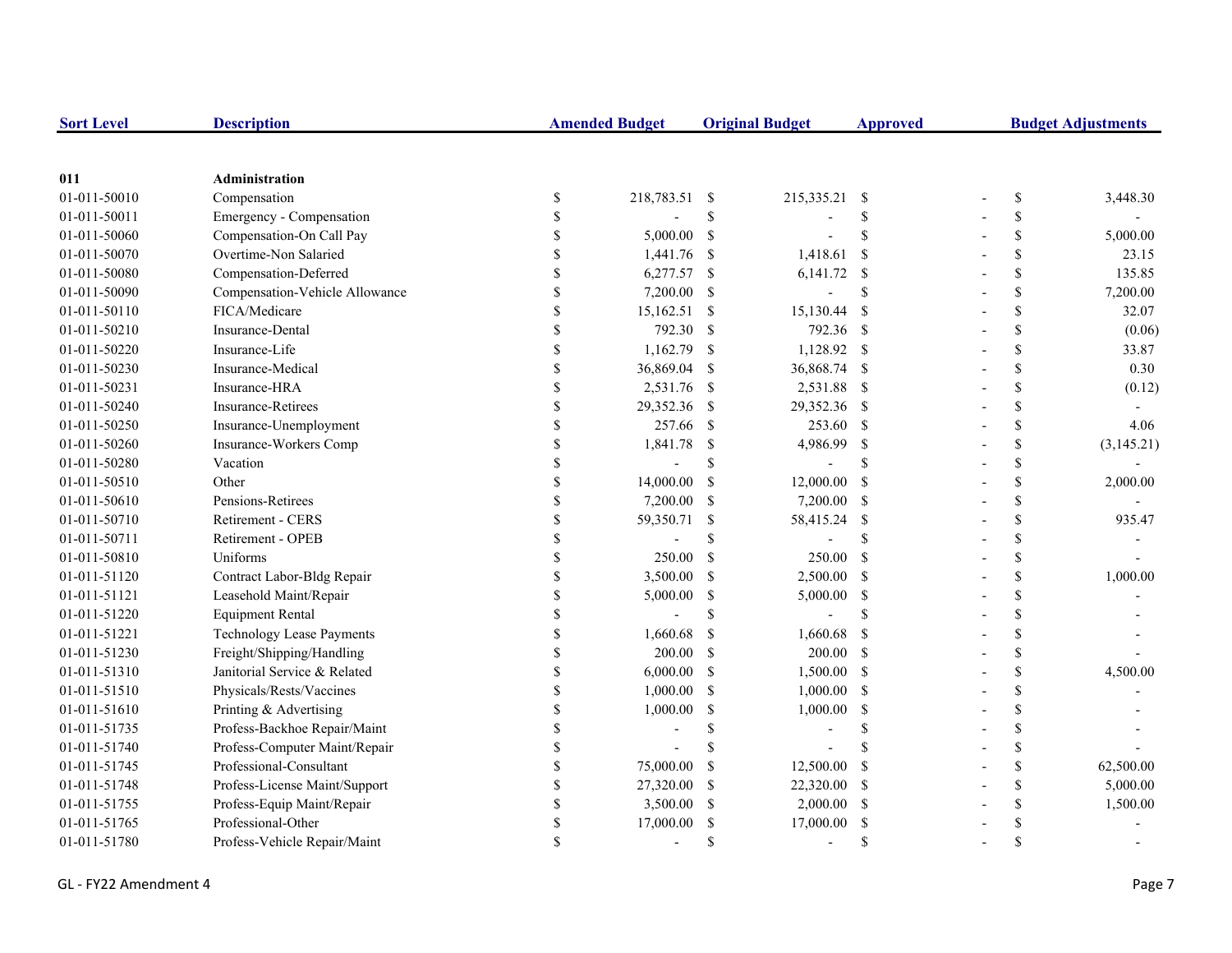| Sort Level | Description | Amended Budget | Original Budget | Approved | Budget Adjustments |
|---|---|---|---|---|---|
| **011** | **Administration** | | | | |
| 01-011-50010 | Compensation | $ 218,783.51 | $ 215,335.21 | $ - | $ 3,448.30 |
| 01-011-50011 | Emergency - Compensation | $ - | $ - | $ - | $ - |
| 01-011-50060 | Compensation-On Call Pay | $ 5,000.00 | $ - | $ - | $ 5,000.00 |
| 01-011-50070 | Overtime-Non Salaried | $ 1,441.76 | $ 1,418.61 | $ - | $ 23.15 |
| 01-011-50080 | Compensation-Deferred | $ 6,277.57 | $ 6,141.72 | $ - | $ 135.85 |
| 01-011-50090 | Compensation-Vehicle Allowance | $ 7,200.00 | $ - | $ - | $ 7,200.00 |
| 01-011-50110 | FICA/Medicare | $ 15,162.51 | $ 15,130.44 | $ - | $ 32.07 |
| 01-011-50210 | Insurance-Dental | $ 792.30 | $ 792.36 | $ - | $ (0.06) |
| 01-011-50220 | Insurance-Life | $ 1,162.79 | $ 1,128.92 | $ - | $ 33.87 |
| 01-011-50230 | Insurance-Medical | $ 36,869.04 | $ 36,868.74 | $ - | $ 0.30 |
| 01-011-50231 | Insurance-HRA | $ 2,531.76 | $ 2,531.88 | $ - | $ (0.12) |
| 01-011-50240 | Insurance-Retirees | $ 29,352.36 | $ 29,352.36 | $ - | $ - |
| 01-011-50250 | Insurance-Unemployment | $ 257.66 | $ 253.60 | $ - | $ 4.06 |
| 01-011-50260 | Insurance-Workers Comp | $ 1,841.78 | $ 4,986.99 | $ - | $ (3,145.21) |
| 01-011-50280 | Vacation | $ - | $ - | $ - | $ - |
| 01-011-50510 | Other | $ 14,000.00 | $ 12,000.00 | $ - | $ 2,000.00 |
| 01-011-50610 | Pensions-Retirees | $ 7,200.00 | $ 7,200.00 | $ - | $ - |
| 01-011-50710 | Retirement - CERS | $ 59,350.71 | $ 58,415.24 | $ - | $ 935.47 |
| 01-011-50711 | Retirement - OPEB | $ - | $ - | $ - | $ - |
| 01-011-50810 | Uniforms | $ 250.00 | $ 250.00 | $ - | $ - |
| 01-011-51120 | Contract Labor-Bldg Repair | $ 3,500.00 | $ 2,500.00 | $ - | $ 1,000.00 |
| 01-011-51121 | Leasehold Maint/Repair | $ 5,000.00 | $ 5,000.00 | $ - | $ - |
| 01-011-51220 | Equipment Rental | $ - | $ - | $ - | $ - |
| 01-011-51221 | Technology Lease Payments | $ 1,660.68 | $ 1,660.68 | $ - | $ - |
| 01-011-51230 | Freight/Shipping/Handling | $ 200.00 | $ 200.00 | $ - | $ - |
| 01-011-51310 | Janitorial Service & Related | $ 6,000.00 | $ 1,500.00 | $ - | $ 4,500.00 |
| 01-011-51510 | Physicals/Rests/Vaccines | $ 1,000.00 | $ 1,000.00 | $ - | $ - |
| 01-011-51610 | Printing & Advertising | $ 1,000.00 | $ 1,000.00 | $ - | $ - |
| 01-011-51735 | Profess-Backhoe Repair/Maint | $ - | $ - | $ - | $ - |
| 01-011-51740 | Profess-Computer Maint/Repair | $ - | $ - | $ - | $ - |
| 01-011-51745 | Professional-Consultant | $ 75,000.00 | $ 12,500.00 | $ - | $ 62,500.00 |
| 01-011-51748 | Profess-License Maint/Support | $ 27,320.00 | $ 22,320.00 | $ - | $ 5,000.00 |
| 01-011-51755 | Profess-Equip Maint/Repair | $ 3,500.00 | $ 2,000.00 | $ - | $ 1,500.00 |
| 01-011-51765 | Professional-Other | $ 17,000.00 | $ 17,000.00 | $ - | $ - |
| 01-011-51780 | Profess-Vehicle Repair/Maint | $ - | $ - | $ - | $ - |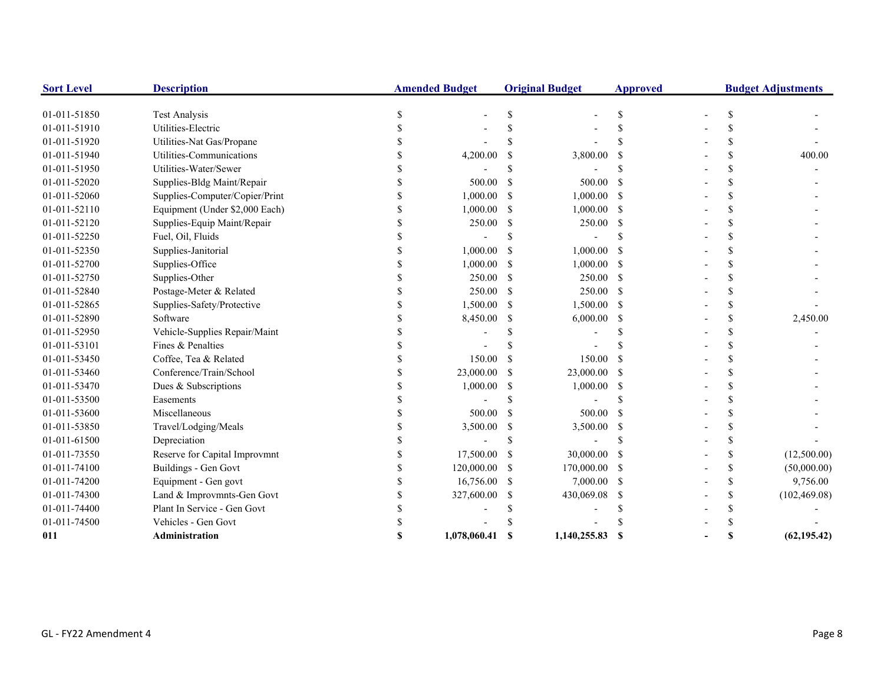| Sort Level | Description | Amended Budget | Original Budget | Approved | Budget Adjustments |
|---|---|---|---|---|---|
| 01-011-51850 | Test Analysis | $ - | $ - | $ - | $ - |
| 01-011-51910 | Utilities-Electric | $ - | $ - | $ - | $ - |
| 01-011-51920 | Utilities-Nat Gas/Propane | $ - | $ - | $ - | $ - |
| 01-011-51940 | Utilities-Communications | $ 4,200.00 | $ 3,800.00 | $ - | $ 400.00 |
| 01-011-51950 | Utilities-Water/Sewer | $ - | $ - | $ - | $ - |
| 01-011-52020 | Supplies-Bldg Maint/Repair | $ 500.00 | $ 500.00 | $ - | $ - |
| 01-011-52060 | Supplies-Computer/Copier/Print | $ 1,000.00 | $ 1,000.00 | $ - | $ - |
| 01-011-52110 | Equipment (Under $2,000 Each) | $ 1,000.00 | $ 1,000.00 | $ - | $ - |
| 01-011-52120 | Supplies-Equip Maint/Repair | $ 250.00 | $ 250.00 | $ - | $ - |
| 01-011-52250 | Fuel, Oil, Fluids | $ - | $ - | $ - | $ - |
| 01-011-52350 | Supplies-Janitorial | $ 1,000.00 | $ 1,000.00 | $ - | $ - |
| 01-011-52700 | Supplies-Office | $ 1,000.00 | $ 1,000.00 | $ - | $ - |
| 01-011-52750 | Supplies-Other | $ 250.00 | $ 250.00 | $ - | $ - |
| 01-011-52840 | Postage-Meter & Related | $ 250.00 | $ 250.00 | $ - | $ - |
| 01-011-52865 | Supplies-Safety/Protective | $ 1,500.00 | $ 1,500.00 | $ - | $ - |
| 01-011-52890 | Software | $ 8,450.00 | $ 6,000.00 | $ - | $ 2,450.00 |
| 01-011-52950 | Vehicle-Supplies Repair/Maint | $ - | $ - | $ - | $ - |
| 01-011-53101 | Fines & Penalties | $ - | $ - | $ - | $ - |
| 01-011-53450 | Coffee, Tea & Related | $ 150.00 | $ 150.00 | $ - | $ - |
| 01-011-53460 | Conference/Train/School | $ 23,000.00 | $ 23,000.00 | $ - | $ - |
| 01-011-53470 | Dues & Subscriptions | $ 1,000.00 | $ 1,000.00 | $ - | $ - |
| 01-011-53500 | Easements | $ - | $ - | $ - | $ - |
| 01-011-53600 | Miscellaneous | $ 500.00 | $ 500.00 | $ - | $ - |
| 01-011-53850 | Travel/Lodging/Meals | $ 3,500.00 | $ 3,500.00 | $ - | $ - |
| 01-011-61500 | Depreciation | $ - | $ - | $ - | $ - |
| 01-011-73550 | Reserve for Capital Improvmnt | $ 17,500.00 | $ 30,000.00 | $ - | $ (12,500.00) |
| 01-011-74100 | Buildings - Gen Govt | $ 120,000.00 | $ 170,000.00 | $ - | $ (50,000.00) |
| 01-011-74200 | Equipment - Gen govt | $ 16,756.00 | $ 7,000.00 | $ - | $ 9,756.00 |
| 01-011-74300 | Land & Improvmnts-Gen Govt | $ 327,600.00 | $ 430,069.08 | $ - | $ (102,469.08) |
| 01-011-74400 | Plant In Service - Gen Govt | $ - | $ - | $ - | $ - |
| 01-011-74500 | Vehicles - Gen Govt | $ - | $ - | $ - | $ - |
| **011** | **Administration** | **$ 1,078,060.41** | **$ 1,140,255.83** | **$ -** | **$ (62,195.42)** |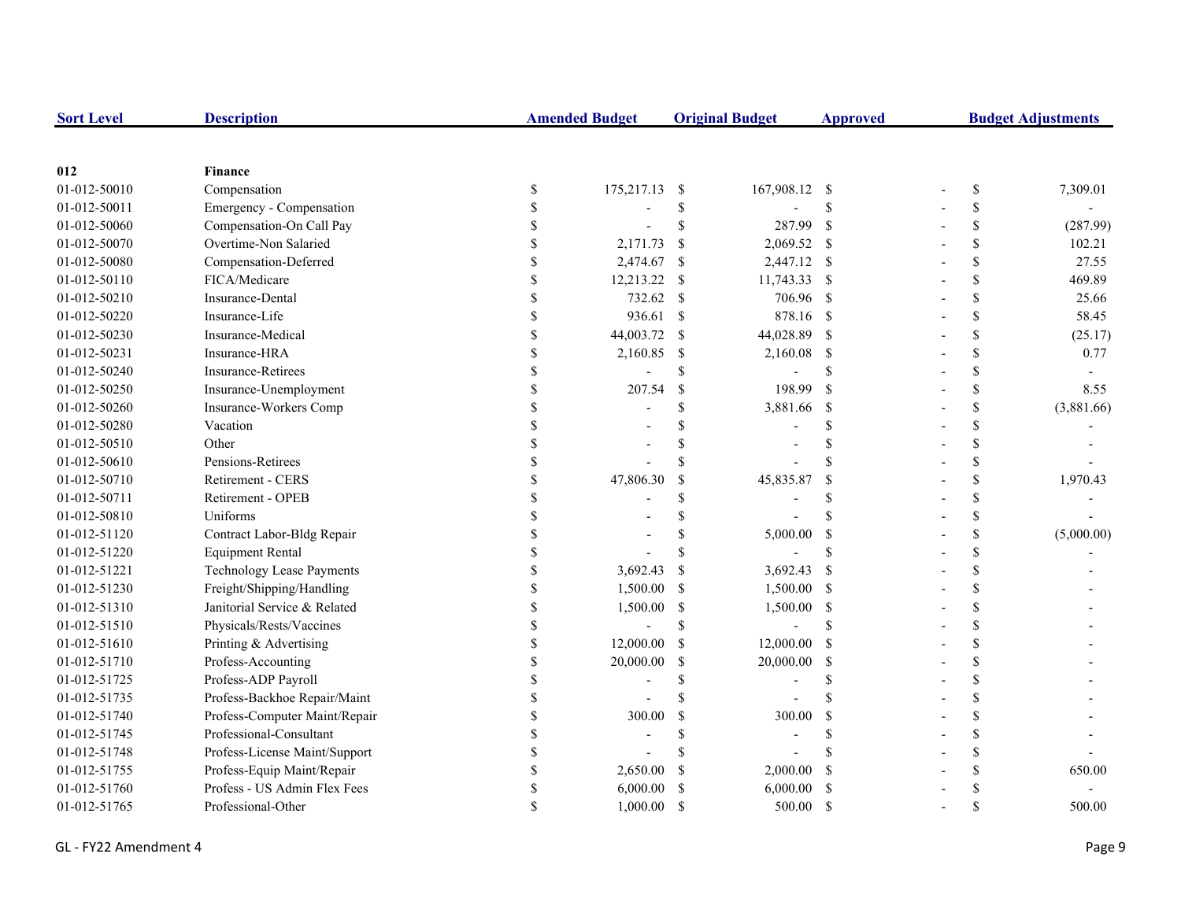| Sort Level | Description | Amended Budget | Original Budget | Approved | Budget Adjustments |
|---|---|---|---|---|---|
| **012** | **Finance** | | | | |
| 01-012-50010 | Compensation | $ 175,217.13 | $ 167,908.12 | $ - | $ 7,309.01 |
| 01-012-50011 | Emergency - Compensation | $ - | $ - | $ - | $ - |
| 01-012-50060 | Compensation-On Call Pay | $ - | $ 287.99 | $ - | $ (287.99) |
| 01-012-50070 | Overtime-Non Salaried | $ 2,171.73 | $ 2,069.52 | $ - | $ 102.21 |
| 01-012-50080 | Compensation-Deferred | $ 2,474.67 | $ 2,447.12 | $ - | $ 27.55 |
| 01-012-50110 | FICA/Medicare | $ 12,213.22 | $ 11,743.33 | $ - | $ 469.89 |
| 01-012-50210 | Insurance-Dental | $ 732.62 | $ 706.96 | $ - | $ 25.66 |
| 01-012-50220 | Insurance-Life | $ 936.61 | $ 878.16 | $ - | $ 58.45 |
| 01-012-50230 | Insurance-Medical | $ 44,003.72 | $ 44,028.89 | $ - | $ (25.17) |
| 01-012-50231 | Insurance-HRA | $ 2,160.85 | $ 2,160.08 | $ - | $ 0.77 |
| 01-012-50240 | Insurance-Retirees | $ - | $ - | $ - | $ - |
| 01-012-50250 | Insurance-Unemployment | $ 207.54 | $ 198.99 | $ - | $ 8.55 |
| 01-012-50260 | Insurance-Workers Comp | $ - | $ 3,881.66 | $ - | $ (3,881.66) |
| 01-012-50280 | Vacation | $ - | $ - | $ - | $ - |
| 01-012-50510 | Other | $ - | $ - | $ - | $ - |
| 01-012-50610 | Pensions-Retirees | $ - | $ - | $ - | $ - |
| 01-012-50710 | Retirement - CERS | $ 47,806.30 | $ 45,835.87 | $ - | $ 1,970.43 |
| 01-012-50711 | Retirement - OPEB | $ - | $ - | $ - | $ - |
| 01-012-50810 | Uniforms | $ - | $ - | $ - | $ - |
| 01-012-51120 | Contract Labor-Bldg Repair | $ - | $ 5,000.00 | $ - | $ (5,000.00) |
| 01-012-51220 | Equipment Rental | $ - | $ - | $ - | $ - |
| 01-012-51221 | Technology Lease Payments | $ 3,692.43 | $ 3,692.43 | $ - | $ - |
| 01-012-51230 | Freight/Shipping/Handling | $ 1,500.00 | $ 1,500.00 | $ - | $ - |
| 01-012-51310 | Janitorial Service & Related | $ 1,500.00 | $ 1,500.00 | $ - | $ - |
| 01-012-51510 | Physicals/Rests/Vaccines | $ - | $ - | $ - | $ - |
| 01-012-51610 | Printing & Advertising | $ 12,000.00 | $ 12,000.00 | $ - | $ - |
| 01-012-51710 | Profess-Accounting | $ 20,000.00 | $ 20,000.00 | $ - | $ - |
| 01-012-51725 | Profess-ADP Payroll | $ - | $ - | $ - | $ - |
| 01-012-51735 | Profess-Backhoe Repair/Maint | $ - | $ - | $ - | $ - |
| 01-012-51740 | Profess-Computer Maint/Repair | $ 300.00 | $ 300.00 | $ - | $ - |
| 01-012-51745 | Professional-Consultant | $ - | $ - | $ - | $ - |
| 01-012-51748 | Profess-License Maint/Support | $ - | $ - | $ - | $ - |
| 01-012-51755 | Profess-Equip Maint/Repair | $ 2,650.00 | $ 2,000.00 | $ - | $ 650.00 |
| 01-012-51760 | Profess - US Admin Flex Fees | $ 6,000.00 | $ 6,000.00 | $ - | $ - |
| 01-012-51765 | Professional-Other | $ 1,000.00 | $ 500.00 | $ - | $ 500.00 |

GL - FY22 Amendment 4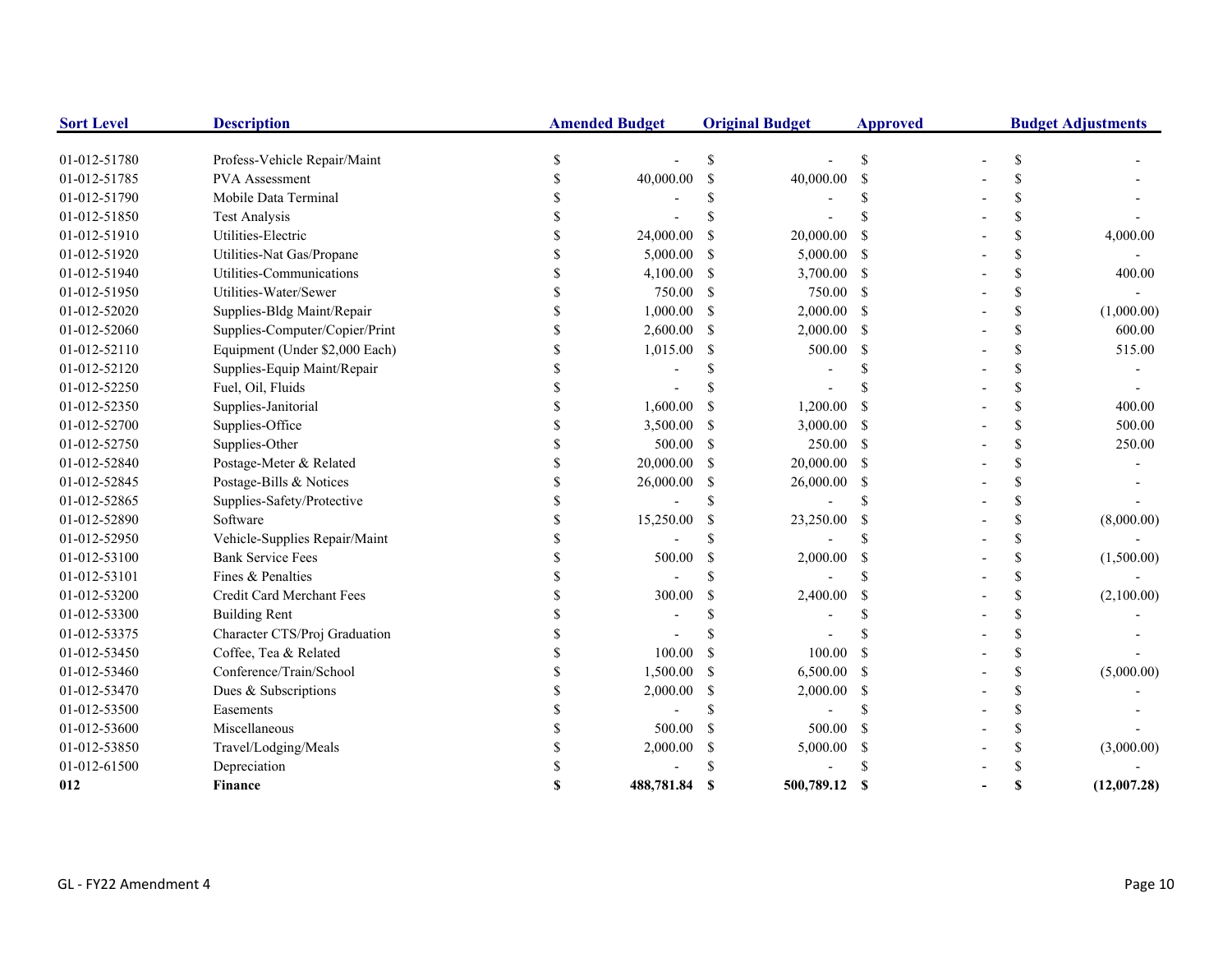| Sort Level | Description | Amended Budget | Original Budget | Approved | Budget Adjustments |
|---|---|---|---|---|---|
| 01-012-51780 | Profess-Vehicle Repair/Maint | $ - | $ - | $ - | $ - |
| 01-012-51785 | PVA Assessment | $ 40,000.00 | $ 40,000.00 | $ - | $ - |
| 01-012-51790 | Mobile Data Terminal | $ - | $ - | $ - | $ - |
| 01-012-51850 | Test Analysis | $ - | $ - | $ - | $ - |
| 01-012-51910 | Utilities-Electric | $ 24,000.00 | $ 20,000.00 | $ - | $ 4,000.00 |
| 01-012-51920 | Utilities-Nat Gas/Propane | $ 5,000.00 | $ 5,000.00 | $ - | $ - |
| 01-012-51940 | Utilities-Communications | $ 4,100.00 | $ 3,700.00 | $ - | $ 400.00 |
| 01-012-51950 | Utilities-Water/Sewer | $ 750.00 | $ 750.00 | $ - | $ - |
| 01-012-52020 | Supplies-Bldg Maint/Repair | $ 1,000.00 | $ 2,000.00 | $ - | $ (1,000.00) |
| 01-012-52060 | Supplies-Computer/Copier/Print | $ 2,600.00 | $ 2,000.00 | $ - | $ 600.00 |
| 01-012-52110 | Equipment (Under $2,000 Each) | $ 1,015.00 | $ 500.00 | $ - | $ 515.00 |
| 01-012-52120 | Supplies-Equip Maint/Repair | $ - | $ - | $ - | $ - |
| 01-012-52250 | Fuel, Oil, Fluids | $ - | $ - | $ - | $ - |
| 01-012-52350 | Supplies-Janitorial | $ 1,600.00 | $ 1,200.00 | $ - | $ 400.00 |
| 01-012-52700 | Supplies-Office | $ 3,500.00 | $ 3,000.00 | $ - | $ 500.00 |
| 01-012-52750 | Supplies-Other | $ 500.00 | $ 250.00 | $ - | $ 250.00 |
| 01-012-52840 | Postage-Meter & Related | $ 20,000.00 | $ 20,000.00 | $ - | $ - |
| 01-012-52845 | Postage-Bills & Notices | $ 26,000.00 | $ 26,000.00 | $ - | $ - |
| 01-012-52865 | Supplies-Safety/Protective | $ - | $ - | $ - | $ - |
| 01-012-52890 | Software | $ 15,250.00 | $ 23,250.00 | $ - | $ (8,000.00) |
| 01-012-52950 | Vehicle-Supplies Repair/Maint | $ - | $ - | $ - | $ - |
| 01-012-53100 | Bank Service Fees | $ 500.00 | $ 2,000.00 | $ - | $ (1,500.00) |
| 01-012-53101 | Fines & Penalties | $ - | $ - | $ - | $ - |
| 01-012-53200 | Credit Card Merchant Fees | $ 300.00 | $ 2,400.00 | $ - | $ (2,100.00) |
| 01-012-53300 | Building Rent | $ - | $ - | $ - | $ - |
| 01-012-53375 | Character CTS/Proj Graduation | $ - | $ - | $ - | $ - |
| 01-012-53450 | Coffee, Tea & Related | $ 100.00 | $ 100.00 | $ - | $ - |
| 01-012-53460 | Conference/Train/School | $ 1,500.00 | $ 6,500.00 | $ - | $ (5,000.00) |
| 01-012-53470 | Dues & Subscriptions | $ 2,000.00 | $ 2,000.00 | $ - | $ - |
| 01-012-53500 | Easements | $ - | $ - | $ - | $ - |
| 01-012-53600 | Miscellaneous | $ 500.00 | $ 500.00 | $ - | $ - |
| 01-012-53850 | Travel/Lodging/Meals | $ 2,000.00 | $ 5,000.00 | $ - | $ (3,000.00) |
| 01-012-61500 | Depreciation | $ - | $ - | $ - | $ - |
| **012** | **Finance** | **$ 488,781.84** | **$ 500,789.12** | **$ -** | **$ (12,007.28)** |

GL - FY22 Amendment 4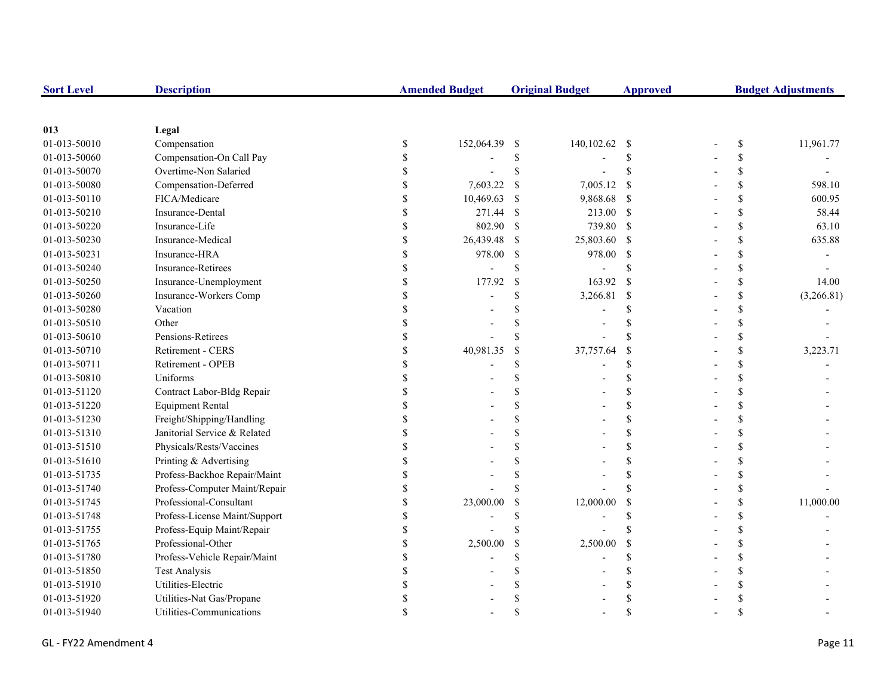| Sort Level | Description | Amended Budget | Original Budget | Approved | Budget Adjustments |
|---|---|---|---|---|---|
| **013** | **Legal** | | | | |
| 01-013-50010 | Compensation | $ 152,064.39 | $ 140,102.62 | $ - | $ 11,961.77 |
| 01-013-50060 | Compensation-On Call Pay | $ - | $ - | $ - | $ - |
| 01-013-50070 | Overtime-Non Salaried | $ - | $ - | $ - | $ - |
| 01-013-50080 | Compensation-Deferred | $ 7,603.22 | $ 7,005.12 | $ - | $ 598.10 |
| 01-013-50110 | FICA/Medicare | $ 10,469.63 | $ 9,868.68 | $ - | $ 600.95 |
| 01-013-50210 | Insurance-Dental | $ 271.44 | $ 213.00 | $ - | $ 58.44 |
| 01-013-50220 | Insurance-Life | $ 802.90 | $ 739.80 | $ - | $ 63.10 |
| 01-013-50230 | Insurance-Medical | $ 26,439.48 | $ 25,803.60 | $ - | $ 635.88 |
| 01-013-50231 | Insurance-HRA | $ 978.00 | $ 978.00 | $ - | $ - |
| 01-013-50240 | Insurance-Retirees | $ - | $ - | $ - | $ - |
| 01-013-50250 | Insurance-Unemployment | $ 177.92 | $ 163.92 | $ - | $ 14.00 |
| 01-013-50260 | Insurance-Workers Comp | $ - | $ 3,266.81 | $ - | $ (3,266.81) |
| 01-013-50280 | Vacation | $ - | $ - | $ - | $ - |
| 01-013-50510 | Other | $ - | $ - | $ - | $ - |
| 01-013-50610 | Pensions-Retirees | $ - | $ - | $ - | $ - |
| 01-013-50710 | Retirement - CERS | $ 40,981.35 | $ 37,757.64 | $ - | $ 3,223.71 |
| 01-013-50711 | Retirement - OPEB | $ - | $ - | $ - | $ - |
| 01-013-50810 | Uniforms | $ - | $ - | $ - | $ - |
| 01-013-51120 | Contract Labor-Bldg Repair | $ - | $ - | $ - | $ - |
| 01-013-51220 | Equipment Rental | $ - | $ - | $ - | $ - |
| 01-013-51230 | Freight/Shipping/Handling | $ - | $ - | $ - | $ - |
| 01-013-51310 | Janitorial Service & Related | $ - | $ - | $ - | $ - |
| 01-013-51510 | Physicals/Rests/Vaccines | $ - | $ - | $ - | $ - |
| 01-013-51610 | Printing & Advertising | $ - | $ - | $ - | $ - |
| 01-013-51735 | Profess-Backhoe Repair/Maint | $ - | $ - | $ - | $ - |
| 01-013-51740 | Profess-Computer Maint/Repair | $ - | $ - | $ - | $ - |
| 01-013-51745 | Professional-Consultant | $ 23,000.00 | $ 12,000.00 | $ - | $ 11,000.00 |
| 01-013-51748 | Profess-License Maint/Support | $ - | $ - | $ - | $ - |
| 01-013-51755 | Profess-Equip Maint/Repair | $ - | $ - | $ - | $ - |
| 01-013-51765 | Professional-Other | $ 2,500.00 | $ 2,500.00 | $ - | $ - |
| 01-013-51780 | Profess-Vehicle Repair/Maint | $ - | $ - | $ - | $ - |
| 01-013-51850 | Test Analysis | $ - | $ - | $ - | $ - |
| 01-013-51910 | Utilities-Electric | $ - | $ - | $ - | $ - |
| 01-013-51920 | Utilities-Nat Gas/Propane | $ - | $ - | $ - | $ - |
| 01-013-51940 | Utilities-Communications | $ - | $ - | $ - | $ - |

GL - FY22 Amendment 4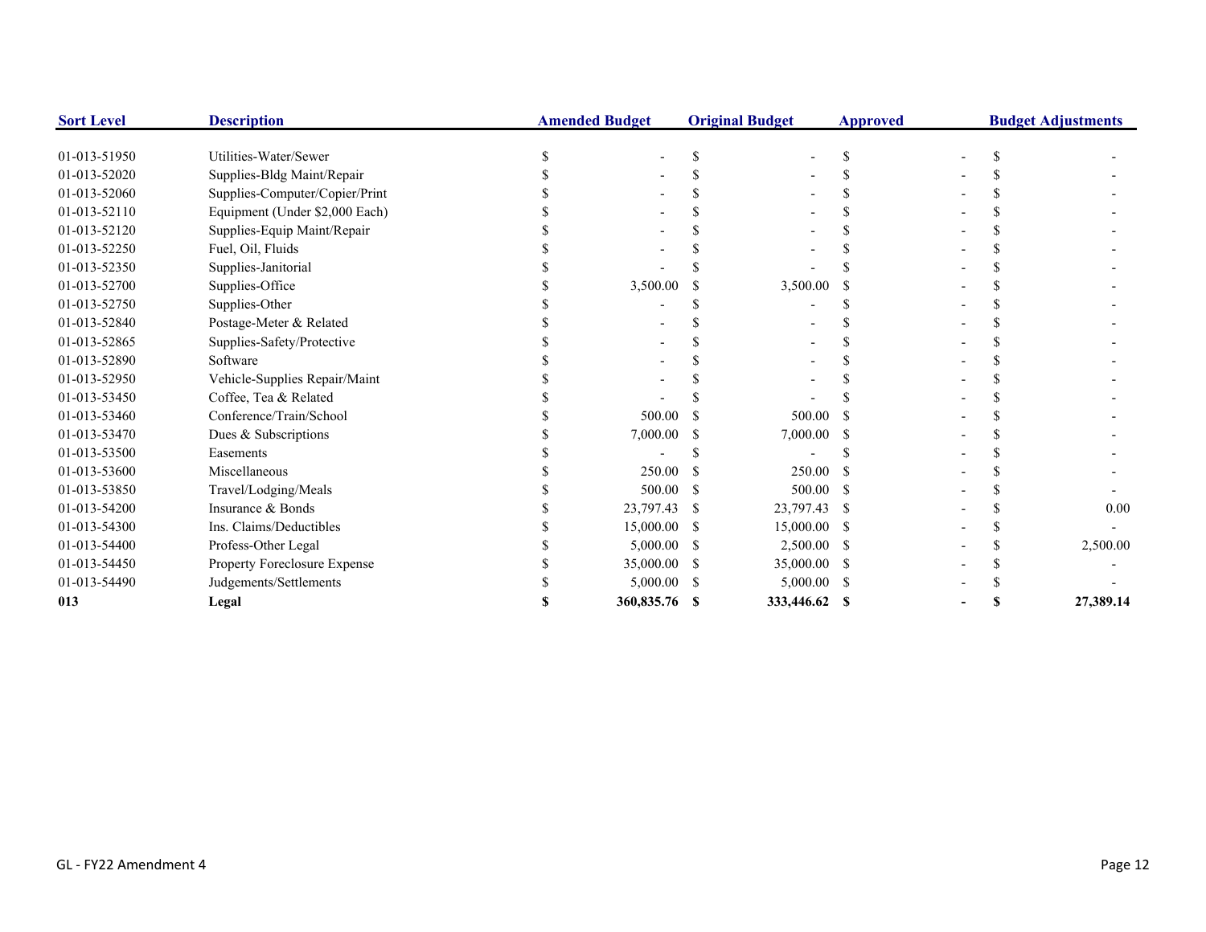| Sort Level | Description | Amended Budget | Original Budget | Approved | Budget Adjustments |
|---|---|---|---|---|---|
| 01-013-51950 | Utilities-Water/Sewer | $ - | $ - | $ - | $ - |
| 01-013-52020 | Supplies-Bldg Maint/Repair | $ - | $ - | $ - | $ - |
| 01-013-52060 | Supplies-Computer/Copier/Print | $ - | $ - | $ - | $ - |
| 01-013-52110 | Equipment (Under $2,000 Each) | $ - | $ - | $ - | $ - |
| 01-013-52120 | Supplies-Equip Maint/Repair | $ - | $ - | $ - | $ - |
| 01-013-52250 | Fuel, Oil, Fluids | $ - | $ - | $ - | $ - |
| 01-013-52350 | Supplies-Janitorial | $ - | $ - | $ - | $ - |
| 01-013-52700 | Supplies-Office | $ 3,500.00 | $ 3,500.00 | $ - | $ - |
| 01-013-52750 | Supplies-Other | $ - | $ - | $ - | $ - |
| 01-013-52840 | Postage-Meter & Related | $ - | $ - | $ - | $ - |
| 01-013-52865 | Supplies-Safety/Protective | $ - | $ - | $ - | $ - |
| 01-013-52890 | Software | $ - | $ - | $ - | $ - |
| 01-013-52950 | Vehicle-Supplies Repair/Maint | $ - | $ - | $ - | $ - |
| 01-013-53450 | Coffee, Tea & Related | $ - | $ - | $ - | $ - |
| 01-013-53460 | Conference/Train/School | $ 500.00 | $ 500.00 | $ - | $ - |
| 01-013-53470 | Dues & Subscriptions | $ 7,000.00 | $ 7,000.00 | $ - | $ - |
| 01-013-53500 | Easements | $ - | $ - | $ - | $ - |
| 01-013-53600 | Miscellaneous | $ 250.00 | $ 250.00 | $ - | $ - |
| 01-013-53850 | Travel/Lodging/Meals | $ 500.00 | $ 500.00 | $ - | $ - |
| 01-013-54200 | Insurance & Bonds | $ 23,797.43 | $ 23,797.43 | $ - | $ 0.00 |
| 01-013-54300 | Ins. Claims/Deductibles | $ 15,000.00 | $ 15,000.00 | $ - | $ - |
| 01-013-54400 | Profess-Other Legal | $ 5,000.00 | $ 2,500.00 | $ - | $ 2,500.00 |
| 01-013-54450 | Property Foreclosure Expense | $ 35,000.00 | $ 35,000.00 | $ - | $ - |
| 01-013-54490 | Judgements/Settlements | $ 5,000.00 | $ 5,000.00 | $ - | $ - |
| **013** | **Legal** | **$ 360,835.76** | **$ 333,446.62** | **$ -** | **$ 27,389.14** |

GL - FY22 Amendment 4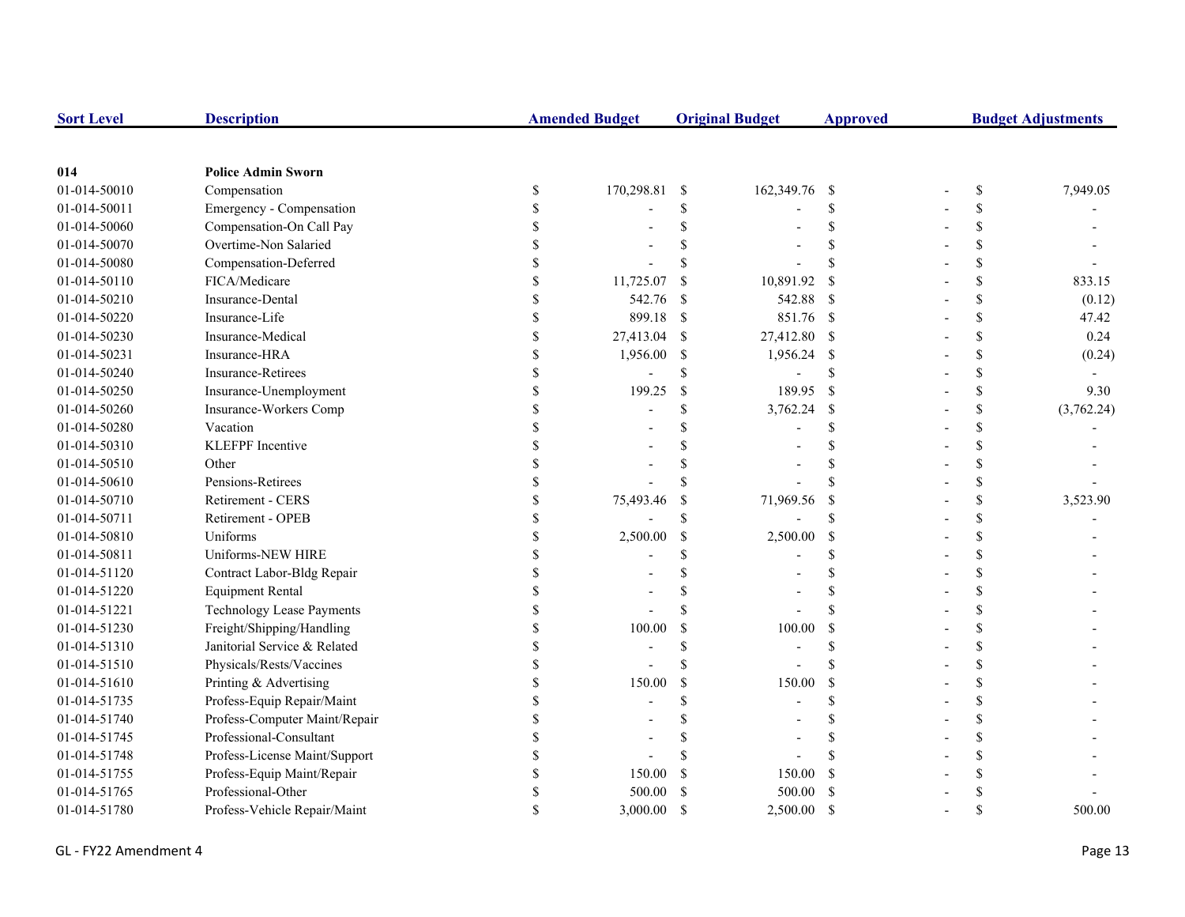| Sort Level | Description | Amended Budget | Original Budget | Approved | Budget Adjustments |
|---|---|---|---|---|---|
| **014** | **Police Admin Sworn** | | | | |
| 01-014-50010 | Compensation | $ 170,298.81 | $ 162,349.76 | $ - | $ 7,949.05 |
| 01-014-50011 | Emergency - Compensation | $ - | $ - | $ - | $ - |
| 01-014-50060 | Compensation-On Call Pay | $ - | $ - | $ - | $ - |
| 01-014-50070 | Overtime-Non Salaried | $ - | $ - | $ - | $ - |
| 01-014-50080 | Compensation-Deferred | $ - | $ - | $ - | $ - |
| 01-014-50110 | FICA/Medicare | $ 11,725.07 | $ 10,891.92 | $ - | $ 833.15 |
| 01-014-50210 | Insurance-Dental | $ 542.76 | $ 542.88 | $ - | $ (0.12) |
| 01-014-50220 | Insurance-Life | $ 899.18 | $ 851.76 | $ - | $ 47.42 |
| 01-014-50230 | Insurance-Medical | $ 27,413.04 | $ 27,412.80 | $ - | $ 0.24 |
| 01-014-50231 | Insurance-HRA | $ 1,956.00 | $ 1,956.24 | $ - | $ (0.24) |
| 01-014-50240 | Insurance-Retirees | $ - | $ - | $ - | $ - |
| 01-014-50250 | Insurance-Unemployment | $ 199.25 | $ 189.95 | $ - | $ 9.30 |
| 01-014-50260 | Insurance-Workers Comp | $ - | $ 3,762.24 | $ - | $ (3,762.24) |
| 01-014-50280 | Vacation | $ - | $ - | $ - | $ - |
| 01-014-50310 | KLEFPF Incentive | $ - | $ - | $ - | $ - |
| 01-014-50510 | Other | $ - | $ - | $ - | $ - |
| 01-014-50610 | Pensions-Retirees | $ - | $ - | $ - | $ - |
| 01-014-50710 | Retirement - CERS | $ 75,493.46 | $ 71,969.56 | $ - | $ 3,523.90 |
| 01-014-50711 | Retirement - OPEB | $ - | $ - | $ - | $ - |
| 01-014-50810 | Uniforms | $ 2,500.00 | $ 2,500.00 | $ - | $ - |
| 01-014-50811 | Uniforms-NEW HIRE | $ - | $ - | $ - | $ - |
| 01-014-51120 | Contract Labor-Bldg Repair | $ - | $ - | $ - | $ - |
| 01-014-51220 | Equipment Rental | $ - | $ - | $ - | $ - |
| 01-014-51221 | Technology Lease Payments | $ - | $ - | $ - | $ - |
| 01-014-51230 | Freight/Shipping/Handling | $ 100.00 | $ 100.00 | $ - | $ - |
| 01-014-51310 | Janitorial Service & Related | $ - | $ - | $ - | $ - |
| 01-014-51510 | Physicals/Rests/Vaccines | $ - | $ - | $ - | $ - |
| 01-014-51610 | Printing & Advertising | $ 150.00 | $ 150.00 | $ - | $ - |
| 01-014-51735 | Profess-Equip Repair/Maint | $ - | $ - | $ - | $ - |
| 01-014-51740 | Profess-Computer Maint/Repair | $ - | $ - | $ - | $ - |
| 01-014-51745 | Professional-Consultant | $ - | $ - | $ - | $ - |
| 01-014-51748 | Profess-License Maint/Support | $ - | $ - | $ - | $ - |
| 01-014-51755 | Profess-Equip Maint/Repair | $ 150.00 | $ 150.00 | $ - | $ - |
| 01-014-51765 | Professional-Other | $ 500.00 | $ 500.00 | $ - | $ - |
| 01-014-51780 | Profess-Vehicle Repair/Maint | $ 3,000.00 | $ 2,500.00 | $ - | $ 500.00 |

GL - FY22 Amendment 4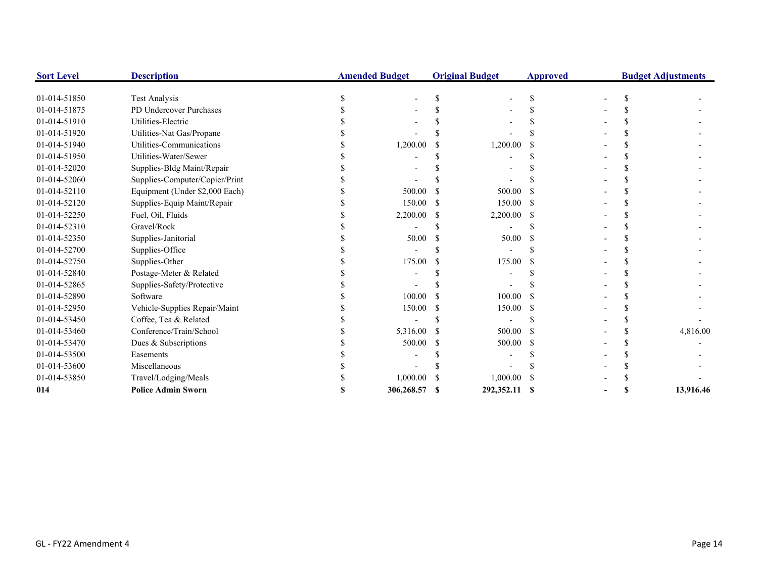| Sort Level | Description | Amended Budget | Original Budget | Approved | Budget Adjustments |
|---|---|---|---|---|---|
| 01-014-51850 | Test Analysis | $ - | $ - | $ - | $ - |
| 01-014-51875 | PD Undercover Purchases | $ - | $ - | $ - | $ - |
| 01-014-51910 | Utilities-Electric | $ - | $ - | $ - | $ - |
| 01-014-51920 | Utilities-Nat Gas/Propane | $ - | $ - | $ - | $ - |
| 01-014-51940 | Utilities-Communications | $ 1,200.00 | $ 1,200.00 | $ - | $ - |
| 01-014-51950 | Utilities-Water/Sewer | $ - | $ - | $ - | $ - |
| 01-014-52020 | Supplies-Bldg Maint/Repair | $ - | $ - | $ - | $ - |
| 01-014-52060 | Supplies-Computer/Copier/Print | $ - | $ - | $ - | $ - |
| 01-014-52110 | Equipment (Under $2,000 Each) | $ 500.00 | $ 500.00 | $ - | $ - |
| 01-014-52120 | Supplies-Equip Maint/Repair | $ 150.00 | $ 150.00 | $ - | $ - |
| 01-014-52250 | Fuel, Oil, Fluids | $ 2,200.00 | $ 2,200.00 | $ - | $ - |
| 01-014-52310 | Gravel/Rock | $ - | $ - | $ - | $ - |
| 01-014-52350 | Supplies-Janitorial | $ 50.00 | $ 50.00 | $ - | $ - |
| 01-014-52700 | Supplies-Office | $ - | $ - | $ - | $ - |
| 01-014-52750 | Supplies-Other | $ 175.00 | $ 175.00 | $ - | $ - |
| 01-014-52840 | Postage-Meter & Related | $ - | $ - | $ - | $ - |
| 01-014-52865 | Supplies-Safety/Protective | $ - | $ - | $ - | $ - |
| 01-014-52890 | Software | $ 100.00 | $ 100.00 | $ - | $ - |
| 01-014-52950 | Vehicle-Supplies Repair/Maint | $ 150.00 | $ 150.00 | $ - | $ - |
| 01-014-53450 | Coffee, Tea & Related | $ - | $ - | $ - | $ - |
| 01-014-53460 | Conference/Train/School | $ 5,316.00 | $ 500.00 | $ - | $ 4,816.00 |
| 01-014-53470 | Dues & Subscriptions | $ 500.00 | $ 500.00 | $ - | $ - |
| 01-014-53500 | Easements | $ - | $ - | $ - | $ - |
| 01-014-53600 | Miscellaneous | $ - | $ - | $ - | $ - |
| 01-014-53850 | Travel/Lodging/Meals | $ 1,000.00 | $ 1,000.00 | $ - | $ - |
| **014** | **Police Admin Sworn** | **$ 306,268.57** | **$ 292,352.11** | **$ -** | **$ 13,916.46** |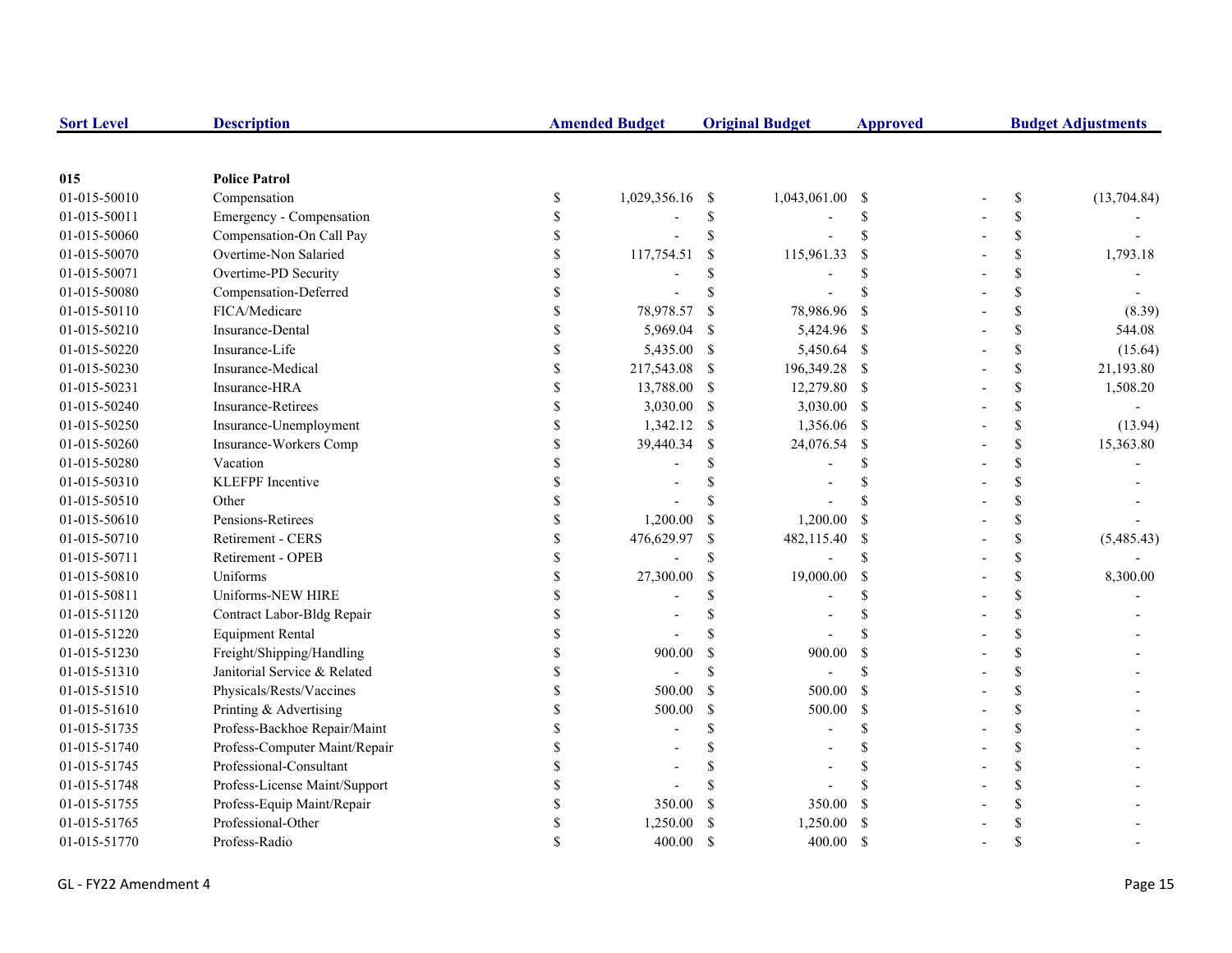| Sort Level | Description | Amended Budget | Original Budget | Approved | Budget Adjustments |
|---|---|---|---|---|---|
| **015** | **Police Patrol** | | | | |
| 01-015-50010 | Compensation | $ 1,029,356.16 | $ 1,043,061.00 | $ - | $ (13,704.84) |
| 01-015-50011 | Emergency - Compensation | $ - | $ - | $ - | $ - |
| 01-015-50060 | Compensation-On Call Pay | $ - | $ - | $ - | $ - |
| 01-015-50070 | Overtime-Non Salaried | $ 117,754.51 | $ 115,961.33 | $ - | $ 1,793.18 |
| 01-015-50071 | Overtime-PD Security | $ - | $ - | $ - | $ - |
| 01-015-50080 | Compensation-Deferred | $ - | $ - | $ - | $ - |
| 01-015-50110 | FICA/Medicare | $ 78,978.57 | $ 78,986.96 | $ - | $ (8.39) |
| 01-015-50210 | Insurance-Dental | $ 5,969.04 | $ 5,424.96 | $ - | $ 544.08 |
| 01-015-50220 | Insurance-Life | $ 5,435.00 | $ 5,450.64 | $ - | $ (15.64) |
| 01-015-50230 | Insurance-Medical | $ 217,543.08 | $ 196,349.28 | $ - | $ 21,193.80 |
| 01-015-50231 | Insurance-HRA | $ 13,788.00 | $ 12,279.80 | $ - | $ 1,508.20 |
| 01-015-50240 | Insurance-Retirees | $ 3,030.00 | $ 3,030.00 | $ - | $ - |
| 01-015-50250 | Insurance-Unemployment | $ 1,342.12 | $ 1,356.06 | $ - | $ (13.94) |
| 01-015-50260 | Insurance-Workers Comp | $ 39,440.34 | $ 24,076.54 | $ - | $ 15,363.80 |
| 01-015-50280 | Vacation | $ - | $ - | $ - | $ - |
| 01-015-50310 | KLEFPF Incentive | $ - | $ - | $ - | $ - |
| 01-015-50510 | Other | $ - | $ - | $ - | $ - |
| 01-015-50610 | Pensions-Retirees | $ 1,200.00 | $ 1,200.00 | $ - | $ - |
| 01-015-50710 | Retirement - CERS | $ 476,629.97 | $ 482,115.40 | $ - | $ (5,485.43) |
| 01-015-50711 | Retirement - OPEB | $ - | $ - | $ - | $ - |
| 01-015-50810 | Uniforms | $ 27,300.00 | $ 19,000.00 | $ - | $ 8,300.00 |
| 01-015-50811 | Uniforms-NEW HIRE | $ - | $ - | $ - | $ - |
| 01-015-51120 | Contract Labor-Bldg Repair | $ - | $ - | $ - | $ - |
| 01-015-51220 | Equipment Rental | $ - | $ - | $ - | $ - |
| 01-015-51230 | Freight/Shipping/Handling | $ 900.00 | $ 900.00 | $ - | $ - |
| 01-015-51310 | Janitorial Service & Related | $ - | $ - | $ - | $ - |
| 01-015-51510 | Physicals/Rests/Vaccines | $ 500.00 | $ 500.00 | $ - | $ - |
| 01-015-51610 | Printing & Advertising | $ 500.00 | $ 500.00 | $ - | $ - |
| 01-015-51735 | Profess-Backhoe Repair/Maint | $ - | $ - | $ - | $ - |
| 01-015-51740 | Profess-Computer Maint/Repair | $ - | $ - | $ - | $ - |
| 01-015-51745 | Professional-Consultant | $ - | $ - | $ - | $ - |
| 01-015-51748 | Profess-License Maint/Support | $ - | $ - | $ - | $ - |
| 01-015-51755 | Profess-Equip Maint/Repair | $ 350.00 | $ 350.00 | $ - | $ - |
| 01-015-51765 | Professional-Other | $ 1,250.00 | $ 1,250.00 | $ - | $ - |
| 01-015-51770 | Profess-Radio | $ 400.00 | $ 400.00 | $ - | $ - |

GL - FY22 Amendment 4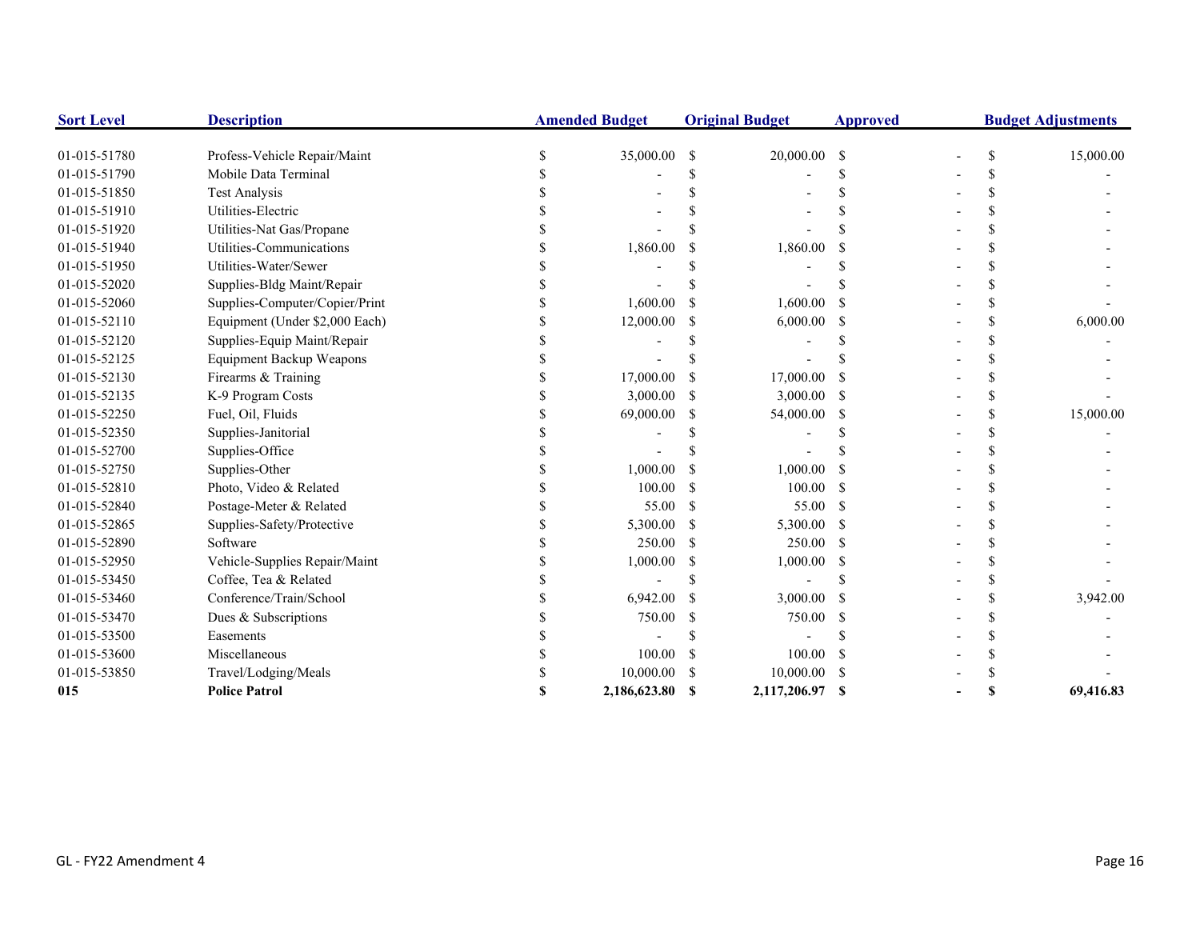| Sort Level | Description | Amended Budget | Original Budget | Approved | Budget Adjustments |
|---|---|---|---|---|---|
| 01-015-51780 | Profess-Vehicle Repair/Maint | $ 35,000.00 | $ 20,000.00 | $ - | $ 15,000.00 |
| 01-015-51790 | Mobile Data Terminal | $ - | $ - | $ - | $ - |
| 01-015-51850 | Test Analysis | $ - | $ - | $ - | $ - |
| 01-015-51910 | Utilities-Electric | $ - | $ - | $ - | $ - |
| 01-015-51920 | Utilities-Nat Gas/Propane | $ - | $ - | $ - | $ - |
| 01-015-51940 | Utilities-Communications | $ 1,860.00 | $ 1,860.00 | $ - | $ - |
| 01-015-51950 | Utilities-Water/Sewer | $ - | $ - | $ - | $ - |
| 01-015-52020 | Supplies-Bldg Maint/Repair | $ - | $ - | $ - | $ - |
| 01-015-52060 | Supplies-Computer/Copier/Print | $ 1,600.00 | $ 1,600.00 | $ - | $ - |
| 01-015-52110 | Equipment (Under $2,000 Each) | $ 12,000.00 | $ 6,000.00 | $ - | $ 6,000.00 |
| 01-015-52120 | Supplies-Equip Maint/Repair | $ - | $ - | $ - | $ - |
| 01-015-52125 | Equipment Backup Weapons | $ - | $ - | $ - | $ - |
| 01-015-52130 | Firearms & Training | $ 17,000.00 | $ 17,000.00 | $ - | $ - |
| 01-015-52135 | K-9 Program Costs | $ 3,000.00 | $ 3,000.00 | $ - | $ - |
| 01-015-52250 | Fuel, Oil, Fluids | $ 69,000.00 | $ 54,000.00 | $ - | $ 15,000.00 |
| 01-015-52350 | Supplies-Janitorial | $ - | $ - | $ - | $ - |
| 01-015-52700 | Supplies-Office | $ - | $ - | $ - | $ - |
| 01-015-52750 | Supplies-Other | $ 1,000.00 | $ 1,000.00 | $ - | $ - |
| 01-015-52810 | Photo, Video & Related | $ 100.00 | $ 100.00 | $ - | $ - |
| 01-015-52840 | Postage-Meter & Related | $ 55.00 | $ 55.00 | $ - | $ - |
| 01-015-52865 | Supplies-Safety/Protective | $ 5,300.00 | $ 5,300.00 | $ - | $ - |
| 01-015-52890 | Software | $ 250.00 | $ 250.00 | $ - | $ - |
| 01-015-52950 | Vehicle-Supplies Repair/Maint | $ 1,000.00 | $ 1,000.00 | $ - | $ - |
| 01-015-53450 | Coffee, Tea & Related | $ - | $ - | $ - | $ - |
| 01-015-53460 | Conference/Train/School | $ 6,942.00 | $ 3,000.00 | $ - | $ 3,942.00 |
| 01-015-53470 | Dues & Subscriptions | $ 750.00 | $ 750.00 | $ - | $ - |
| 01-015-53500 | Easements | $ - | $ - | $ - | $ - |
| 01-015-53600 | Miscellaneous | $ 100.00 | $ 100.00 | $ - | $ - |
| 01-015-53850 | Travel/Lodging/Meals | $ 10,000.00 | $ 10,000.00 | $ - | $ - |
| **015** | **Police Patrol** | **$ 2,186,623.80** | **$ 2,117,206.97** | **$ -** | **$ 69,416.83** |

GL - FY22 Amendment 4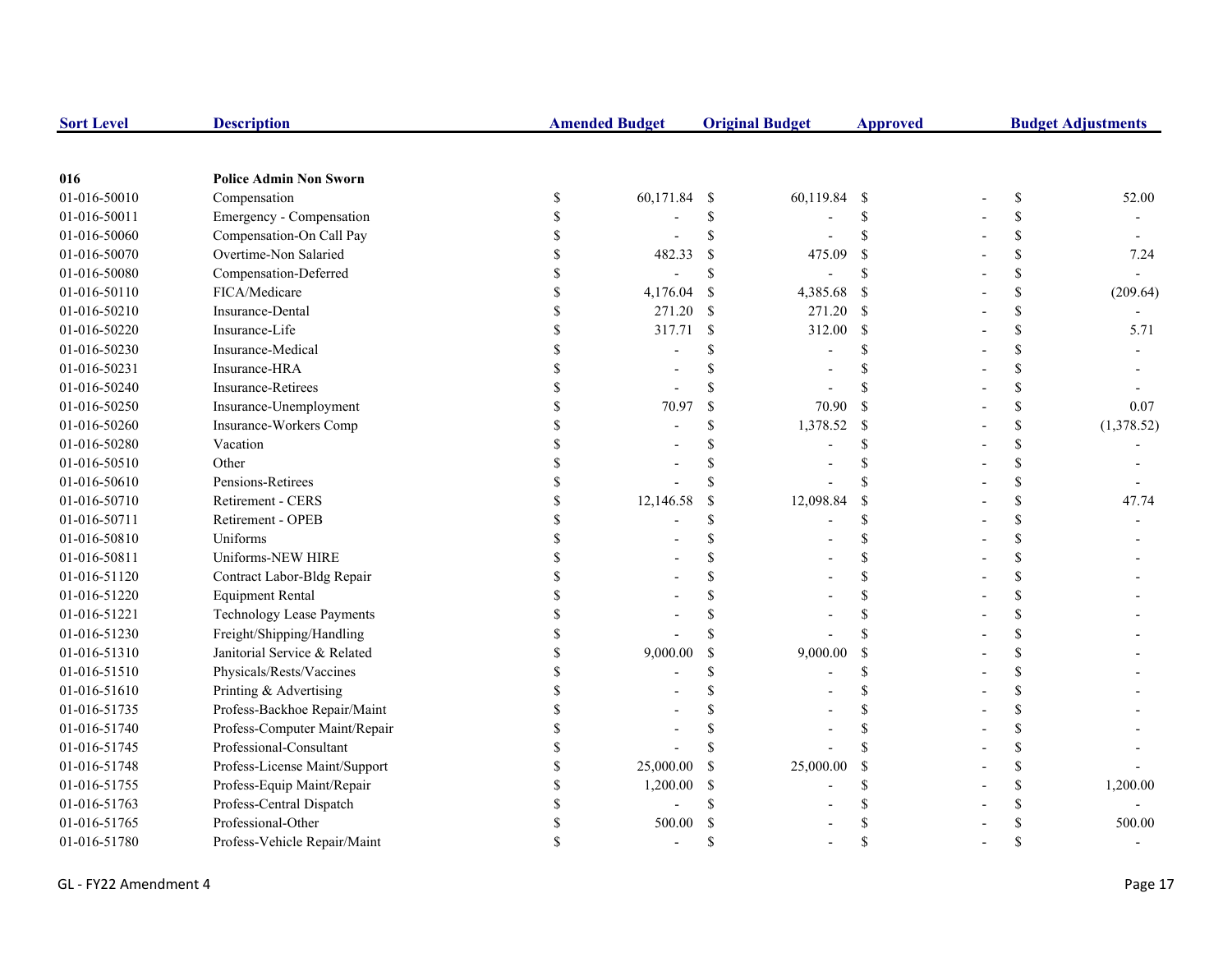| Sort Level | Description | Amended Budget | Original Budget | Approved | Budget Adjustments |
|---|---|---|---|---|---|
| 016 | **Police Admin Non Sworn** | | | | |
| 01-016-50010 | Compensation | $ 60,171.84 | $ 60,119.84 | $ - | $ 52.00 |
| 01-016-50011 | Emergency - Compensation | $ - | $ - | $ - | $ - |
| 01-016-50060 | Compensation-On Call Pay | $ - | $ - | $ - | $ - |
| 01-016-50070 | Overtime-Non Salaried | $ 482.33 | $ 475.09 | $ - | $ 7.24 |
| 01-016-50080 | Compensation-Deferred | $ - | $ - | $ - | $ - |
| 01-016-50110 | FICA/Medicare | $ 4,176.04 | $ 4,385.68 | $ - | $ (209.64) |
| 01-016-50210 | Insurance-Dental | $ 271.20 | $ 271.20 | $ - | $ - |
| 01-016-50220 | Insurance-Life | $ 317.71 | $ 312.00 | $ - | $ 5.71 |
| 01-016-50230 | Insurance-Medical | $ - | $ - | $ - | $ - |
| 01-016-50231 | Insurance-HRA | $ - | $ - | $ - | $ - |
| 01-016-50240 | Insurance-Retirees | $ - | $ - | $ - | $ - |
| 01-016-50250 | Insurance-Unemployment | $ 70.97 | $ 70.90 | $ - | $ 0.07 |
| 01-016-50260 | Insurance-Workers Comp | $ - | $ 1,378.52 | $ - | $ (1,378.52) |
| 01-016-50280 | Vacation | $ - | $ - | $ - | $ - |
| 01-016-50510 | Other | $ - | $ - | $ - | $ - |
| 01-016-50610 | Pensions-Retirees | $ - | $ - | $ - | $ - |
| 01-016-50710 | Retirement - CERS | $ 12,146.58 | $ 12,098.84 | $ - | $ 47.74 |
| 01-016-50711 | Retirement - OPEB | $ - | $ - | $ - | $ - |
| 01-016-50810 | Uniforms | $ - | $ - | $ - | $ - |
| 01-016-50811 | Uniforms-NEW HIRE | $ - | $ - | $ - | $ - |
| 01-016-51120 | Contract Labor-Bldg Repair | $ - | $ - | $ - | $ - |
| 01-016-51220 | Equipment Rental | $ - | $ - | $ - | $ - |
| 01-016-51221 | Technology Lease Payments | $ - | $ - | $ - | $ - |
| 01-016-51230 | Freight/Shipping/Handling | $ - | $ - | $ - | $ - |
| 01-016-51310 | Janitorial Service & Related | $ 9,000.00 | $ 9,000.00 | $ - | $ - |
| 01-016-51510 | Physicals/Rests/Vaccines | $ - | $ - | $ - | $ - |
| 01-016-51610 | Printing & Advertising | $ - | $ - | $ - | $ - |
| 01-016-51735 | Profess-Backhoe Repair/Maint | $ - | $ - | $ - | $ - |
| 01-016-51740 | Profess-Computer Maint/Repair | $ - | $ - | $ - | $ - |
| 01-016-51745 | Professional-Consultant | $ - | $ - | $ - | $ - |
| 01-016-51748 | Profess-License Maint/Support | $ 25,000.00 | $ 25,000.00 | $ - | $ - |
| 01-016-51755 | Profess-Equip Maint/Repair | $ 1,200.00 | $ - | $ - | $ 1,200.00 |
| 01-016-51763 | Profess-Central Dispatch | $ - | $ - | $ - | $ - |
| 01-016-51765 | Professional-Other | $ 500.00 | $ - | $ - | $ 500.00 |
| 01-016-51780 | Profess-Vehicle Repair/Maint | $ - | $ - | $ - | $ - |

GL - FY22 Amendment 4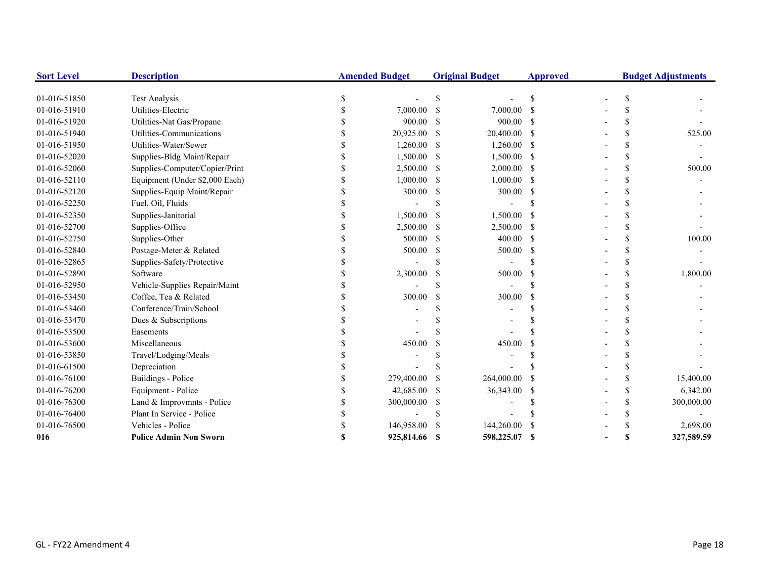| Sort Level | Description | Amended Budget | Original Budget | Approved | Budget Adjustments |
|---|---|---|---|---|---|
| 01-016-51850 | Test Analysis | $ - | $ - | $ - | $ - |
| 01-016-51910 | Utilities-Electric | $ 7,000.00 | $ 7,000.00 | $ - | $ - |
| 01-016-51920 | Utilities-Nat Gas/Propane | $ 900.00 | $ 900.00 | $ - | $ - |
| 01-016-51940 | Utilities-Communications | $ 20,925.00 | $ 20,400.00 | $ - | $ 525.00 |
| 01-016-51950 | Utilities-Water/Sewer | $ 1,260.00 | $ 1,260.00 | $ - | $ - |
| 01-016-52020 | Supplies-Bldg Maint/Repair | $ 1,500.00 | $ 1,500.00 | $ - | $ - |
| 01-016-52060 | Supplies-Computer/Copier/Print | $ 2,500.00 | $ 2,000.00 | $ - | $ 500.00 |
| 01-016-52110 | Equipment (Under $2,000 Each) | $ 1,000.00 | $ 1,000.00 | $ - | $ - |
| 01-016-52120 | Supplies-Equip Maint/Repair | $ 300.00 | $ 300.00 | $ - | $ - |
| 01-016-52250 | Fuel, Oil, Fluids | $ - | $ - | $ - | $ - |
| 01-016-52350 | Supplies-Janitorial | $ 1,500.00 | $ 1,500.00 | $ - | $ - |
| 01-016-52700 | Supplies-Office | $ 2,500.00 | $ 2,500.00 | $ - | $ - |
| 01-016-52750 | Supplies-Other | $ 500.00 | $ 400.00 | $ - | $ 100.00 |
| 01-016-52840 | Postage-Meter & Related | $ 500.00 | $ 500.00 | $ - | $ - |
| 01-016-52865 | Supplies-Safety/Protective | $ - | $ - | $ - | $ - |
| 01-016-52890 | Software | $ 2,300.00 | $ 500.00 | $ - | $ 1,800.00 |
| 01-016-52950 | Vehicle-Supplies Repair/Maint | $ - | $ - | $ - | $ - |
| 01-016-53450 | Coffee, Tea & Related | $ 300.00 | $ 300.00 | $ - | $ - |
| 01-016-53460 | Conference/Train/School | $ - | $ - | $ - | $ - |
| 01-016-53470 | Dues & Subscriptions | $ - | $ - | $ - | $ - |
| 01-016-53500 | Easements | $ - | $ - | $ - | $ - |
| 01-016-53600 | Miscellaneous | $ 450.00 | $ 450.00 | $ - | $ - |
| 01-016-53850 | Travel/Lodging/Meals | $ - | $ - | $ - | $ - |
| 01-016-61500 | Depreciation | $ - | $ - | $ - | $ - |
| 01-016-76100 | Buildings - Police | $ 279,400.00 | $ 264,000.00 | $ - | $ 15,400.00 |
| 01-016-76200 | Equipment - Police | $ 42,685.00 | $ 36,343.00 | $ - | $ 6,342.00 |
| 01-016-76300 | Land & Improvmnts - Police | $ 300,000.00 | $ - | $ - | $ 300,000.00 |
| 01-016-76400 | Plant In Service - Police | $ - | $ - | $ - | $ - |
| 01-016-76500 | Vehicles - Police | $ 146,958.00 | $ 144,260.00 | $ - | $ 2,698.00 |
| **016** | **Police Admin Non Sworn** | **$ 925,814.66** | **$ 598,225.07** | **$ -** | **$ 327,589.59** |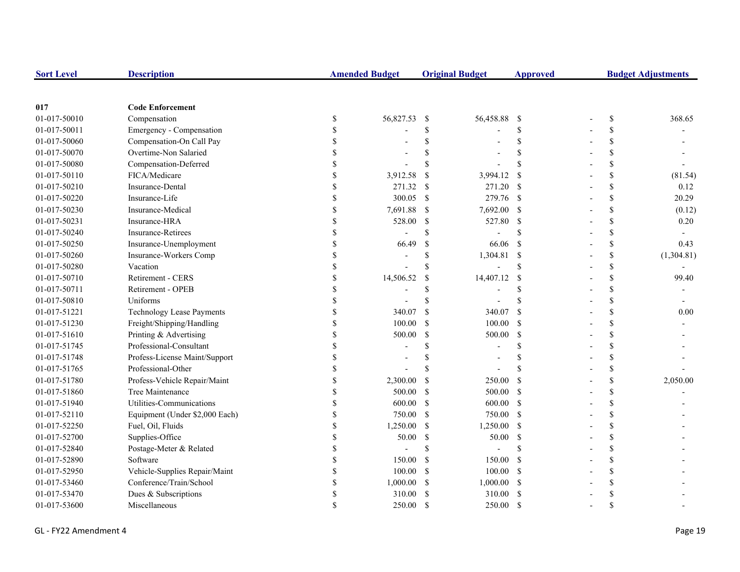| Sort Level | Description | Amended Budget | Original Budget | Approved | Budget Adjustments |
|---|---|---|---|---|---|
| **017** | **Code Enforcement** | | | | |
| 01-017-50010 | Compensation | $ 56,827.53 | $ 56,458.88 | $ - | $ 368.65 |
| 01-017-50011 | Emergency - Compensation | $ - | $ - | $ - | $ - |
| 01-017-50060 | Compensation-On Call Pay | $ - | $ - | $ - | $ - |
| 01-017-50070 | Overtime-Non Salaried | $ - | $ - | $ - | $ - |
| 01-017-50080 | Compensation-Deferred | $ - | $ - | $ - | $ - |
| 01-017-50110 | FICA/Medicare | $ 3,912.58 | $ 3,994.12 | $ - | $ (81.54) |
| 01-017-50210 | Insurance-Dental | $ 271.32 | $ 271.20 | $ - | $ 0.12 |
| 01-017-50220 | Insurance-Life | $ 300.05 | $ 279.76 | $ - | $ 20.29 |
| 01-017-50230 | Insurance-Medical | $ 7,691.88 | $ 7,692.00 | $ - | $ (0.12) |
| 01-017-50231 | Insurance-HRA | $ 528.00 | $ 527.80 | $ - | $ 0.20 |
| 01-017-50240 | Insurance-Retirees | $ - | $ - | $ - | $ - |
| 01-017-50250 | Insurance-Unemployment | $ 66.49 | $ 66.06 | $ - | $ 0.43 |
| 01-017-50260 | Insurance-Workers Comp | $ - | $ 1,304.81 | $ - | $ (1,304.81) |
| 01-017-50280 | Vacation | $ - | $ - | $ - | $ - |
| 01-017-50710 | Retirement - CERS | $ 14,506.52 | $ 14,407.12 | $ - | $ 99.40 |
| 01-017-50711 | Retirement - OPEB | $ - | $ - | $ - | $ - |
| 01-017-50810 | Uniforms | $ - | $ - | $ - | $ - |
| 01-017-51221 | Technology Lease Payments | $ 340.07 | $ 340.07 | $ - | $ 0.00 |
| 01-017-51230 | Freight/Shipping/Handling | $ 100.00 | $ 100.00 | $ - | $ - |
| 01-017-51610 | Printing & Advertising | $ 500.00 | $ 500.00 | $ - | $ - |
| 01-017-51745 | Professional-Consultant | $ - | $ - | $ - | $ - |
| 01-017-51748 | Profess-License Maint/Support | $ - | $ - | $ - | $ - |
| 01-017-51765 | Professional-Other | $ - | $ - | $ - | $ - |
| 01-017-51780 | Profess-Vehicle Repair/Maint | $ 2,300.00 | $ 250.00 | $ - | $ 2,050.00 |
| 01-017-51860 | Tree Maintenance | $ 500.00 | $ 500.00 | $ - | $ - |
| 01-017-51940 | Utilities-Communications | $ 600.00 | $ 600.00 | $ - | $ - |
| 01-017-52110 | Equipment (Under $2,000 Each) | $ 750.00 | $ 750.00 | $ - | $ - |
| 01-017-52250 | Fuel, Oil, Fluids | $ 1,250.00 | $ 1,250.00 | $ - | $ - |
| 01-017-52700 | Supplies-Office | $ 50.00 | $ 50.00 | $ - | $ - |
| 01-017-52840 | Postage-Meter & Related | $ - | $ - | $ - | $ - |
| 01-017-52890 | Software | $ 150.00 | $ 150.00 | $ - | $ - |
| 01-017-52950 | Vehicle-Supplies Repair/Maint | $ 100.00 | $ 100.00 | $ - | $ - |
| 01-017-53460 | Conference/Train/School | $ 1,000.00 | $ 1,000.00 | $ - | $ - |
| 01-017-53470 | Dues & Subscriptions | $ 310.00 | $ 310.00 | $ - | $ - |
| 01-017-53600 | Miscellaneous | $ 250.00 | $ 250.00 | $ - | $ - |

GL - FY22 Amendment 4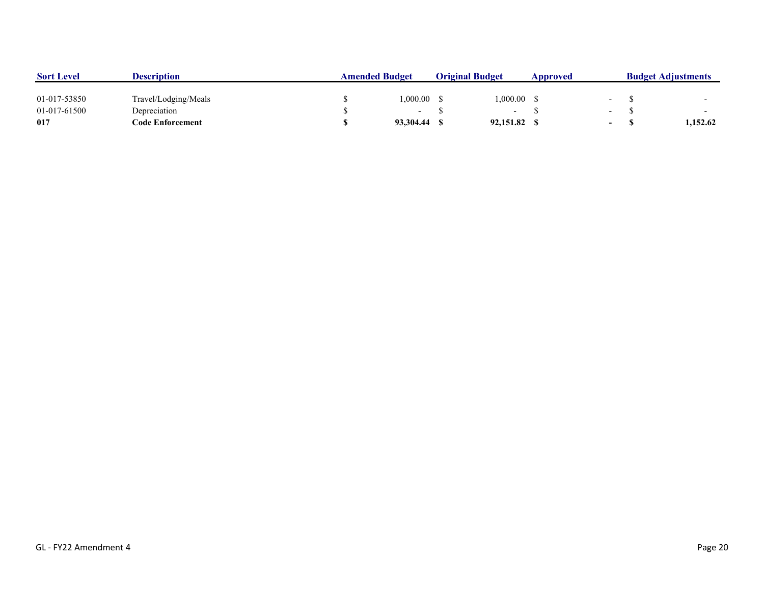| Sort Level | Description | Amended Budget | Original Budget | Approved | Budget Adjustments |
|---|---|---|---|---|---|
| 01-017-53850 | Travel/Lodging/Meals | $ 1,000.00 | $ 1,000.00 | $ - | $ - |
| 01-017-61500 | Depreciation | $ - | $ - | $ - | $ - |
| **017** | **Code Enforcement** | **$ 93,304.44** | **$ 92,151.82** | **$ -** | **$ 1,152.62** |

GL - FY22 Amendment 4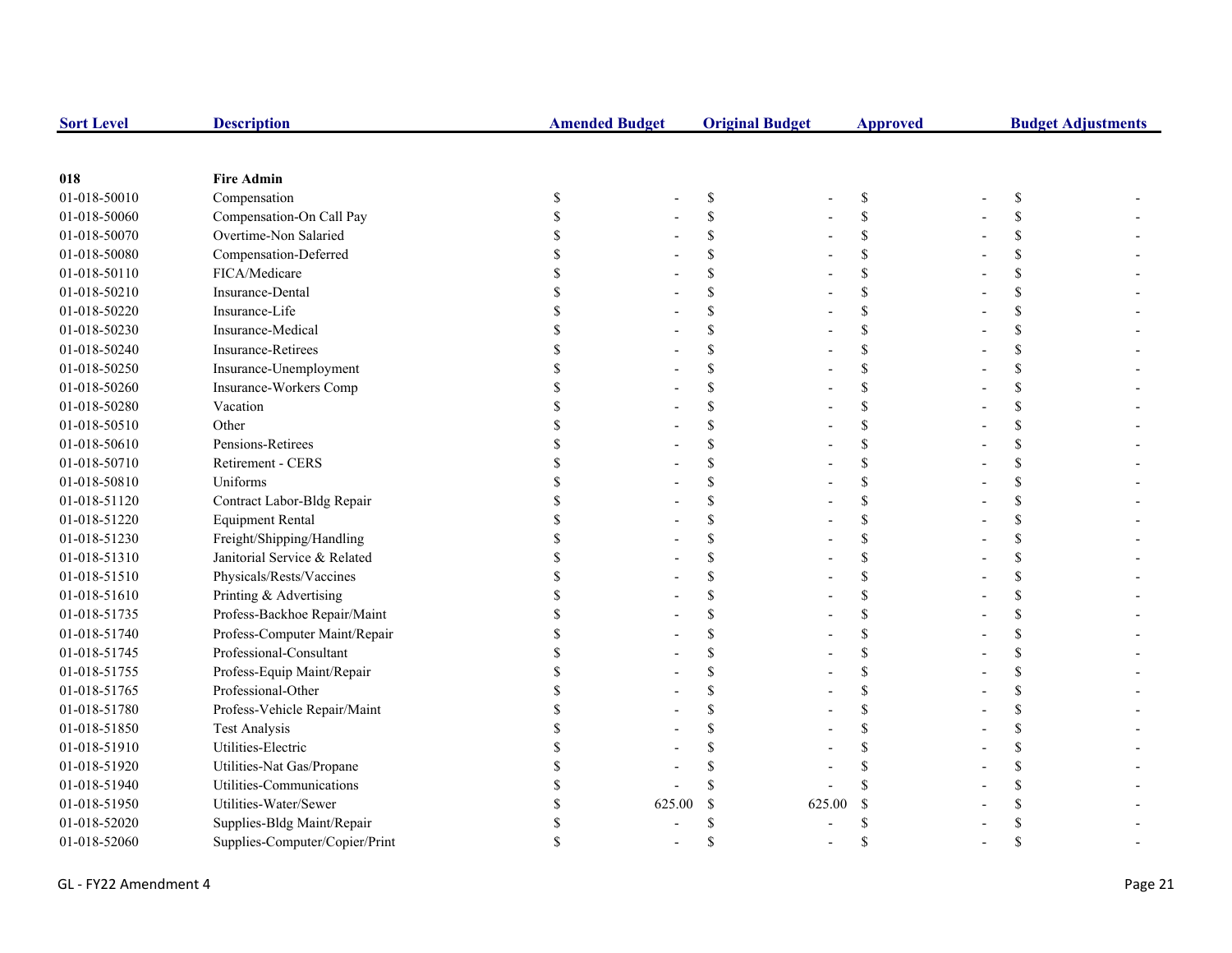| Sort Level | Description | Amended Budget | Original Budget | Approved | Budget Adjustments |
|---|---|---|---|---|---|
| 018 | **Fire Admin** | | | | |
| 01-018-50010 | Compensation | $ - | $ - | $ - | $ - |
| 01-018-50060 | Compensation-On Call Pay | $ - | $ - | $ - | $ - |
| 01-018-50070 | Overtime-Non Salaried | $ - | $ - | $ - | $ - |
| 01-018-50080 | Compensation-Deferred | $ - | $ - | $ - | $ - |
| 01-018-50110 | FICA/Medicare | $ - | $ - | $ - | $ - |
| 01-018-50210 | Insurance-Dental | $ - | $ - | $ - | $ - |
| 01-018-50220 | Insurance-Life | $ - | $ - | $ - | $ - |
| 01-018-50230 | Insurance-Medical | $ - | $ - | $ - | $ - |
| 01-018-50240 | Insurance-Retirees | $ - | $ - | $ - | $ - |
| 01-018-50250 | Insurance-Unemployment | $ - | $ - | $ - | $ - |
| 01-018-50260 | Insurance-Workers Comp | $ - | $ - | $ - | $ - |
| 01-018-50280 | Vacation | $ - | $ - | $ - | $ - |
| 01-018-50510 | Other | $ - | $ - | $ - | $ - |
| 01-018-50610 | Pensions-Retirees | $ - | $ - | $ - | $ - |
| 01-018-50710 | Retirement - CERS | $ - | $ - | $ - | $ - |
| 01-018-50810 | Uniforms | $ - | $ - | $ - | $ - |
| 01-018-51120 | Contract Labor-Bldg Repair | $ - | $ - | $ - | $ - |
| 01-018-51220 | Equipment Rental | $ - | $ - | $ - | $ - |
| 01-018-51230 | Freight/Shipping/Handling | $ - | $ - | $ - | $ - |
| 01-018-51310 | Janitorial Service & Related | $ - | $ - | $ - | $ - |
| 01-018-51510 | Physicals/Rests/Vaccines | $ - | $ - | $ - | $ - |
| 01-018-51610 | Printing & Advertising | $ - | $ - | $ - | $ - |
| 01-018-51735 | Profess-Backhoe Repair/Maint | $ - | $ - | $ - | $ - |
| 01-018-51740 | Profess-Computer Maint/Repair | $ - | $ - | $ - | $ - |
| 01-018-51745 | Professional-Consultant | $ - | $ - | $ - | $ - |
| 01-018-51755 | Profess-Equip Maint/Repair | $ - | $ - | $ - | $ - |
| 01-018-51765 | Professional-Other | $ - | $ - | $ - | $ - |
| 01-018-51780 | Profess-Vehicle Repair/Maint | $ - | $ - | $ - | $ - |
| 01-018-51850 | Test Analysis | $ - | $ - | $ - | $ - |
| 01-018-51910 | Utilities-Electric | $ - | $ - | $ - | $ - |
| 01-018-51920 | Utilities-Nat Gas/Propane | $ - | $ - | $ - | $ - |
| 01-018-51940 | Utilities-Communications | $ - | $ - | $ - | $ - |
| 01-018-51950 | Utilities-Water/Sewer | $ 625.00 | $ 625.00 | $ - | $ - |
| 01-018-52020 | Supplies-Bldg Maint/Repair | $ - | $ - | $ - | $ - |
| 01-018-52060 | Supplies-Computer/Copier/Print | $ - | $ - | $ - | $ - |

GL - FY22 Amendment 4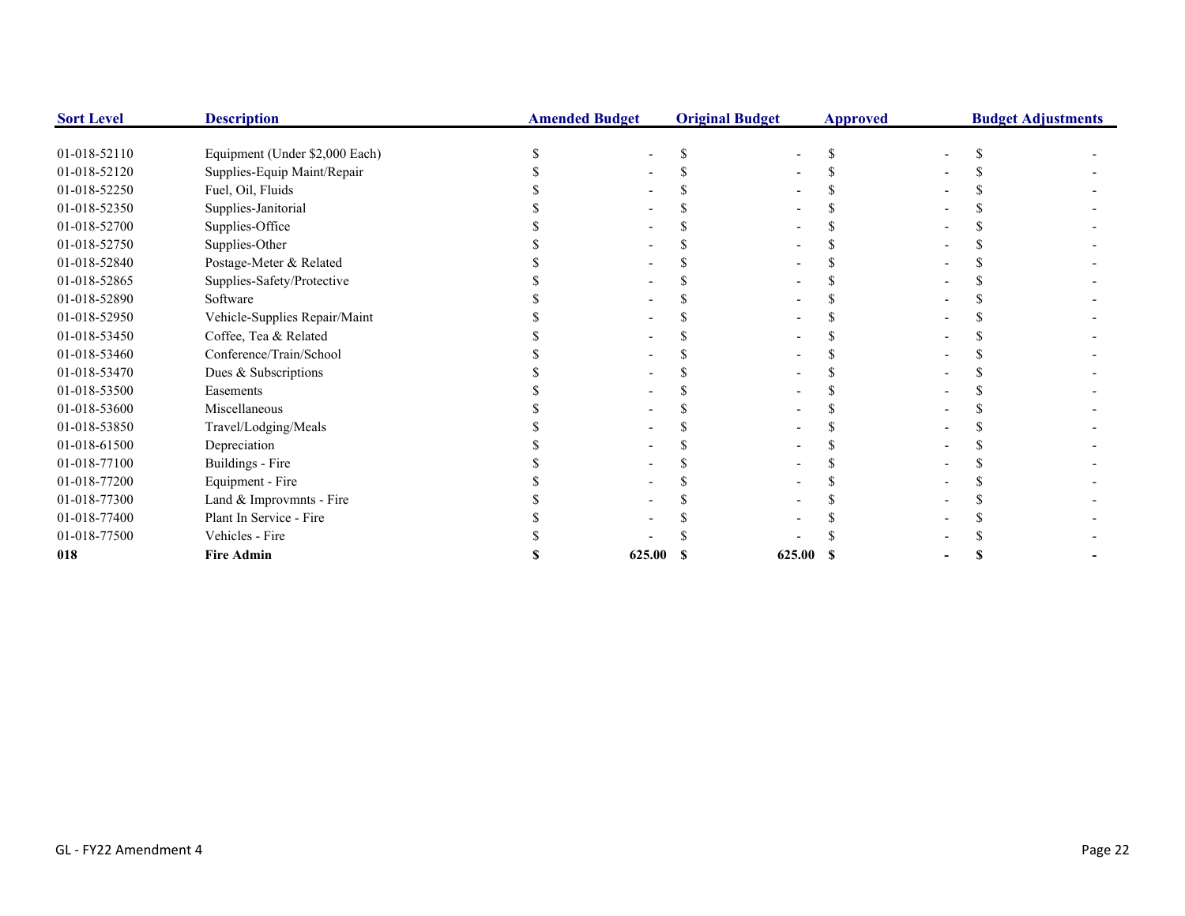| Sort Level | Description | Amended Budget | Original Budget | Approved | Budget Adjustments |
|---|---|---|---|---|---|
| 01-018-52110 | Equipment (Under $2,000 Each) | $ - | $ - | $ - | $ - |
| 01-018-52120 | Supplies-Equip Maint/Repair | $ - | $ - | $ - | $ - |
| 01-018-52250 | Fuel, Oil, Fluids | $ - | $ - | $ - | $ - |
| 01-018-52350 | Supplies-Janitorial | $ - | $ - | $ - | $ - |
| 01-018-52700 | Supplies-Office | $ - | $ - | $ - | $ - |
| 01-018-52750 | Supplies-Other | $ - | $ - | $ - | $ - |
| 01-018-52840 | Postage-Meter & Related | $ - | $ - | $ - | $ - |
| 01-018-52865 | Supplies-Safety/Protective | $ - | $ - | $ - | $ - |
| 01-018-52890 | Software | $ - | $ - | $ - | $ - |
| 01-018-52950 | Vehicle-Supplies Repair/Maint | $ - | $ - | $ - | $ - |
| 01-018-53450 | Coffee, Tea & Related | $ - | $ - | $ - | $ - |
| 01-018-53460 | Conference/Train/School | $ - | $ - | $ - | $ - |
| 01-018-53470 | Dues & Subscriptions | $ - | $ - | $ - | $ - |
| 01-018-53500 | Easements | $ - | $ - | $ - | $ - |
| 01-018-53600 | Miscellaneous | $ - | $ - | $ - | $ - |
| 01-018-53850 | Travel/Lodging/Meals | $ - | $ - | $ - | $ - |
| 01-018-61500 | Depreciation | $ - | $ - | $ - | $ - |
| 01-018-77100 | Buildings - Fire | $ - | $ - | $ - | $ - |
| 01-018-77200 | Equipment - Fire | $ - | $ - | $ - | $ - |
| 01-018-77300 | Land & Improvmnts - Fire | $ - | $ - | $ - | $ - |
| 01-018-77400 | Plant In Service - Fire | $ - | $ - | $ - | $ - |
| 01-018-77500 | Vehicles - Fire | $ - | $ - | $ - | $ - |
| **018** | **Fire Admin** | **$ 625.00** | **$ 625.00** | **$ -** | **$ -** |

GL - FY22 Amendment 4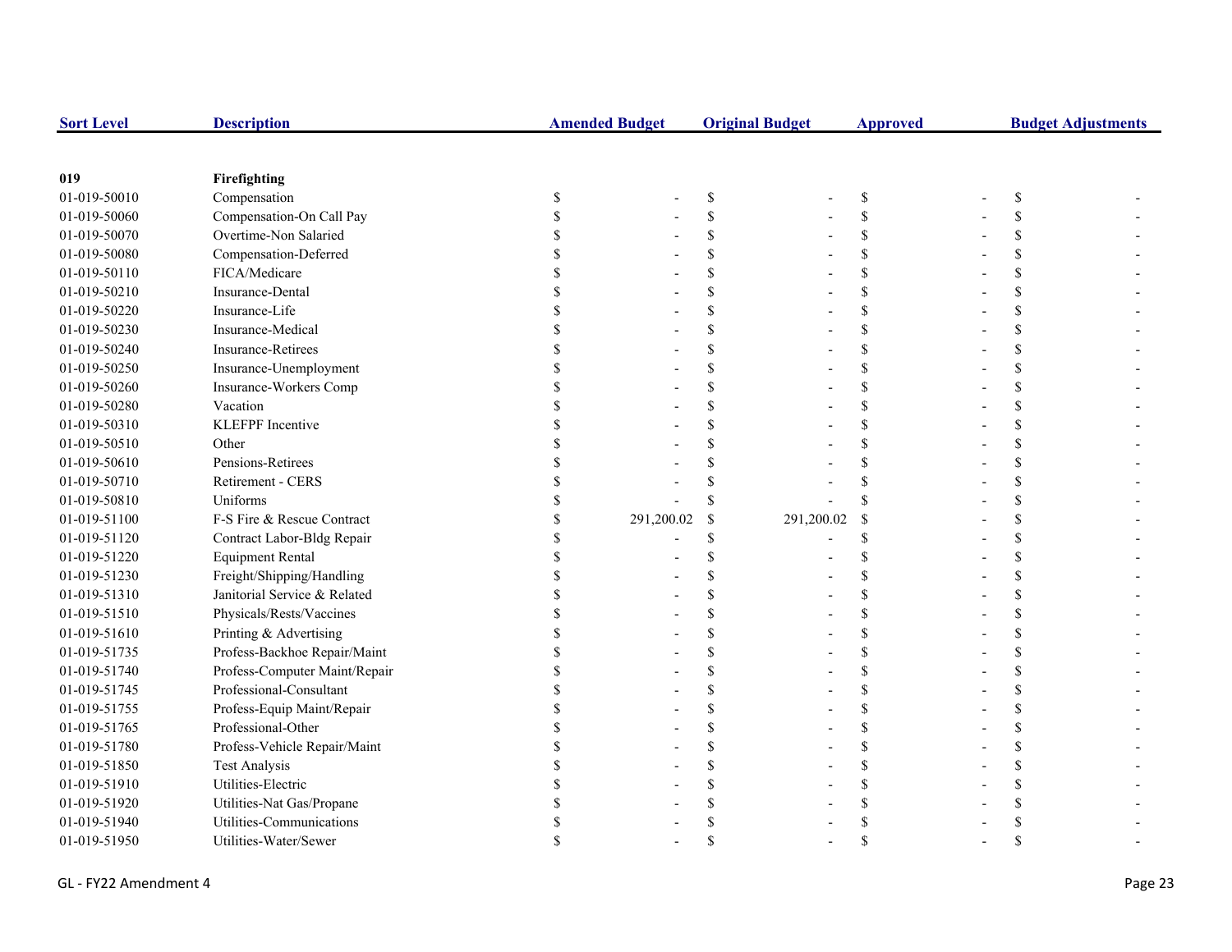| Sort Level | Description | Amended Budget | Original Budget | Approved | Budget Adjustments |
|---|---|---|---|---|---|
| **019** | **Firefighting** | | | | |
| 01-019-50010 | Compensation | $ - | $ - | $ - | $ - |
| 01-019-50060 | Compensation-On Call Pay | $ - | $ - | $ - | $ - |
| 01-019-50070 | Overtime-Non Salaried | $ - | $ - | $ - | $ - |
| 01-019-50080 | Compensation-Deferred | $ - | $ - | $ - | $ - |
| 01-019-50110 | FICA/Medicare | $ - | $ - | $ - | $ - |
| 01-019-50210 | Insurance-Dental | $ - | $ - | $ - | $ - |
| 01-019-50220 | Insurance-Life | $ - | $ - | $ - | $ - |
| 01-019-50230 | Insurance-Medical | $ - | $ - | $ - | $ - |
| 01-019-50240 | Insurance-Retirees | $ - | $ - | $ - | $ - |
| 01-019-50250 | Insurance-Unemployment | $ - | $ - | $ - | $ - |
| 01-019-50260 | Insurance-Workers Comp | $ - | $ - | $ - | $ - |
| 01-019-50280 | Vacation | $ - | $ - | $ - | $ - |
| 01-019-50310 | KLEFPF Incentive | $ - | $ - | $ - | $ - |
| 01-019-50510 | Other | $ - | $ - | $ - | $ - |
| 01-019-50610 | Pensions-Retirees | $ - | $ - | $ - | $ - |
| 01-019-50710 | Retirement - CERS | $ - | $ - | $ - | $ - |
| 01-019-50810 | Uniforms | $ - | $ - | $ - | $ - |
| 01-019-51100 | F-S Fire & Rescue Contract | $ 291,200.02 | $ 291,200.02 | $ - | $ - |
| 01-019-51120 | Contract Labor-Bldg Repair | $ - | $ - | $ - | $ - |
| 01-019-51220 | Equipment Rental | $ - | $ - | $ - | $ - |
| 01-019-51230 | Freight/Shipping/Handling | $ - | $ - | $ - | $ - |
| 01-019-51310 | Janitorial Service & Related | $ - | $ - | $ - | $ - |
| 01-019-51510 | Physicals/Rests/Vaccines | $ - | $ - | $ - | $ - |
| 01-019-51610 | Printing & Advertising | $ - | $ - | $ - | $ - |
| 01-019-51735 | Profess-Backhoe Repair/Maint | $ - | $ - | $ - | $ - |
| 01-019-51740 | Profess-Computer Maint/Repair | $ - | $ - | $ - | $ - |
| 01-019-51745 | Professional-Consultant | $ - | $ - | $ - | $ - |
| 01-019-51755 | Profess-Equip Maint/Repair | $ - | $ - | $ - | $ - |
| 01-019-51765 | Professional-Other | $ - | $ - | $ - | $ - |
| 01-019-51780 | Profess-Vehicle Repair/Maint | $ - | $ - | $ - | $ - |
| 01-019-51850 | Test Analysis | $ - | $ - | $ - | $ - |
| 01-019-51910 | Utilities-Electric | $ - | $ - | $ - | $ - |
| 01-019-51920 | Utilities-Nat Gas/Propane | $ - | $ - | $ - | $ - |
| 01-019-51940 | Utilities-Communications | $ - | $ - | $ - | $ - |
| 01-019-51950 | Utilities-Water/Sewer | $ - | $ - | $ - | $ - |

GL - FY22 Amendment 4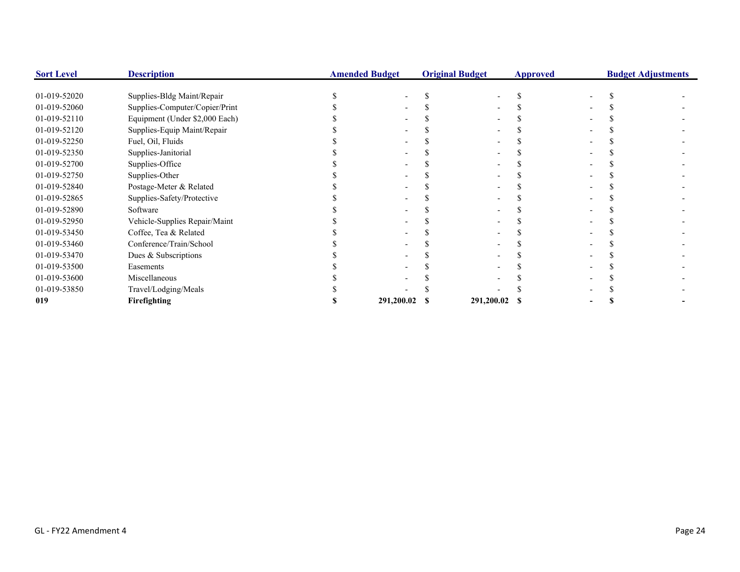| Sort Level | Description | Amended Budget | Original Budget | Approved | Budget Adjustments |
|---|---|---|---|---|---|
| 01-019-52020 | Supplies-Bldg Maint/Repair | $ - | $ - | $ - | $ - |
| 01-019-52060 | Supplies-Computer/Copier/Print | $ - | $ - | $ - | $ - |
| 01-019-52110 | Equipment (Under $2,000 Each) | $ - | $ - | $ - | $ - |
| 01-019-52120 | Supplies-Equip Maint/Repair | $ - | $ - | $ - | $ - |
| 01-019-52250 | Fuel, Oil, Fluids | $ - | $ - | $ - | $ - |
| 01-019-52350 | Supplies-Janitorial | $ - | $ - | $ - | $ - |
| 01-019-52700 | Supplies-Office | $ - | $ - | $ - | $ - |
| 01-019-52750 | Supplies-Other | $ - | $ - | $ - | $ - |
| 01-019-52840 | Postage-Meter & Related | $ - | $ - | $ - | $ - |
| 01-019-52865 | Supplies-Safety/Protective | $ - | $ - | $ - | $ - |
| 01-019-52890 | Software | $ - | $ - | $ - | $ - |
| 01-019-52950 | Vehicle-Supplies Repair/Maint | $ - | $ - | $ - | $ - |
| 01-019-53450 | Coffee, Tea & Related | $ - | $ - | $ - | $ - |
| 01-019-53460 | Conference/Train/School | $ - | $ - | $ - | $ - |
| 01-019-53470 | Dues & Subscriptions | $ - | $ - | $ - | $ - |
| 01-019-53500 | Easements | $ - | $ - | $ - | $ - |
| 01-019-53600 | Miscellaneous | $ - | $ - | $ - | $ - |
| 01-019-53850 | Travel/Lodging/Meals | $ - | $ - | $ - | $ - |
| **019** | **Firefighting** | **$ 291,200.02** | **$ 291,200.02** | **$ -** | **$ -** |

GL - FY22 Amendment 4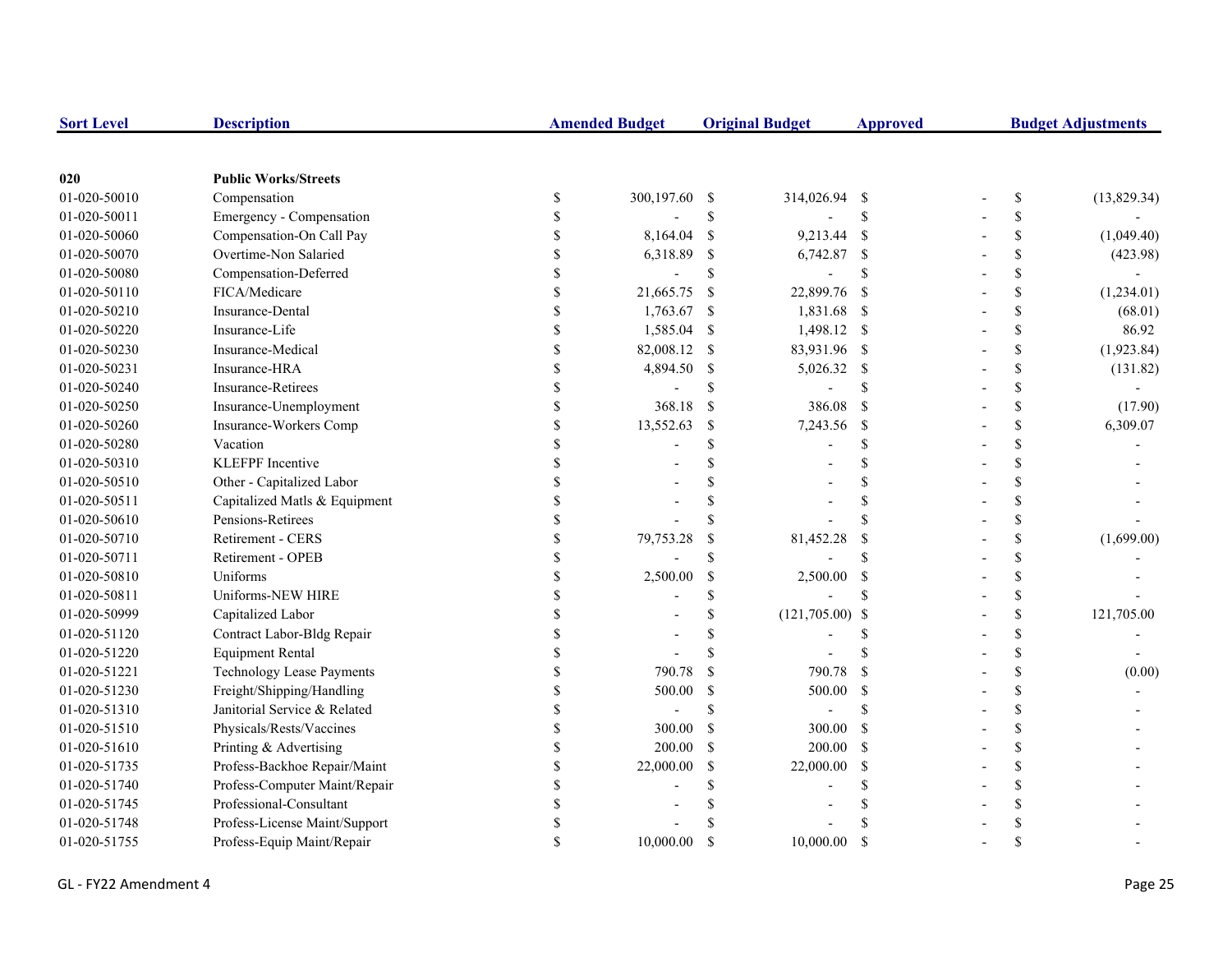| Sort Level | Description | Amended Budget | Original Budget | Approved | Budget Adjustments |
|---|---|---|---|---|---|
| **020** | **Public Works/Streets** | | | | |
| 01-020-50010 | Compensation | $ 300,197.60 | $ 314,026.94 | $ - | $ (13,829.34) |
| 01-020-50011 | Emergency - Compensation | $ - | $ - | $ - | $ - |
| 01-020-50060 | Compensation-On Call Pay | $ 8,164.04 | $ 9,213.44 | $ - | $ (1,049.40) |
| 01-020-50070 | Overtime-Non Salaried | $ 6,318.89 | $ 6,742.87 | $ - | $ (423.98) |
| 01-020-50080 | Compensation-Deferred | $ - | $ - | $ - | $ - |
| 01-020-50110 | FICA/Medicare | $ 21,665.75 | $ 22,899.76 | $ - | $ (1,234.01) |
| 01-020-50210 | Insurance-Dental | $ 1,763.67 | $ 1,831.68 | $ - | $ (68.01) |
| 01-020-50220 | Insurance-Life | $ 1,585.04 | $ 1,498.12 | $ - | $ 86.92 |
| 01-020-50230 | Insurance-Medical | $ 82,008.12 | $ 83,931.96 | $ - | $ (1,923.84) |
| 01-020-50231 | Insurance-HRA | $ 4,894.50 | $ 5,026.32 | $ - | $ (131.82) |
| 01-020-50240 | Insurance-Retirees | $ - | $ - | $ - | $ - |
| 01-020-50250 | Insurance-Unemployment | $ 368.18 | $ 386.08 | $ - | $ (17.90) |
| 01-020-50260 | Insurance-Workers Comp | $ 13,552.63 | $ 7,243.56 | $ - | $ 6,309.07 |
| 01-020-50280 | Vacation | $ - | $ - | $ - | $ - |
| 01-020-50310 | KLEFPF Incentive | $ - | $ - | $ - | $ - |
| 01-020-50510 | Other - Capitalized Labor | $ - | $ - | $ - | $ - |
| 01-020-50511 | Capitalized Matls & Equipment | $ - | $ - | $ - | $ - |
| 01-020-50610 | Pensions-Retirees | $ - | $ - | $ - | $ - |
| 01-020-50710 | Retirement - CERS | $ 79,753.28 | $ 81,452.28 | $ - | $ (1,699.00) |
| 01-020-50711 | Retirement - OPEB | $ - | $ - | $ - | $ - |
| 01-020-50810 | Uniforms | $ 2,500.00 | $ 2,500.00 | $ - | $ - |
| 01-020-50811 | Uniforms-NEW HIRE | $ - | $ - | $ - | $ - |
| 01-020-50999 | Capitalized Labor | $ - | $ (121,705.00) | $ - | $ 121,705.00 |
| 01-020-51120 | Contract Labor-Bldg Repair | $ - | $ - | $ - | $ - |
| 01-020-51220 | Equipment Rental | $ - | $ - | $ - | $ - |
| 01-020-51221 | Technology Lease Payments | $ 790.78 | $ 790.78 | $ - | $ (0.00) |
| 01-020-51230 | Freight/Shipping/Handling | $ 500.00 | $ 500.00 | $ - | $ - |
| 01-020-51310 | Janitorial Service & Related | $ - | $ - | $ - | $ - |
| 01-020-51510 | Physicals/Rests/Vaccines | $ 300.00 | $ 300.00 | $ - | $ - |
| 01-020-51610 | Printing & Advertising | $ 200.00 | $ 200.00 | $ - | $ - |
| 01-020-51735 | Profess-Backhoe Repair/Maint | $ 22,000.00 | $ 22,000.00 | $ - | $ - |
| 01-020-51740 | Profess-Computer Maint/Repair | $ - | $ - | $ - | $ - |
| 01-020-51745 | Professional-Consultant | $ - | $ - | $ - | $ - |
| 01-020-51748 | Profess-License Maint/Support | $ - | $ - | $ - | $ - |
| 01-020-51755 | Profess-Equip Maint/Repair | $ 10,000.00 | $ 10,000.00 | $ - | $ - |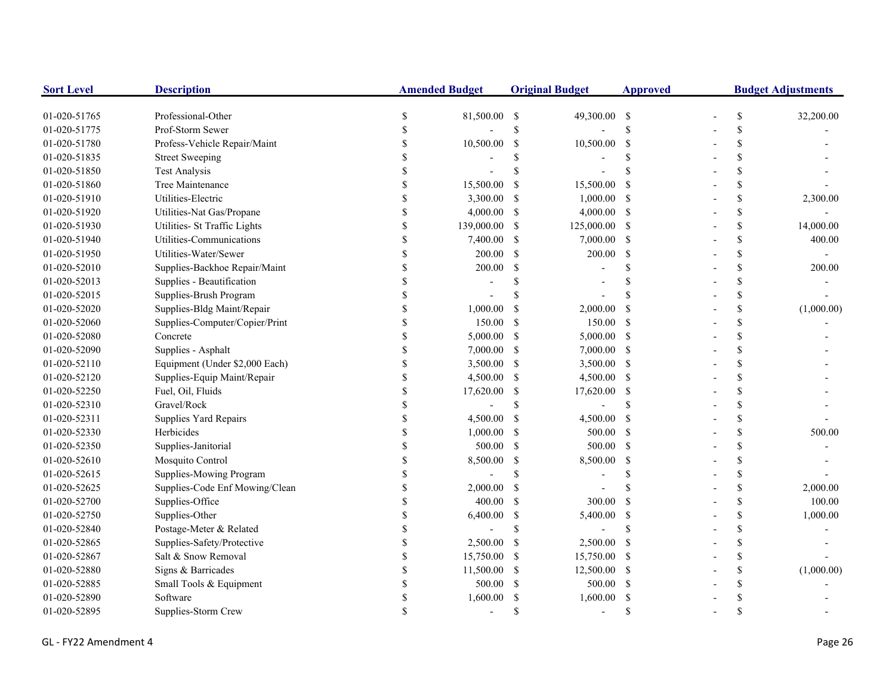| Sort Level | Description | Amended Budget | Original Budget | Approved | Budget Adjustments |
|---|---|---|---|---|---|
| 01-020-51765 | Professional-Other | $ 81,500.00 | $ 49,300.00 | $ - | $ 32,200.00 |
| 01-020-51775 | Prof-Storm Sewer | $ - | $ - | $ - | $ - |
| 01-020-51780 | Profess-Vehicle Repair/Maint | $ 10,500.00 | $ 10,500.00 | $ - | $ - |
| 01-020-51835 | Street Sweeping | $ - | $ - | $ - | $ - |
| 01-020-51850 | Test Analysis | $ - | $ - | $ - | $ - |
| 01-020-51860 | Tree Maintenance | $ 15,500.00 | $ 15,500.00 | $ - | $ - |
| 01-020-51910 | Utilities-Electric | $ 3,300.00 | $ 1,000.00 | $ - | $ 2,300.00 |
| 01-020-51920 | Utilities-Nat Gas/Propane | $ 4,000.00 | $ 4,000.00 | $ - | $ - |
| 01-020-51930 | Utilities- St Traffic Lights | $ 139,000.00 | $ 125,000.00 | $ - | $ 14,000.00 |
| 01-020-51940 | Utilities-Communications | $ 7,400.00 | $ 7,000.00 | $ - | $ 400.00 |
| 01-020-51950 | Utilities-Water/Sewer | $ 200.00 | $ 200.00 | $ - | $ - |
| 01-020-52010 | Supplies-Backhoe Repair/Maint | $ 200.00 | $ - | $ - | $ 200.00 |
| 01-020-52013 | Supplies - Beautification | $ - | $ - | $ - | $ - |
| 01-020-52015 | Supplies-Brush Program | $ - | $ - | $ - | $ - |
| 01-020-52020 | Supplies-Bldg Maint/Repair | $ 1,000.00 | $ 2,000.00 | $ - | $ (1,000.00) |
| 01-020-52060 | Supplies-Computer/Copier/Print | $ 150.00 | $ 150.00 | $ - | $ - |
| 01-020-52080 | Concrete | $ 5,000.00 | $ 5,000.00 | $ - | $ - |
| 01-020-52090 | Supplies - Asphalt | $ 7,000.00 | $ 7,000.00 | $ - | $ - |
| 01-020-52110 | Equipment (Under $2,000 Each) | $ 3,500.00 | $ 3,500.00 | $ - | $ - |
| 01-020-52120 | Supplies-Equip Maint/Repair | $ 4,500.00 | $ 4,500.00 | $ - | $ - |
| 01-020-52250 | Fuel, Oil, Fluids | $ 17,620.00 | $ 17,620.00 | $ - | $ - |
| 01-020-52310 | Gravel/Rock | $ - | $ - | $ - | $ - |
| 01-020-52311 | Supplies Yard Repairs | $ 4,500.00 | $ 4,500.00 | $ - | $ - |
| 01-020-52330 | Herbicides | $ 1,000.00 | $ 500.00 | $ - | $ 500.00 |
| 01-020-52350 | Supplies-Janitorial | $ 500.00 | $ 500.00 | $ - | $ - |
| 01-020-52610 | Mosquito Control | $ 8,500.00 | $ 8,500.00 | $ - | $ - |
| 01-020-52615 | Supplies-Mowing Program | $ - | $ - | $ - | $ - |
| 01-020-52625 | Supplies-Code Enf Mowing/Clean | $ 2,000.00 | $ - | $ - | $ 2,000.00 |
| 01-020-52700 | Supplies-Office | $ 400.00 | $ 300.00 | $ - | $ 100.00 |
| 01-020-52750 | Supplies-Other | $ 6,400.00 | $ 5,400.00 | $ - | $ 1,000.00 |
| 01-020-52840 | Postage-Meter & Related | $ - | $ - | $ - | $ - |
| 01-020-52865 | Supplies-Safety/Protective | $ 2,500.00 | $ 2,500.00 | $ - | $ - |
| 01-020-52867 | Salt & Snow Removal | $ 15,750.00 | $ 15,750.00 | $ - | $ - |
| 01-020-52880 | Signs & Barricades | $ 11,500.00 | $ 12,500.00 | $ - | $ (1,000.00) |
| 01-020-52885 | Small Tools & Equipment | $ 500.00 | $ 500.00 | $ - | $ - |
| 01-020-52890 | Software | $ 1,600.00 | $ 1,600.00 | $ - | $ - |
| 01-020-52895 | Supplies-Storm Crew | $ - | $ - | $ - | $ - |

GL - FY22 Amendment 4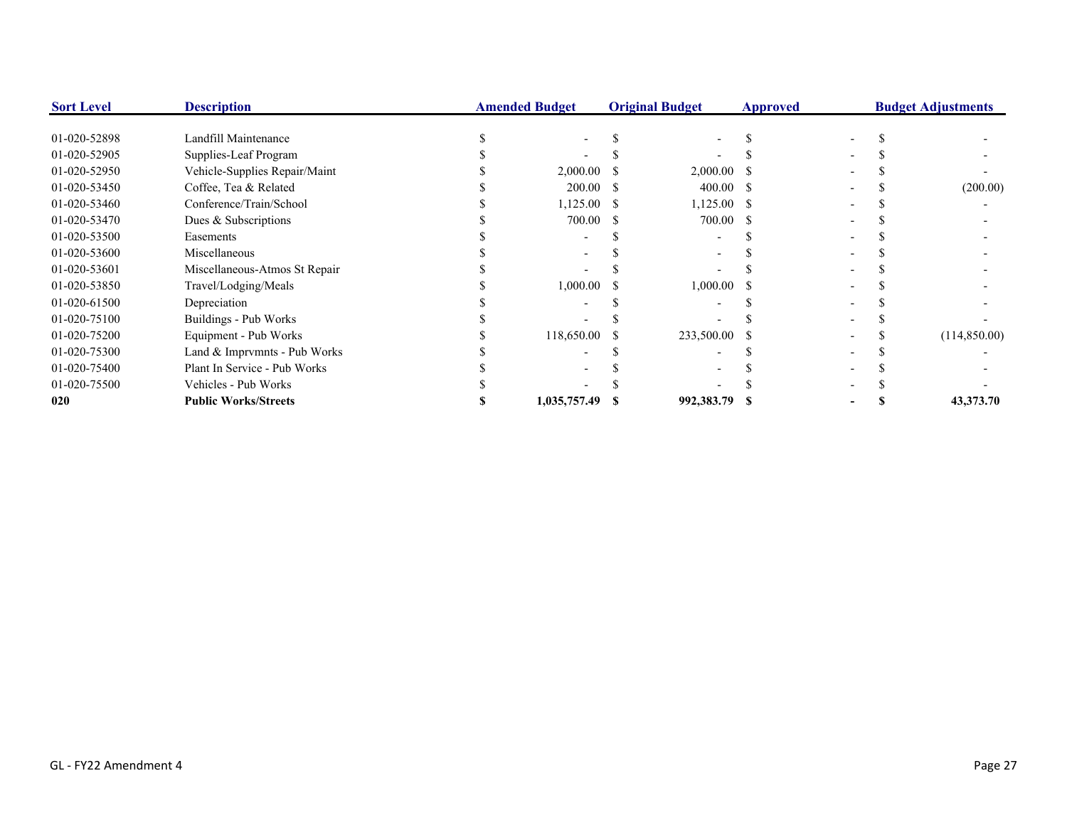| Sort Level | Description | Amended Budget | Original Budget | Approved | Budget Adjustments |
|---|---|---|---|---|---|
| 01-020-52898 | Landfill Maintenance | $ - | $ - | $ - | $ - |
| 01-020-52905 | Supplies-Leaf Program | $ - | $ - | $ - | $ - |
| 01-020-52950 | Vehicle-Supplies Repair/Maint | $ 2,000.00 | $ 2,000.00 | $ - | $ - |
| 01-020-53450 | Coffee, Tea & Related | $ 200.00 | $ 400.00 | $ - | $ (200.00) |
| 01-020-53460 | Conference/Train/School | $ 1,125.00 | $ 1,125.00 | $ - | $ - |
| 01-020-53470 | Dues & Subscriptions | $ 700.00 | $ 700.00 | $ - | $ - |
| 01-020-53500 | Easements | $ - | $ - | $ - | $ - |
| 01-020-53600 | Miscellaneous | $ - | $ - | $ - | $ - |
| 01-020-53601 | Miscellaneous-Atmos St Repair | $ - | $ - | $ - | $ - |
| 01-020-53850 | Travel/Lodging/Meals | $ 1,000.00 | $ 1,000.00 | $ - | $ - |
| 01-020-61500 | Depreciation | $ - | $ - | $ - | $ - |
| 01-020-75100 | Buildings - Pub Works | $ - | $ - | $ - | $ - |
| 01-020-75200 | Equipment - Pub Works | $ 118,650.00 | $ 233,500.00 | $ - | $ (114,850.00) |
| 01-020-75300 | Land & Imprvmnts - Pub Works | $ - | $ - | $ - | $ - |
| 01-020-75400 | Plant In Service - Pub Works | $ - | $ - | $ - | $ - |
| 01-020-75500 | Vehicles - Pub Works | $ - | $ - | $ - | $ - |
| **020** | **Public Works/Streets** | **$ 1,035,757.49** | **$ 992,383.79** | **$ -** | **$ 43,373.70** |

GL - FY22 Amendment 4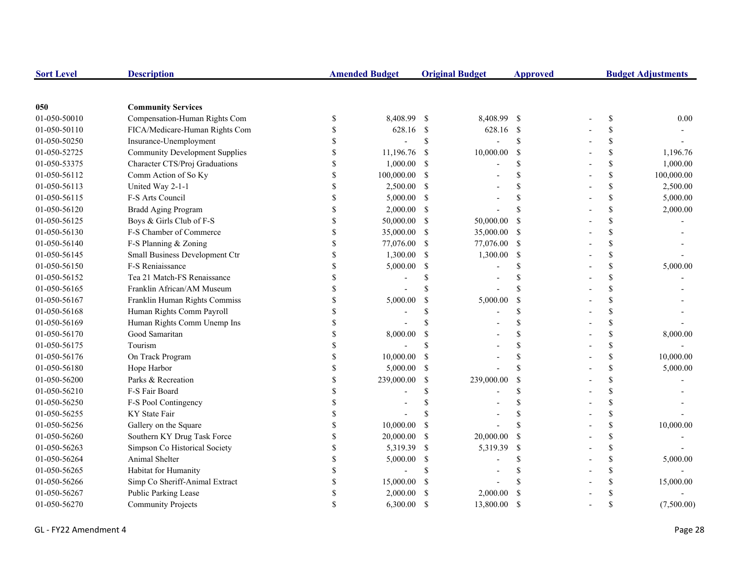| Sort Level | Description | Amended Budget | Original Budget | Approved | Budget Adjustments |
|---|---|---|---|---|---|
| **050** | **Community Services** | | | | |
| 01-050-50010 | Compensation-Human Rights Com | $ 8,408.99 | $ 8,408.99 | $ - | $ 0.00 |
| 01-050-50110 | FICA/Medicare-Human Rights Com | $ 628.16 | $ 628.16 | $ - | $ - |
| 01-050-50250 | Insurance-Unemployment | $ - | $ - | $ - | $ - |
| 01-050-52725 | Community Development Supplies | $ 11,196.76 | $ 10,000.00 | $ - | $ 1,196.76 |
| 01-050-53375 | Character CTS/Proj Graduations | $ 1,000.00 | $ - | $ - | $ 1,000.00 |
| 01-050-56112 | Comm Action of So Ky | $ 100,000.00 | $ - | $ - | $ 100,000.00 |
| 01-050-56113 | United Way 2-1-1 | $ 2,500.00 | $ - | $ - | $ 2,500.00 |
| 01-050-56115 | F-S Arts Council | $ 5,000.00 | $ - | $ - | $ 5,000.00 |
| 01-050-56120 | Bradd Aging Program | $ 2,000.00 | $ - | $ - | $ 2,000.00 |
| 01-050-56125 | Boys & Girls Club of F-S | $ 50,000.00 | $ 50,000.00 | $ - | $ - |
| 01-050-56130 | F-S Chamber of Commerce | $ 35,000.00 | $ 35,000.00 | $ - | $ - |
| 01-050-56140 | F-S Planning & Zoning | $ 77,076.00 | $ 77,076.00 | $ - | $ - |
| 01-050-56145 | Small Business Development Ctr | $ 1,300.00 | $ 1,300.00 | $ - | $ - |
| 01-050-56150 | F-S Reniaissance | $ 5,000.00 | $ - | $ - | $ 5,000.00 |
| 01-050-56152 | Tea 21 Match-FS Renaissance | $ - | $ - | $ - | $ - |
| 01-050-56165 | Franklin African/AM Museum | $ - | $ - | $ - | $ - |
| 01-050-56167 | Franklin Human Rights Commiss | $ 5,000.00 | $ 5,000.00 | $ - | $ - |
| 01-050-56168 | Human Rights Comm Payroll | $ - | $ - | $ - | $ - |
| 01-050-56169 | Human Rights Comm Unemp Ins | $ - | $ - | $ - | $ - |
| 01-050-56170 | Good Samaritan | $ 8,000.00 | $ - | $ - | $ 8,000.00 |
| 01-050-56175 | Tourism | $ - | $ - | $ - | $ - |
| 01-050-56176 | On Track Program | $ 10,000.00 | $ - | $ - | $ 10,000.00 |
| 01-050-56180 | Hope Harbor | $ 5,000.00 | $ - | $ - | $ 5,000.00 |
| 01-050-56200 | Parks & Recreation | $ 239,000.00 | $ 239,000.00 | $ - | $ - |
| 01-050-56210 | F-S Fair Board | $ - | $ - | $ - | $ - |
| 01-050-56250 | F-S Pool Contingency | $ - | $ - | $ - | $ - |
| 01-050-56255 | KY State Fair | $ - | $ - | $ - | $ - |
| 01-050-56256 | Gallery on the Square | $ 10,000.00 | $ - | $ - | $ 10,000.00 |
| 01-050-56260 | Southern KY Drug Task Force | $ 20,000.00 | $ 20,000.00 | $ - | $ - |
| 01-050-56263 | Simpson Co Historical Society | $ 5,319.39 | $ 5,319.39 | $ - | $ - |
| 01-050-56264 | Animal Shelter | $ 5,000.00 | $ - | $ - | $ 5,000.00 |
| 01-050-56265 | Habitat for Humanity | $ - | $ - | $ - | $ - |
| 01-050-56266 | Simp Co Sheriff-Animal Extract | $ 15,000.00 | $ - | $ - | $ 15,000.00 |
| 01-050-56267 | Public Parking Lease | $ 2,000.00 | $ 2,000.00 | $ - | $ - |
| 01-050-56270 | Community Projects | $ 6,300.00 | $ 13,800.00 | $ - | $ (7,500.00) |

GL - FY22 Amendment 4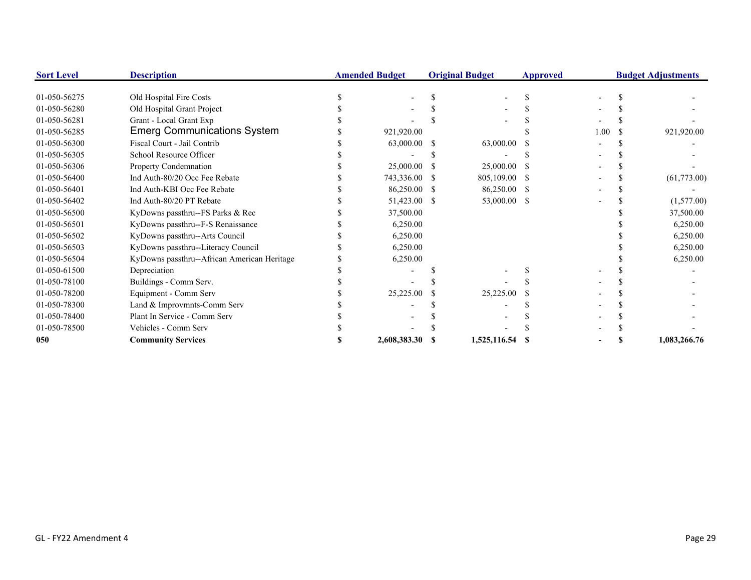| Sort Level | Description | Amended Budget | Original Budget | Approved | Budget Adjustments |
|---|---|---|---|---|---|
| 01-050-56275 | Old Hospital Fire Costs | $ - | $ - | $ - | $ - |
| 01-050-56280 | Old Hospital Grant Project | $ - | $ - | $ - | $ - |
| 01-050-56281 | Grant - Local Grant Exp | $ - | $ - | $ - | $ - |
| 01-050-56285 | Emerg Communications System | $ 921,920.00 | | $ 1.00 | $ 921,920.00 |
| 01-050-56300 | Fiscal Court - Jail Contrib | $ 63,000.00 | $ 63,000.00 | $ - | $ - |
| 01-050-56305 | School Resource Officer | $ - | $ - | $ - | $ - |
| 01-050-56306 | Property Condemnation | $ 25,000.00 | $ 25,000.00 | $ - | $ - |
| 01-050-56400 | Ind Auth-80/20 Occ Fee Rebate | $ 743,336.00 | $ 805,109.00 | $ - | $ (61,773.00) |
| 01-050-56401 | Ind Auth-KBI Occ Fee Rebate | $ 86,250.00 | $ 86,250.00 | $ - | $ - |
| 01-050-56402 | Ind Auth-80/20 PT Rebate | $ 51,423.00 | $ 53,000.00 | $ - | $ (1,577.00) |
| 01-050-56500 | KyDowns passthru--FS Parks & Rec | $ 37,500.00 | | | $ 37,500.00 |
| 01-050-56501 | KyDowns passthru--F-S Renaissance | $ 6,250.00 | | | $ 6,250.00 |
| 01-050-56502 | KyDowns passthru--Arts Council | $ 6,250.00 | | | $ 6,250.00 |
| 01-050-56503 | KyDowns passthru--Literacy Council | $ 6,250.00 | | | $ 6,250.00 |
| 01-050-56504 | KyDowns passthru--African American Heritage | $ 6,250.00 | | | $ 6,250.00 |
| 01-050-61500 | Depreciation | $ - | $ - | $ - | $ - |
| 01-050-78100 | Buildings - Comm Serv. | $ - | $ - | $ - | $ - |
| 01-050-78200 | Equipment - Comm Serv | $ 25,225.00 | $ 25,225.00 | $ - | $ - |
| 01-050-78300 | Land & Improvmnts-Comm Serv | $ - | $ - | $ - | $ - |
| 01-050-78400 | Plant In Service - Comm Serv | $ - | $ - | $ - | $ - |
| 01-050-78500 | Vehicles - Comm Serv | $ - | $ - | $ - | $ - |
| **050** | **Community Services** | **$ 2,608,383.30** | **$ 1,525,116.54** | **$ -** | **$ 1,083,266.76** |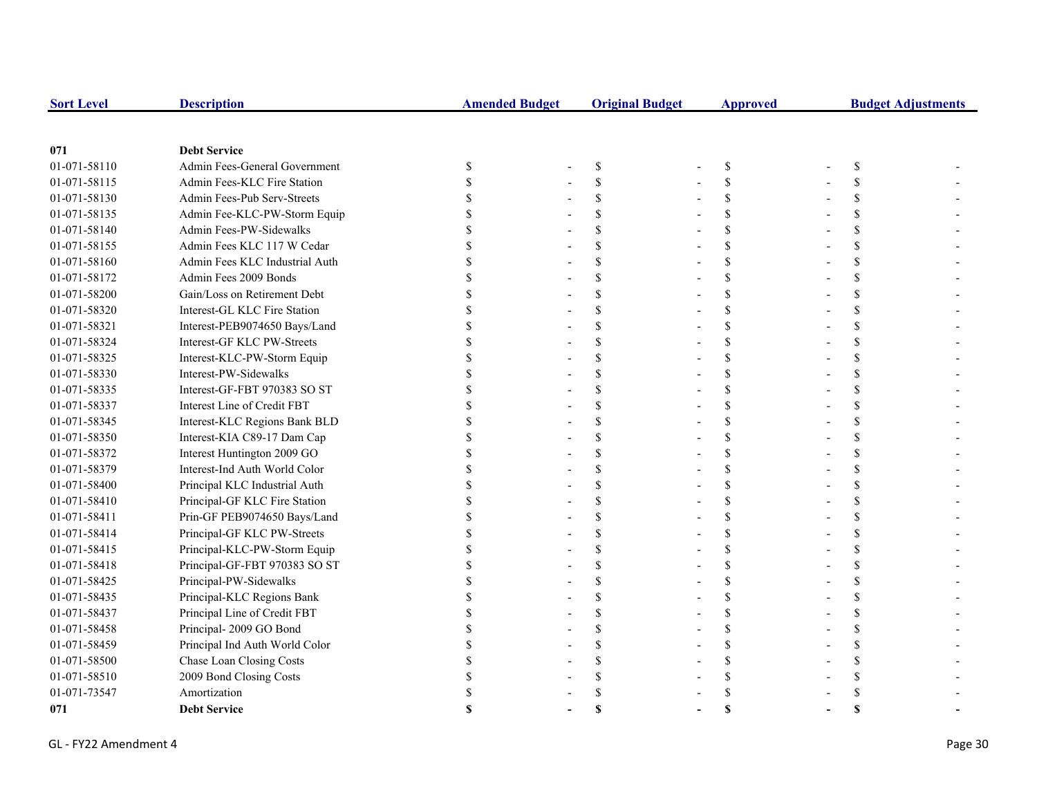| Sort Level | Description | Amended Budget | Original Budget | Approved | Budget Adjustments |
|---|---|---|---|---|---|
| 071 | **Debt Service** | | | | |
| 01-071-58110 | Admin Fees-General Government | $ - | $ - | $ - | $ - |
| 01-071-58115 | Admin Fees-KLC Fire Station | $ - | $ - | $ - | $ - |
| 01-071-58130 | Admin Fees-Pub Serv-Streets | $ - | $ - | $ - | $ - |
| 01-071-58135 | Admin Fee-KLC-PW-Storm Equip | $ - | $ - | $ - | $ - |
| 01-071-58140 | Admin Fees-PW-Sidewalks | $ - | $ - | $ - | $ - |
| 01-071-58155 | Admin Fees KLC 117 W Cedar | $ - | $ - | $ - | $ - |
| 01-071-58160 | Admin Fees KLC Industrial Auth | $ - | $ - | $ - | $ - |
| 01-071-58172 | Admin Fees 2009 Bonds | $ - | $ - | $ - | $ - |
| 01-071-58200 | Gain/Loss on Retirement Debt | $ - | $ - | $ - | $ - |
| 01-071-58320 | Interest-GL KLC Fire Station | $ - | $ - | $ - | $ - |
| 01-071-58321 | Interest-PEB9074650 Bays/Land | $ - | $ - | $ - | $ - |
| 01-071-58324 | Interest-GF KLC PW-Streets | $ - | $ - | $ - | $ - |
| 01-071-58325 | Interest-KLC-PW-Storm Equip | $ - | $ - | $ - | $ - |
| 01-071-58330 | Interest-PW-Sidewalks | $ - | $ - | $ - | $ - |
| 01-071-58335 | Interest-GF-FBT 970383 SO ST | $ - | $ - | $ - | $ - |
| 01-071-58337 | Interest Line of Credit FBT | $ - | $ - | $ - | $ - |
| 01-071-58345 | Interest-KLC Regions Bank BLD | $ - | $ - | $ - | $ - |
| 01-071-58350 | Interest-KIA C89-17 Dam Cap | $ - | $ - | $ - | $ - |
| 01-071-58372 | Interest Huntington 2009 GO | $ - | $ - | $ - | $ - |
| 01-071-58379 | Interest-Ind Auth World Color | $ - | $ - | $ - | $ - |
| 01-071-58400 | Principal KLC Industrial Auth | $ - | $ - | $ - | $ - |
| 01-071-58410 | Principal-GF KLC Fire Station | $ - | $ - | $ - | $ - |
| 01-071-58411 | Prin-GF PEB9074650 Bays/Land | $ - | $ - | $ - | $ - |
| 01-071-58414 | Principal-GF KLC PW-Streets | $ - | $ - | $ - | $ - |
| 01-071-58415 | Principal-KLC-PW-Storm Equip | $ - | $ - | $ - | $ - |
| 01-071-58418 | Principal-GF-FBT 970383 SO ST | $ - | $ - | $ - | $ - |
| 01-071-58425 | Principal-PW-Sidewalks | $ - | $ - | $ - | $ - |
| 01-071-58435 | Principal-KLC Regions Bank | $ - | $ - | $ - | $ - |
| 01-071-58437 | Principal Line of Credit FBT | $ - | $ - | $ - | $ - |
| 01-071-58458 | Principal- 2009 GO Bond | $ - | $ - | $ - | $ - |
| 01-071-58459 | Principal Ind Auth World Color | $ - | $ - | $ - | $ - |
| 01-071-58500 | Chase Loan Closing Costs | $ - | $ - | $ - | $ - |
| 01-071-58510 | 2009 Bond Closing Costs | $ - | $ - | $ - | $ - |
| 01-071-73547 | Amortization | $ - | $ - | $ - | $ - |
| **071** | **Debt Service** | **$ -** | **$ -** | **$ -** | **$ -** |

GL - FY22 Amendment 4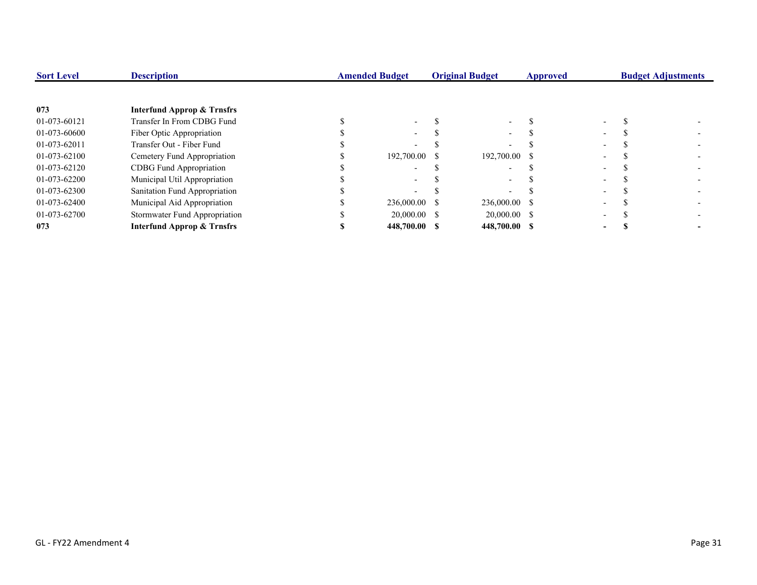| Sort Level | Description | Amended Budget | Original Budget | Approved | Budget Adjustments |
|---|---|---|---|---|---|
| **073** | **Interfund Approp & Trnsfrs** | | | | |
| 01-073-60121 | Transfer In From CDBG Fund | $ - | $ - | $ - | $ - |
| 01-073-60600 | Fiber Optic Appropriation | $ - | $ - | $ - | $ - |
| 01-073-62011 | Transfer Out - Fiber Fund | $ - | $ - | $ - | $ - |
| 01-073-62100 | Cemetery Fund Appropriation | $ 192,700.00 | $ 192,700.00 | $ - | $ - |
| 01-073-62120 | CDBG Fund Appropriation | $ - | $ - | $ - | $ - |
| 01-073-62200 | Municipal Util Appropriation | $ - | $ - | $ - | $ - |
| 01-073-62300 | Sanitation Fund Appropriation | $ - | $ - | $ - | $ - |
| 01-073-62400 | Municipal Aid Appropriation | $ 236,000.00 | $ 236,000.00 | $ - | $ - |
| 01-073-62700 | Stormwater Fund Appropriation | $ 20,000.00 | $ 20,000.00 | $ - | $ - |
| **073** | **Interfund Approp & Trnsfrs** | **$ 448,700.00** | **$ 448,700.00** | **$ -** | **$ -** |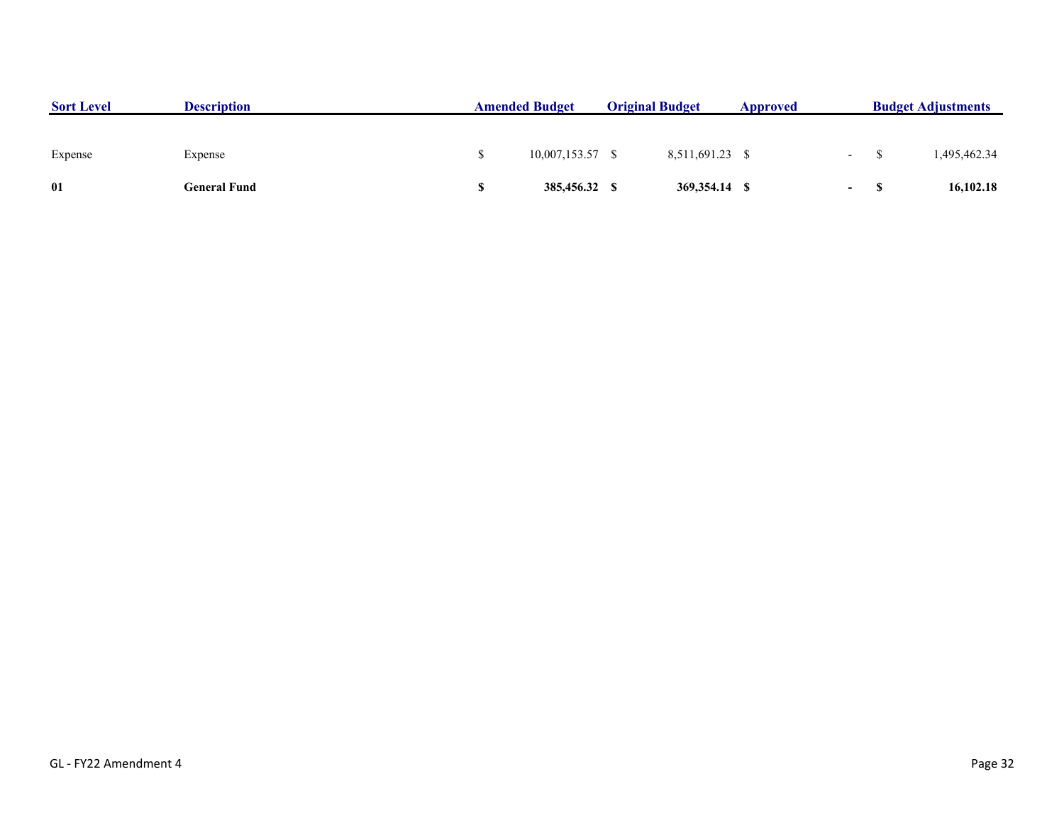| Sort Level | Description | Amended Budget | Original Budget | Approved | Budget Adjustments |
|---|---|---|---|---|---|
| Expense | Expense | $ 10,007,153.57 | $ 8,511,691.23 | $ - | $ 1,495,462.34 |
| **01** | **General Fund** | **$ 385,456.32** | **$ 369,354.14** | **$ -** | **$ 16,102.18** |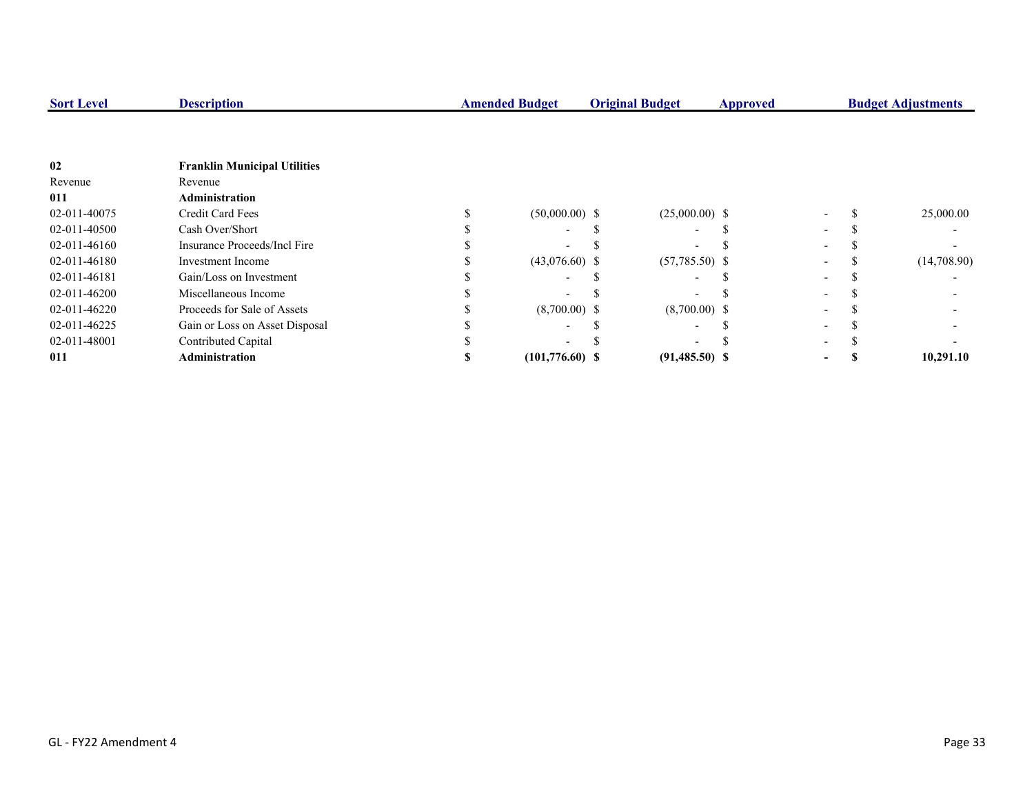| Sort Level | Description | Amended Budget | Original Budget | Approved | Budget Adjustments |
|---|---|---|---|---|---|
| **02** | **Franklin Municipal Utilities** | | | | |
| Revenue | Revenue | | | | |
| **011** | **Administration** | | | | |
| 02-011-40075 | Credit Card Fees | $ (50,000.00) | $ (25,000.00) | $ - | $ 25,000.00 |
| 02-011-40500 | Cash Over/Short | $ - | $ - | $ - | $ - |
| 02-011-46160 | Insurance Proceeds/Incl Fire | $ - | $ - | $ - | $ - |
| 02-011-46180 | Investment Income | $ (43,076.60) | $ (57,785.50) | $ - | $ (14,708.90) |
| 02-011-46181 | Gain/Loss on Investment | $ - | $ - | $ - | $ - |
| 02-011-46200 | Miscellaneous Income | $ - | $ - | $ - | $ - |
| 02-011-46220 | Proceeds for Sale of Assets | $ (8,700.00) | $ (8,700.00) | $ - | $ - |
| 02-011-46225 | Gain or Loss on Asset Disposal | $ - | $ - | $ - | $ - |
| 02-011-48001 | Contributed Capital | $ - | $ - | $ - | $ - |
| **011** | **Administration** | **$ (101,776.60)** | **$ (91,485.50)** | **$ -** | **$ 10,291.10** |

GL - FY22 Amendment 4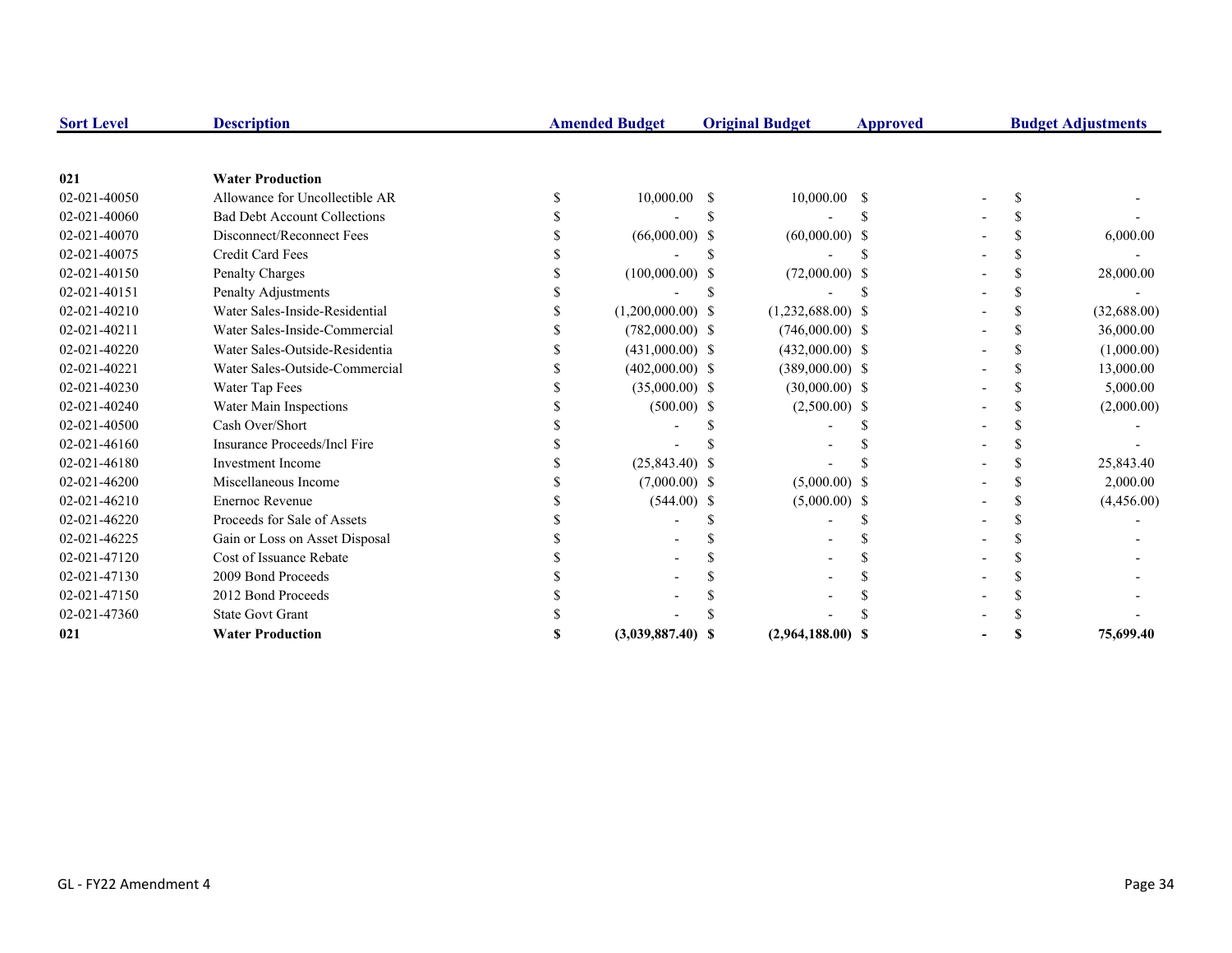| Sort Level | Description | Amended Budget | Original Budget | Approved | Budget Adjustments |
|---|---|---|---|---|---|
| **021** | **Water Production** | | | | |
| 02-021-40050 | Allowance for Uncollectible AR | $ 10,000.00 | $ 10,000.00 | $ - | $ - |
| 02-021-40060 | Bad Debt Account Collections | $ - | $ - | $ - | $ - |
| 02-021-40070 | Disconnect/Reconnect Fees | $ (66,000.00) | $ (60,000.00) | $ - | $ 6,000.00 |
| 02-021-40075 | Credit Card Fees | $ - | $ - | $ - | $ - |
| 02-021-40150 | Penalty Charges | $ (100,000.00) | $ (72,000.00) | $ - | $ 28,000.00 |
| 02-021-40151 | Penalty Adjustments | $ - | $ - | $ - | $ - |
| 02-021-40210 | Water Sales-Inside-Residential | $ (1,200,000.00) | $ (1,232,688.00) | $ - | $ (32,688.00) |
| 02-021-40211 | Water Sales-Inside-Commercial | $ (782,000.00) | $ (746,000.00) | $ - | $ 36,000.00 |
| 02-021-40220 | Water Sales-Outside-Residentia | $ (431,000.00) | $ (432,000.00) | $ - | $ (1,000.00) |
| 02-021-40221 | Water Sales-Outside-Commercial | $ (402,000.00) | $ (389,000.00) | $ - | $ 13,000.00 |
| 02-021-40230 | Water Tap Fees | $ (35,000.00) | $ (30,000.00) | $ - | $ 5,000.00 |
| 02-021-40240 | Water Main Inspections | $ (500.00) | $ (2,500.00) | $ - | $ (2,000.00) |
| 02-021-40500 | Cash Over/Short | $ - | $ - | $ - | $ - |
| 02-021-46160 | Insurance Proceeds/Incl Fire | $ - | $ - | $ - | $ - |
| 02-021-46180 | Investment Income | $ (25,843.40) | $ - | $ - | $ 25,843.40 |
| 02-021-46200 | Miscellaneous Income | $ (7,000.00) | $ (5,000.00) | $ - | $ 2,000.00 |
| 02-021-46210 | Enernoc Revenue | $ (544.00) | $ (5,000.00) | $ - | $ (4,456.00) |
| 02-021-46220 | Proceeds for Sale of Assets | $ - | $ - | $ - | $ - |
| 02-021-46225 | Gain or Loss on Asset Disposal | $ - | $ - | $ - | $ - |
| 02-021-47120 | Cost of Issuance Rebate | $ - | $ - | $ - | $ - |
| 02-021-47130 | 2009 Bond Proceeds | $ - | $ - | $ - | $ - |
| 02-021-47150 | 2012 Bond Proceeds | $ - | $ - | $ - | $ - |
| 02-021-47360 | State Govt Grant | $ - | $ - | $ - | $ - |
| **021** | **Water Production** | **$ (3,039,887.40)** | **$ (2,964,188.00)** | **$ -** | **$ 75,699.40** |

GL - FY22 Amendment 4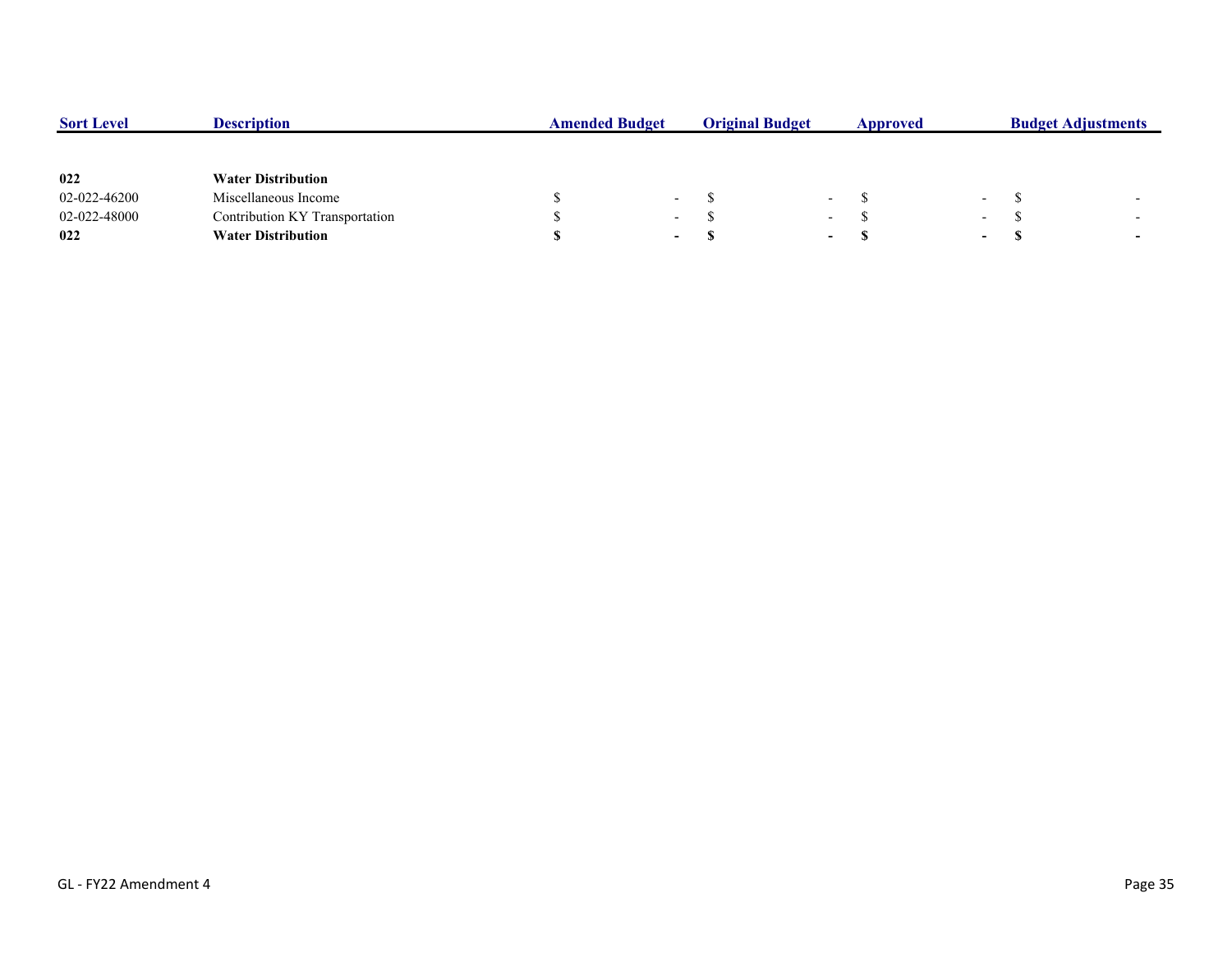| Sort Level | Description | Amended Budget | Original Budget | Approved | Budget Adjustments |
|---|---|---|---|---|---|
| **022** | **Water Distribution** | | | | |
| 02-022-46200 | Miscellaneous Income | $ - | $ - | $ - | $ - |
| 02-022-48000 | Contribution KY Transportation | $ - | $ - | $ - | $ - |
| **022** | **Water Distribution** | **$ -** | **$ -** | **$ -** | **$ -** |

GL - FY22 Amendment 4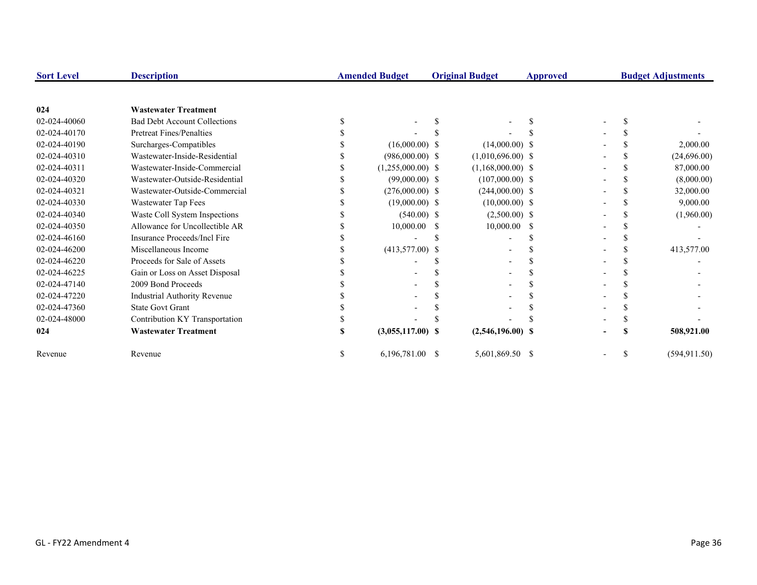| Sort Level | Description | Amended Budget | Original Budget | Approved | Budget Adjustments |
|---|---|---|---|---|---|
| **024** | **Wastewater Treatment** | | | | |
| 02-024-40060 | Bad Debt Account Collections | $ - | $ - | $ - | $ - |
| 02-024-40170 | Pretreat Fines/Penalties | $ - | $ - | $ - | $ - |
| 02-024-40190 | Surcharges-Compatibles | $ (16,000.00) | $ (14,000.00) | $ - | $ 2,000.00 |
| 02-024-40310 | Wastewater-Inside-Residential | $ (986,000.00) | $ (1,010,696.00) | $ - | $ (24,696.00) |
| 02-024-40311 | Wastewater-Inside-Commercial | $ (1,255,000.00) | $ (1,168,000.00) | $ - | $ 87,000.00 |
| 02-024-40320 | Wastewater-Outside-Residential | $ (99,000.00) | $ (107,000.00) | $ - | $ (8,000.00) |
| 02-024-40321 | Wastewater-Outside-Commercial | $ (276,000.00) | $ (244,000.00) | $ - | $ 32,000.00 |
| 02-024-40330 | Wastewater Tap Fees | $ (19,000.00) | $ (10,000.00) | $ - | $ 9,000.00 |
| 02-024-40340 | Waste Coll System Inspections | $ (540.00) | $ (2,500.00) | $ - | $ (1,960.00) |
| 02-024-40350 | Allowance for Uncollectible AR | $ 10,000.00 | $ 10,000.00 | $ - | $ - |
| 02-024-46160 | Insurance Proceeds/Incl Fire | $ - | $ - | $ - | $ - |
| 02-024-46200 | Miscellaneous Income | $ (413,577.00) | $ - | $ - | $ 413,577.00 |
| 02-024-46220 | Proceeds for Sale of Assets | $ - | $ - | $ - | $ - |
| 02-024-46225 | Gain or Loss on Asset Disposal | $ - | $ - | $ - | $ - |
| 02-024-47140 | 2009 Bond Proceeds | $ - | $ - | $ - | $ - |
| 02-024-47220 | Industrial Authority Revenue | $ - | $ - | $ - | $ - |
| 02-024-47360 | State Govt Grant | $ - | $ - | $ - | $ - |
| 02-024-48000 | Contribution KY Transportation | $ - | $ - | $ - | $ - |
| **024** | **Wastewater Treatment** | **$ (3,055,117.00)** | **$ (2,546,196.00)** | **$ -** | **$ 508,921.00** |
| Revenue | Revenue | $ 6,196,781.00 | $ 5,601,869.50 | $ - | $ (594,911.50) |

GL - FY22 Amendment 4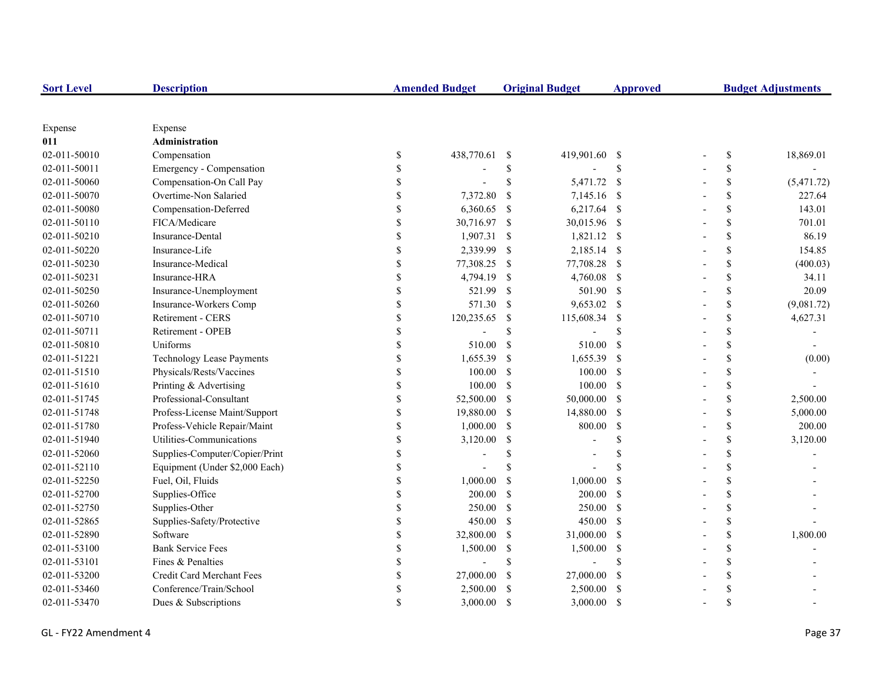| Sort Level | Description | Amended Budget | Original Budget | Approved | Budget Adjustments |
|---|---|---|---|---|---|
| Expense | Expense | | | | |
| **011** | **Administration** | | | | |
| 02-011-50010 | Compensation | $ 438,770.61 | $ 419,901.60 | $ - | $ 18,869.01 |
| 02-011-50011 | Emergency - Compensation | $ - | $ - | $ - | $ - |
| 02-011-50060 | Compensation-On Call Pay | $ - | $ 5,471.72 | $ - | $ (5,471.72) |
| 02-011-50070 | Overtime-Non Salaried | $ 7,372.80 | $ 7,145.16 | $ - | $ 227.64 |
| 02-011-50080 | Compensation-Deferred | $ 6,360.65 | $ 6,217.64 | $ - | $ 143.01 |
| 02-011-50110 | FICA/Medicare | $ 30,716.97 | $ 30,015.96 | $ - | $ 701.01 |
| 02-011-50210 | Insurance-Dental | $ 1,907.31 | $ 1,821.12 | $ - | $ 86.19 |
| 02-011-50220 | Insurance-Life | $ 2,339.99 | $ 2,185.14 | $ - | $ 154.85 |
| 02-011-50230 | Insurance-Medical | $ 77,308.25 | $ 77,708.28 | $ - | $ (400.03) |
| 02-011-50231 | Insurance-HRA | $ 4,794.19 | $ 4,760.08 | $ - | $ 34.11 |
| 02-011-50250 | Insurance-Unemployment | $ 521.99 | $ 501.90 | $ - | $ 20.09 |
| 02-011-50260 | Insurance-Workers Comp | $ 571.30 | $ 9,653.02 | $ - | $ (9,081.72) |
| 02-011-50710 | Retirement - CERS | $ 120,235.65 | $ 115,608.34 | $ - | $ 4,627.31 |
| 02-011-50711 | Retirement - OPEB | $ - | $ - | $ - | $ - |
| 02-011-50810 | Uniforms | $ 510.00 | $ 510.00 | $ - | $ - |
| 02-011-51221 | Technology Lease Payments | $ 1,655.39 | $ 1,655.39 | $ - | $ (0.00) |
| 02-011-51510 | Physicals/Rests/Vaccines | $ 100.00 | $ 100.00 | $ - | $ - |
| 02-011-51610 | Printing & Advertising | $ 100.00 | $ 100.00 | $ - | $ - |
| 02-011-51745 | Professional-Consultant | $ 52,500.00 | $ 50,000.00 | $ - | $ 2,500.00 |
| 02-011-51748 | Profess-License Maint/Support | $ 19,880.00 | $ 14,880.00 | $ - | $ 5,000.00 |
| 02-011-51780 | Profess-Vehicle Repair/Maint | $ 1,000.00 | $ 800.00 | $ - | $ 200.00 |
| 02-011-51940 | Utilities-Communications | $ 3,120.00 | $ - | $ - | $ 3,120.00 |
| 02-011-52060 | Supplies-Computer/Copier/Print | $ - | $ - | $ - | $ - |
| 02-011-52110 | Equipment (Under $2,000 Each) | $ - | $ - | $ - | $ - |
| 02-011-52250 | Fuel, Oil, Fluids | $ 1,000.00 | $ 1,000.00 | $ - | $ - |
| 02-011-52700 | Supplies-Office | $ 200.00 | $ 200.00 | $ - | $ - |
| 02-011-52750 | Supplies-Other | $ 250.00 | $ 250.00 | $ - | $ - |
| 02-011-52865 | Supplies-Safety/Protective | $ 450.00 | $ 450.00 | $ - | $ - |
| 02-011-52890 | Software | $ 32,800.00 | $ 31,000.00 | $ - | $ 1,800.00 |
| 02-011-53100 | Bank Service Fees | $ 1,500.00 | $ 1,500.00 | $ - | $ - |
| 02-011-53101 | Fines & Penalties | $ - | $ - | $ - | $ - |
| 02-011-53200 | Credit Card Merchant Fees | $ 27,000.00 | $ 27,000.00 | $ - | $ - |
| 02-011-53460 | Conference/Train/School | $ 2,500.00 | $ 2,500.00 | $ - | $ - |
| 02-011-53470 | Dues & Subscriptions | $ 3,000.00 | $ 3,000.00 | $ - | $ - |

GL - FY22 Amendment 4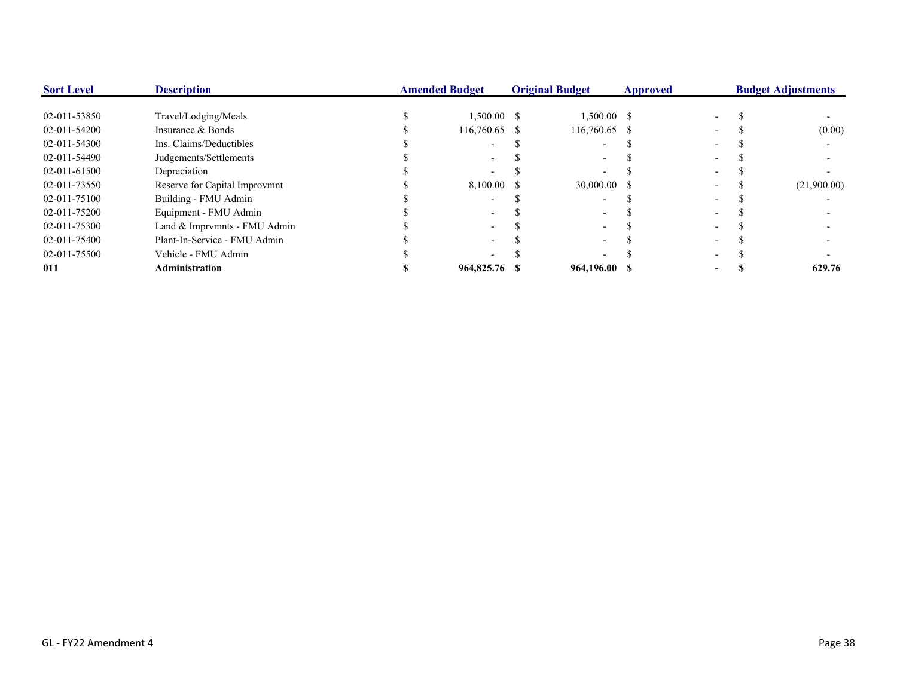| Sort Level | Description | Amended Budget | Original Budget | Approved | Budget Adjustments |
|---|---|---|---|---|---|
| 02-011-53850 | Travel/Lodging/Meals | $ 1,500.00 | $ 1,500.00 | $ - | $ - |
| 02-011-54200 | Insurance & Bonds | $ 116,760.65 | $ 116,760.65 | $ - | $ (0.00) |
| 02-011-54300 | Ins. Claims/Deductibles | $ - | $ - | $ - | $ - |
| 02-011-54490 | Judgements/Settlements | $ - | $ - | $ - | $ - |
| 02-011-61500 | Depreciation | $ - | $ - | $ - | $ - |
| 02-011-73550 | Reserve for Capital Improvmnt | $ 8,100.00 | $ 30,000.00 | $ - | $ (21,900.00) |
| 02-011-75100 | Building - FMU Admin | $ - | $ - | $ - | $ - |
| 02-011-75200 | Equipment - FMU Admin | $ - | $ - | $ - | $ - |
| 02-011-75300 | Land & Imprvmnts - FMU Admin | $ - | $ - | $ - | $ - |
| 02-011-75400 | Plant-In-Service - FMU Admin | $ - | $ - | $ - | $ - |
| 02-011-75500 | Vehicle - FMU Admin | $ - | $ - | $ - | $ - |
| **011** | **Administration** | **$ 964,825.76** | **$ 964,196.00** | **$ -** | **$ 629.76** |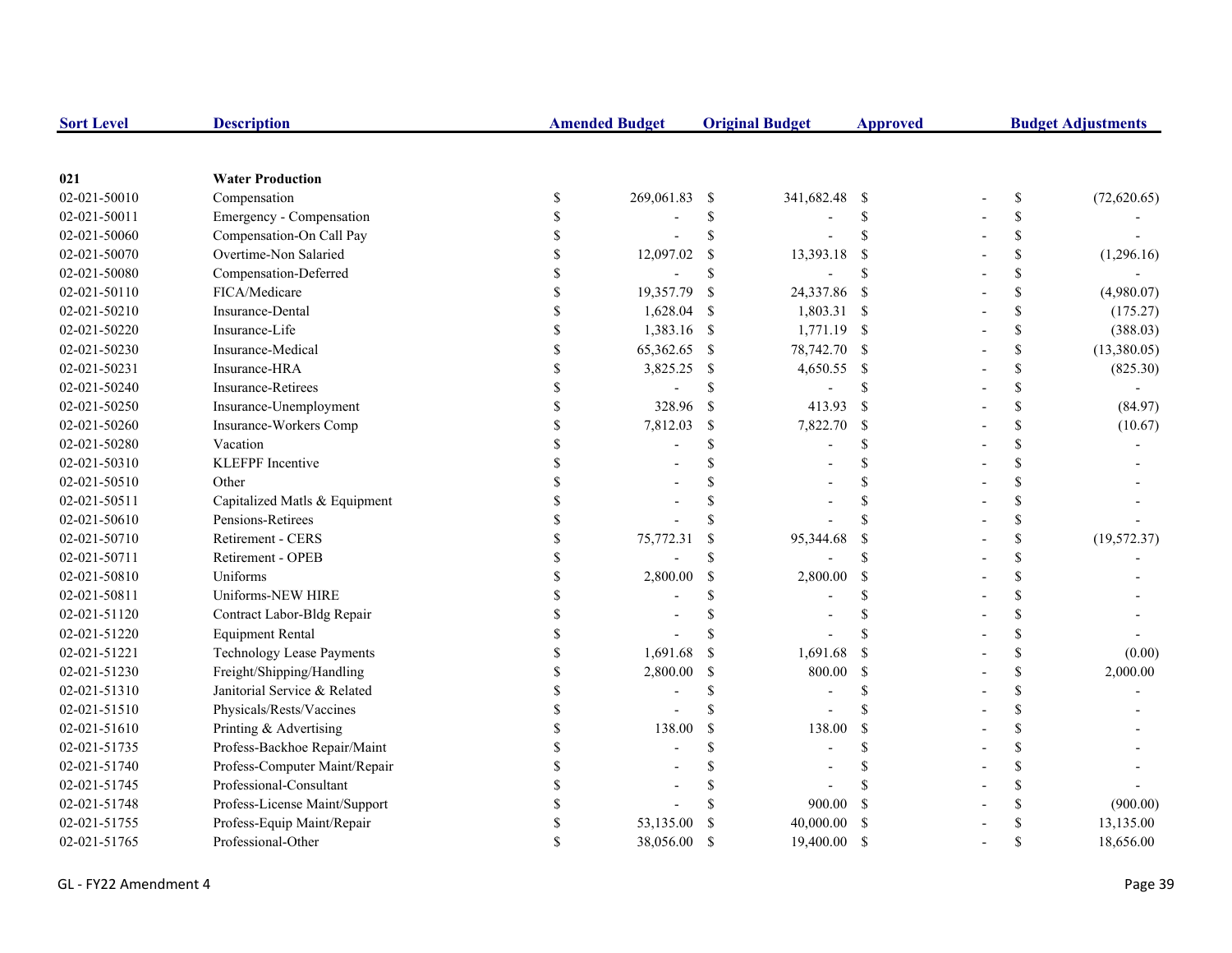| Sort Level | Description | Amended Budget | Original Budget | Approved | Budget Adjustments |
|---|---|---|---|---|---|
| **021** | **Water Production** | | | | |
| 02-021-50010 | Compensation | $ 269,061.83 | $ 341,682.48 | $ - | $ (72,620.65) |
| 02-021-50011 | Emergency - Compensation | $ - | $ - | $ - | $ - |
| 02-021-50060 | Compensation-On Call Pay | $ - | $ - | $ - | $ - |
| 02-021-50070 | Overtime-Non Salaried | $ 12,097.02 | $ 13,393.18 | $ - | $ (1,296.16) |
| 02-021-50080 | Compensation-Deferred | $ - | $ - | $ - | $ - |
| 02-021-50110 | FICA/Medicare | $ 19,357.79 | $ 24,337.86 | $ - | $ (4,980.07) |
| 02-021-50210 | Insurance-Dental | $ 1,628.04 | $ 1,803.31 | $ - | $ (175.27) |
| 02-021-50220 | Insurance-Life | $ 1,383.16 | $ 1,771.19 | $ - | $ (388.03) |
| 02-021-50230 | Insurance-Medical | $ 65,362.65 | $ 78,742.70 | $ - | $ (13,380.05) |
| 02-021-50231 | Insurance-HRA | $ 3,825.25 | $ 4,650.55 | $ - | $ (825.30) |
| 02-021-50240 | Insurance-Retirees | $ - | $ - | $ - | $ - |
| 02-021-50250 | Insurance-Unemployment | $ 328.96 | $ 413.93 | $ - | $ (84.97) |
| 02-021-50260 | Insurance-Workers Comp | $ 7,812.03 | $ 7,822.70 | $ - | $ (10.67) |
| 02-021-50280 | Vacation | $ - | $ - | $ - | $ - |
| 02-021-50310 | KLEFPF Incentive | $ - | $ - | $ - | $ - |
| 02-021-50510 | Other | $ - | $ - | $ - | $ - |
| 02-021-50511 | Capitalized Matls & Equipment | $ - | $ - | $ - | $ - |
| 02-021-50610 | Pensions-Retirees | $ - | $ - | $ - | $ - |
| 02-021-50710 | Retirement - CERS | $ 75,772.31 | $ 95,344.68 | $ - | $ (19,572.37) |
| 02-021-50711 | Retirement - OPEB | $ - | $ - | $ - | $ - |
| 02-021-50810 | Uniforms | $ 2,800.00 | $ 2,800.00 | $ - | $ - |
| 02-021-50811 | Uniforms-NEW HIRE | $ - | $ - | $ - | $ - |
| 02-021-51120 | Contract Labor-Bldg Repair | $ - | $ - | $ - | $ - |
| 02-021-51220 | Equipment Rental | $ - | $ - | $ - | $ - |
| 02-021-51221 | Technology Lease Payments | $ 1,691.68 | $ 1,691.68 | $ - | $ (0.00) |
| 02-021-51230 | Freight/Shipping/Handling | $ 2,800.00 | $ 800.00 | $ - | $ 2,000.00 |
| 02-021-51310 | Janitorial Service & Related | $ - | $ - | $ - | $ - |
| 02-021-51510 | Physicals/Rests/Vaccines | $ - | $ - | $ - | $ - |
| 02-021-51610 | Printing & Advertising | $ 138.00 | $ 138.00 | $ - | $ - |
| 02-021-51735 | Profess-Backhoe Repair/Maint | $ - | $ - | $ - | $ - |
| 02-021-51740 | Profess-Computer Maint/Repair | $ - | $ - | $ - | $ - |
| 02-021-51745 | Professional-Consultant | $ - | $ - | $ - | $ - |
| 02-021-51748 | Profess-License Maint/Support | $ - | $ 900.00 | $ - | $ (900.00) |
| 02-021-51755 | Profess-Equip Maint/Repair | $ 53,135.00 | $ 40,000.00 | $ - | $ 13,135.00 |
| 02-021-51765 | Professional-Other | $ 38,056.00 | $ 19,400.00 | $ - | $ 18,656.00 |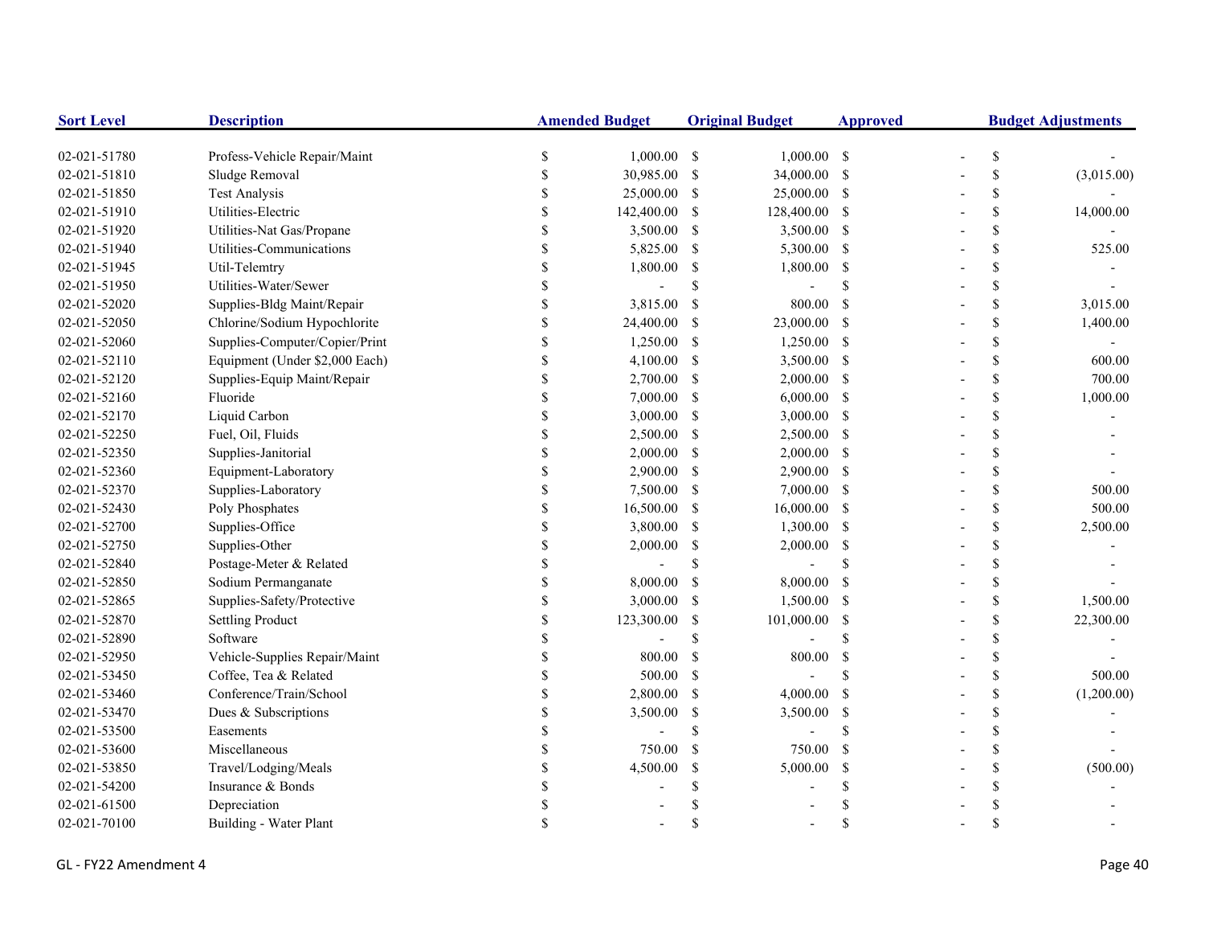| Sort Level | Description | Amended Budget | Original Budget | Approved | Budget Adjustments |
|---|---|---|---|---|---|
| 02-021-51780 | Profess-Vehicle Repair/Maint | $ 1,000.00 | $ 1,000.00 | $ - | $ - |
| 02-021-51810 | Sludge Removal | $ 30,985.00 | $ 34,000.00 | $ - | $ (3,015.00) |
| 02-021-51850 | Test Analysis | $ 25,000.00 | $ 25,000.00 | $ - | $ - |
| 02-021-51910 | Utilities-Electric | $ 142,400.00 | $ 128,400.00 | $ - | $ 14,000.00 |
| 02-021-51920 | Utilities-Nat Gas/Propane | $ 3,500.00 | $ 3,500.00 | $ - | $ - |
| 02-021-51940 | Utilities-Communications | $ 5,825.00 | $ 5,300.00 | $ - | $ 525.00 |
| 02-021-51945 | Util-Telemtry | $ 1,800.00 | $ 1,800.00 | $ - | $ - |
| 02-021-51950 | Utilities-Water/Sewer | $ - | $ - | $ - | $ - |
| 02-021-52020 | Supplies-Bldg Maint/Repair | $ 3,815.00 | $ 800.00 | $ - | $ 3,015.00 |
| 02-021-52050 | Chlorine/Sodium Hypochlorite | $ 24,400.00 | $ 23,000.00 | $ - | $ 1,400.00 |
| 02-021-52060 | Supplies-Computer/Copier/Print | $ 1,250.00 | $ 1,250.00 | $ - | $ - |
| 02-021-52110 | Equipment (Under $2,000 Each) | $ 4,100.00 | $ 3,500.00 | $ - | $ 600.00 |
| 02-021-52120 | Supplies-Equip Maint/Repair | $ 2,700.00 | $ 2,000.00 | $ - | $ 700.00 |
| 02-021-52160 | Fluoride | $ 7,000.00 | $ 6,000.00 | $ - | $ 1,000.00 |
| 02-021-52170 | Liquid Carbon | $ 3,000.00 | $ 3,000.00 | $ - | $ - |
| 02-021-52250 | Fuel, Oil, Fluids | $ 2,500.00 | $ 2,500.00 | $ - | $ - |
| 02-021-52350 | Supplies-Janitorial | $ 2,000.00 | $ 2,000.00 | $ - | $ - |
| 02-021-52360 | Equipment-Laboratory | $ 2,900.00 | $ 2,900.00 | $ - | $ - |
| 02-021-52370 | Supplies-Laboratory | $ 7,500.00 | $ 7,000.00 | $ - | $ 500.00 |
| 02-021-52430 | Poly Phosphates | $ 16,500.00 | $ 16,000.00 | $ - | $ 500.00 |
| 02-021-52700 | Supplies-Office | $ 3,800.00 | $ 1,300.00 | $ - | $ 2,500.00 |
| 02-021-52750 | Supplies-Other | $ 2,000.00 | $ 2,000.00 | $ - | $ - |
| 02-021-52840 | Postage-Meter & Related | $ - | $ - | $ - | $ - |
| 02-021-52850 | Sodium Permanganate | $ 8,000.00 | $ 8,000.00 | $ - | $ - |
| 02-021-52865 | Supplies-Safety/Protective | $ 3,000.00 | $ 1,500.00 | $ - | $ 1,500.00 |
| 02-021-52870 | Settling Product | $ 123,300.00 | $ 101,000.00 | $ - | $ 22,300.00 |
| 02-021-52890 | Software | $ - | $ - | $ - | $ - |
| 02-021-52950 | Vehicle-Supplies Repair/Maint | $ 800.00 | $ 800.00 | $ - | $ - |
| 02-021-53450 | Coffee, Tea & Related | $ 500.00 | $ - | $ - | $ 500.00 |
| 02-021-53460 | Conference/Train/School | $ 2,800.00 | $ 4,000.00 | $ - | $ (1,200.00) |
| 02-021-53470 | Dues & Subscriptions | $ 3,500.00 | $ 3,500.00 | $ - | $ - |
| 02-021-53500 | Easements | $ - | $ - | $ - | $ - |
| 02-021-53600 | Miscellaneous | $ 750.00 | $ 750.00 | $ - | $ - |
| 02-021-53850 | Travel/Lodging/Meals | $ 4,500.00 | $ 5,000.00 | $ - | $ (500.00) |
| 02-021-54200 | Insurance & Bonds | $ - | $ - | $ - | $ - |
| 02-021-61500 | Depreciation | $ - | $ - | $ - | $ - |
| 02-021-70100 | Building - Water Plant | $ - | $ - | $ - | $ - |

GL - FY22 Amendment 4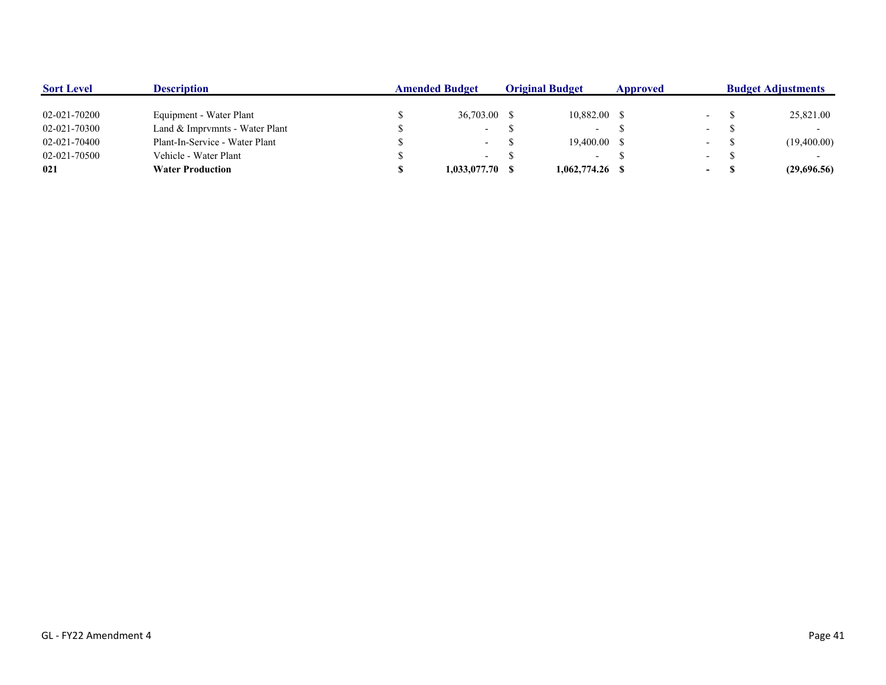| Sort Level | Description | Amended Budget | Original Budget | Approved | Budget Adjustments |
|---|---|---|---|---|---|
| 02-021-70200 | Equipment - Water Plant | $ 36,703.00 | $ 10,882.00 | $ - | $ 25,821.00 |
| 02-021-70300 | Land & Imprvmnts - Water Plant | $ - | $ - | $ - | $ - |
| 02-021-70400 | Plant-In-Service - Water Plant | $ - | $ 19,400.00 | $ - | $ (19,400.00) |
| 02-021-70500 | Vehicle - Water Plant | $ - | $ - | $ - | $ - |
| **021** | **Water Production** | **$ 1,033,077.70** | **$ 1,062,774.26** | **$ -** | **$ (29,696.56)** |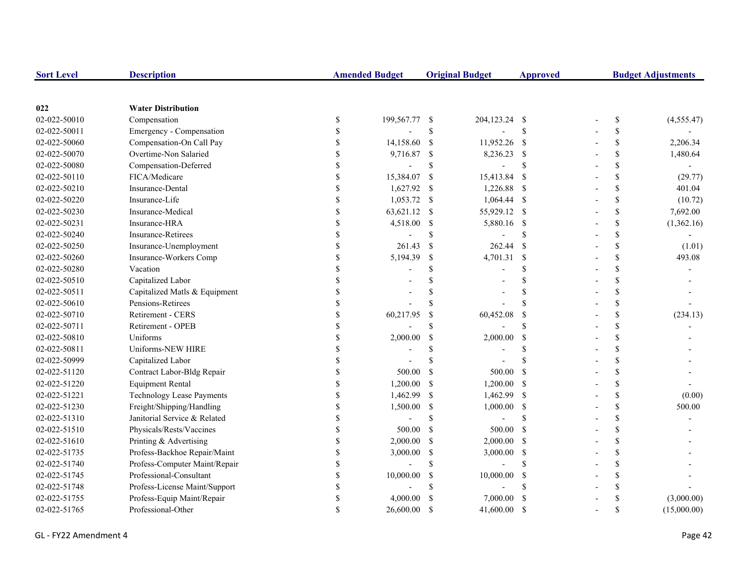| Sort Level | Description | Amended Budget | Original Budget | Approved | Budget Adjustments |
|---|---|---|---|---|---|
| **022** | **Water Distribution** | | | | |
| 02-022-50010 | Compensation | $ 199,567.77 | $ 204,123.24 | $ - | $ (4,555.47) |
| 02-022-50011 | Emergency - Compensation | $ - | $ - | $ - | $ - |
| 02-022-50060 | Compensation-On Call Pay | $ 14,158.60 | $ 11,952.26 | $ - | $ 2,206.34 |
| 02-022-50070 | Overtime-Non Salaried | $ 9,716.87 | $ 8,236.23 | $ - | $ 1,480.64 |
| 02-022-50080 | Compensation-Deferred | $ - | $ - | $ - | $ - |
| 02-022-50110 | FICA/Medicare | $ 15,384.07 | $ 15,413.84 | $ - | $ (29.77) |
| 02-022-50210 | Insurance-Dental | $ 1,627.92 | $ 1,226.88 | $ - | $ 401.04 |
| 02-022-50220 | Insurance-Life | $ 1,053.72 | $ 1,064.44 | $ - | $ (10.72) |
| 02-022-50230 | Insurance-Medical | $ 63,621.12 | $ 55,929.12 | $ - | $ 7,692.00 |
| 02-022-50231 | Insurance-HRA | $ 4,518.00 | $ 5,880.16 | $ - | $ (1,362.16) |
| 02-022-50240 | Insurance-Retirees | $ - | $ - | $ - | $ - |
| 02-022-50250 | Insurance-Unemployment | $ 261.43 | $ 262.44 | $ - | $ (1.01) |
| 02-022-50260 | Insurance-Workers Comp | $ 5,194.39 | $ 4,701.31 | $ - | $ 493.08 |
| 02-022-50280 | Vacation | $ - | $ - | $ - | $ - |
| 02-022-50510 | Capitalized Labor | $ - | $ - | $ - | $ - |
| 02-022-50511 | Capitalized Matls & Equipment | $ - | $ - | $ - | $ - |
| 02-022-50610 | Pensions-Retirees | $ - | $ - | $ - | $ - |
| 02-022-50710 | Retirement - CERS | $ 60,217.95 | $ 60,452.08 | $ - | $ (234.13) |
| 02-022-50711 | Retirement - OPEB | $ - | $ - | $ - | $ - |
| 02-022-50810 | Uniforms | $ 2,000.00 | $ 2,000.00 | $ - | $ - |
| 02-022-50811 | Uniforms-NEW HIRE | $ - | $ - | $ - | $ - |
| 02-022-50999 | Capitalized Labor | $ - | $ - | $ - | $ - |
| 02-022-51120 | Contract Labor-Bldg Repair | $ 500.00 | $ 500.00 | $ - | $ - |
| 02-022-51220 | Equipment Rental | $ 1,200.00 | $ 1,200.00 | $ - | $ - |
| 02-022-51221 | Technology Lease Payments | $ 1,462.99 | $ 1,462.99 | $ - | $ (0.00) |
| 02-022-51230 | Freight/Shipping/Handling | $ 1,500.00 | $ 1,000.00 | $ - | $ 500.00 |
| 02-022-51310 | Janitorial Service & Related | $ - | $ - | $ - | $ - |
| 02-022-51510 | Physicals/Rests/Vaccines | $ 500.00 | $ 500.00 | $ - | $ - |
| 02-022-51610 | Printing & Advertising | $ 2,000.00 | $ 2,000.00 | $ - | $ - |
| 02-022-51735 | Profess-Backhoe Repair/Maint | $ 3,000.00 | $ 3,000.00 | $ - | $ - |
| 02-022-51740 | Profess-Computer Maint/Repair | $ - | $ - | $ - | $ - |
| 02-022-51745 | Professional-Consultant | $ 10,000.00 | $ 10,000.00 | $ - | $ - |
| 02-022-51748 | Profess-License Maint/Support | $ - | $ - | $ - | $ - |
| 02-022-51755 | Profess-Equip Maint/Repair | $ 4,000.00 | $ 7,000.00 | $ - | $ (3,000.00) |
| 02-022-51765 | Professional-Other | $ 26,600.00 | $ 41,600.00 | $ - | $ (15,000.00) |

GL - FY22 Amendment 4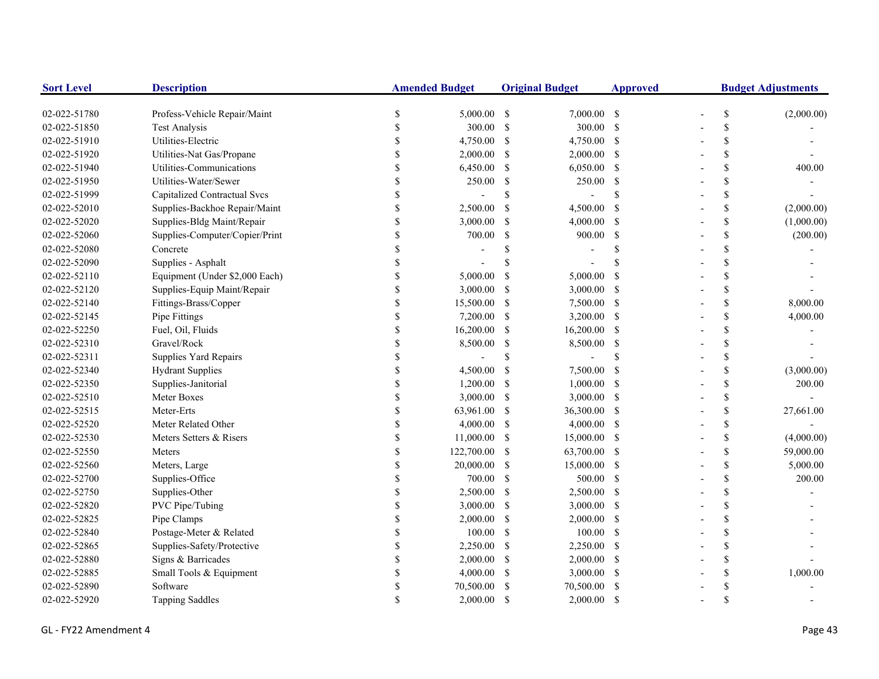| Sort Level | Description | Amended Budget | Original Budget | Approved | Budget Adjustments |
|---|---|---|---|---|---|
| 02-022-51780 | Profess-Vehicle Repair/Maint | $ 5,000.00 | $ 7,000.00 | $ - | $ (2,000.00) |
| 02-022-51850 | Test Analysis | $ 300.00 | $ 300.00 | $ - | $ - |
| 02-022-51910 | Utilities-Electric | $ 4,750.00 | $ 4,750.00 | $ - | $ - |
| 02-022-51920 | Utilities-Nat Gas/Propane | $ 2,000.00 | $ 2,000.00 | $ - | $ - |
| 02-022-51940 | Utilities-Communications | $ 6,450.00 | $ 6,050.00 | $ - | $ 400.00 |
| 02-022-51950 | Utilities-Water/Sewer | $ 250.00 | $ 250.00 | $ - | $ - |
| 02-022-51999 | Capitalized Contractual Svcs | $ - | $ - | $ - | $ - |
| 02-022-52010 | Supplies-Backhoe Repair/Maint | $ 2,500.00 | $ 4,500.00 | $ - | $ (2,000.00) |
| 02-022-52020 | Supplies-Bldg Maint/Repair | $ 3,000.00 | $ 4,000.00 | $ - | $ (1,000.00) |
| 02-022-52060 | Supplies-Computer/Copier/Print | $ 700.00 | $ 900.00 | $ - | $ (200.00) |
| 02-022-52080 | Concrete | $ - | $ - | $ - | $ - |
| 02-022-52090 | Supplies - Asphalt | $ - | $ - | $ - | $ - |
| 02-022-52110 | Equipment (Under $2,000 Each) | $ 5,000.00 | $ 5,000.00 | $ - | $ - |
| 02-022-52120 | Supplies-Equip Maint/Repair | $ 3,000.00 | $ 3,000.00 | $ - | $ - |
| 02-022-52140 | Fittings-Brass/Copper | $ 15,500.00 | $ 7,500.00 | $ - | $ 8,000.00 |
| 02-022-52145 | Pipe Fittings | $ 7,200.00 | $ 3,200.00 | $ - | $ 4,000.00 |
| 02-022-52250 | Fuel, Oil, Fluids | $ 16,200.00 | $ 16,200.00 | $ - | $ - |
| 02-022-52310 | Gravel/Rock | $ 8,500.00 | $ 8,500.00 | $ - | $ - |
| 02-022-52311 | Supplies Yard Repairs | $ - | $ - | $ - | $ - |
| 02-022-52340 | Hydrant Supplies | $ 4,500.00 | $ 7,500.00 | $ - | $ (3,000.00) |
| 02-022-52350 | Supplies-Janitorial | $ 1,200.00 | $ 1,000.00 | $ - | $ 200.00 |
| 02-022-52510 | Meter Boxes | $ 3,000.00 | $ 3,000.00 | $ - | $ - |
| 02-022-52515 | Meter-Erts | $ 63,961.00 | $ 36,300.00 | $ - | $ 27,661.00 |
| 02-022-52520 | Meter Related Other | $ 4,000.00 | $ 4,000.00 | $ - | $ - |
| 02-022-52530 | Meters Setters & Risers | $ 11,000.00 | $ 15,000.00 | $ - | $ (4,000.00) |
| 02-022-52550 | Meters | $ 122,700.00 | $ 63,700.00 | $ - | $ 59,000.00 |
| 02-022-52560 | Meters, Large | $ 20,000.00 | $ 15,000.00 | $ - | $ 5,000.00 |
| 02-022-52700 | Supplies-Office | $ 700.00 | $ 500.00 | $ - | $ 200.00 |
| 02-022-52750 | Supplies-Other | $ 2,500.00 | $ 2,500.00 | $ - | $ - |
| 02-022-52820 | PVC Pipe/Tubing | $ 3,000.00 | $ 3,000.00 | $ - | $ - |
| 02-022-52825 | Pipe Clamps | $ 2,000.00 | $ 2,000.00 | $ - | $ - |
| 02-022-52840 | Postage-Meter & Related | $ 100.00 | $ 100.00 | $ - | $ - |
| 02-022-52865 | Supplies-Safety/Protective | $ 2,250.00 | $ 2,250.00 | $ - | $ - |
| 02-022-52880 | Signs & Barricades | $ 2,000.00 | $ 2,000.00 | $ - | $ - |
| 02-022-52885 | Small Tools & Equipment | $ 4,000.00 | $ 3,000.00 | $ - | $ 1,000.00 |
| 02-022-52890 | Software | $ 70,500.00 | $ 70,500.00 | $ - | $ - |
| 02-022-52920 | Tapping Saddles | $ 2,000.00 | $ 2,000.00 | $ - | $ - |

GL - FY22 Amendment 4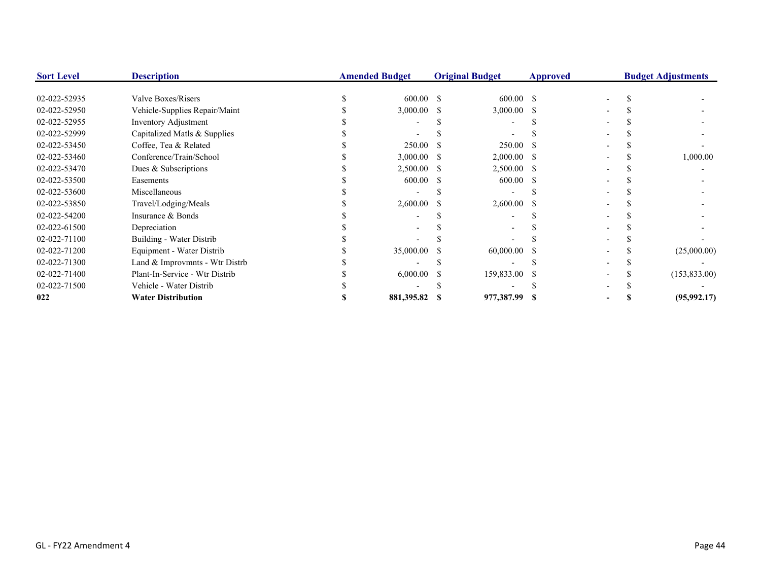| Sort Level | Description | Amended Budget | Original Budget | Approved | Budget Adjustments |
|---|---|---|---|---|---|
| 02-022-52935 | Valve Boxes/Risers | $ 600.00 | $ 600.00 | $ - | $ - |
| 02-022-52950 | Vehicle-Supplies Repair/Maint | $ 3,000.00 | $ 3,000.00 | $ - | $ - |
| 02-022-52955 | Inventory Adjustment | $ - | $ - | $ - | $ - |
| 02-022-52999 | Capitalized Matls & Supplies | $ - | $ - | $ - | $ - |
| 02-022-53450 | Coffee, Tea & Related | $ 250.00 | $ 250.00 | $ - | $ - |
| 02-022-53460 | Conference/Train/School | $ 3,000.00 | $ 2,000.00 | $ - | $ 1,000.00 |
| 02-022-53470 | Dues & Subscriptions | $ 2,500.00 | $ 2,500.00 | $ - | $ - |
| 02-022-53500 | Easements | $ 600.00 | $ 600.00 | $ - | $ - |
| 02-022-53600 | Miscellaneous | $ - | $ - | $ - | $ - |
| 02-022-53850 | Travel/Lodging/Meals | $ 2,600.00 | $ 2,600.00 | $ - | $ - |
| 02-022-54200 | Insurance & Bonds | $ - | $ - | $ - | $ - |
| 02-022-61500 | Depreciation | $ - | $ - | $ - | $ - |
| 02-022-71100 | Building - Water Distrib | $ - | $ - | $ - | $ - |
| 02-022-71200 | Equipment - Water Distrib | $ 35,000.00 | $ 60,000.00 | $ - | $ (25,000.00) |
| 02-022-71300 | Land & Improvmnts - Wtr Distrb | $ - | $ - | $ - | $ - |
| 02-022-71400 | Plant-In-Service - Wtr Distrib | $ 6,000.00 | $ 159,833.00 | $ - | $ (153,833.00) |
| 02-022-71500 | Vehicle - Water Distrib | $ - | $ - | $ - | $ - |
| **022** | **Water Distribution** | **$ 881,395.82** | **$ 977,387.99** | **$ -** | **$ (95,992.17)** |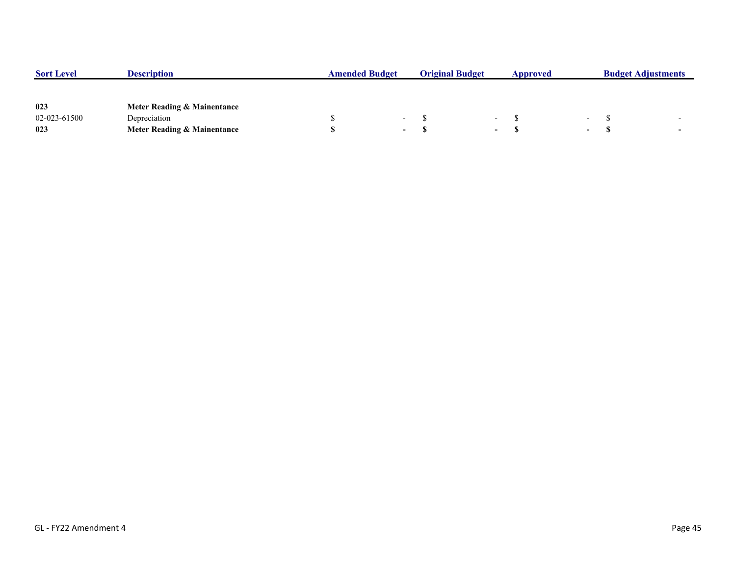| Sort Level | Description | Amended Budget | Original Budget | Approved | Budget Adjustments |
|---|---|---|---|---|---|
| **023** | **Meter Reading & Mainentance** | | | | |
| 02-023-61500 | Depreciation | $ - | $ - | $ - | $ - |
| **023** | **Meter Reading & Mainentance** | **$ -** | **$ -** | **$ -** | **$ -** |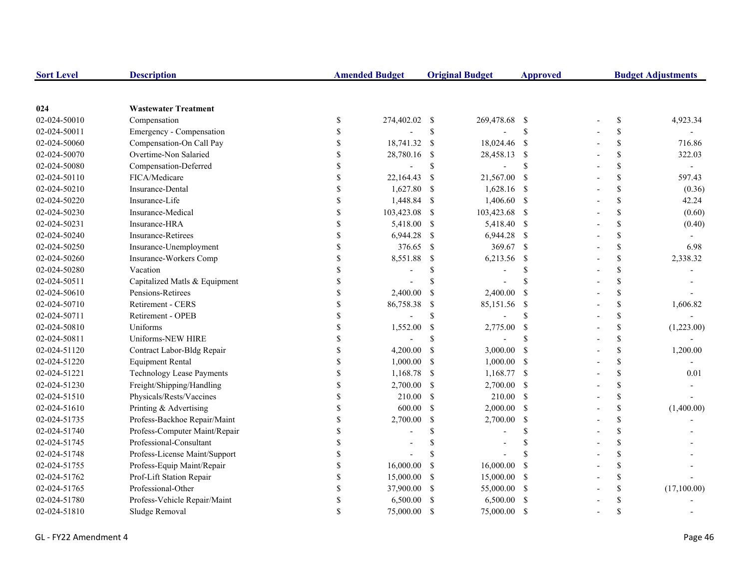| Sort Level | Description | Amended Budget | Original Budget | Approved | Budget Adjustments |
|---|---|---|---|---|---|
| **024** | **Wastewater Treatment** | | | | |
| 02-024-50010 | Compensation | $ 274,402.02 | $ 269,478.68 | $ - | $ 4,923.34 |
| 02-024-50011 | Emergency - Compensation | $ - | $ - | $ - | $ - |
| 02-024-50060 | Compensation-On Call Pay | $ 18,741.32 | $ 18,024.46 | $ - | $ 716.86 |
| 02-024-50070 | Overtime-Non Salaried | $ 28,780.16 | $ 28,458.13 | $ - | $ 322.03 |
| 02-024-50080 | Compensation-Deferred | $ - | $ - | $ - | $ - |
| 02-024-50110 | FICA/Medicare | $ 22,164.43 | $ 21,567.00 | $ - | $ 597.43 |
| 02-024-50210 | Insurance-Dental | $ 1,627.80 | $ 1,628.16 | $ - | $ (0.36) |
| 02-024-50220 | Insurance-Life | $ 1,448.84 | $ 1,406.60 | $ - | $ 42.24 |
| 02-024-50230 | Insurance-Medical | $ 103,423.08 | $ 103,423.68 | $ - | $ (0.60) |
| 02-024-50231 | Insurance-HRA | $ 5,418.00 | $ 5,418.40 | $ - | $ (0.40) |
| 02-024-50240 | Insurance-Retirees | $ 6,944.28 | $ 6,944.28 | $ - | $ - |
| 02-024-50250 | Insurance-Unemployment | $ 376.65 | $ 369.67 | $ - | $ 6.98 |
| 02-024-50260 | Insurance-Workers Comp | $ 8,551.88 | $ 6,213.56 | $ - | $ 2,338.32 |
| 02-024-50280 | Vacation | $ - | $ - | $ - | $ - |
| 02-024-50511 | Capitalized Matls & Equipment | $ - | $ - | $ - | $ - |
| 02-024-50610 | Pensions-Retirees | $ 2,400.00 | $ 2,400.00 | $ - | $ - |
| 02-024-50710 | Retirement - CERS | $ 86,758.38 | $ 85,151.56 | $ - | $ 1,606.82 |
| 02-024-50711 | Retirement - OPEB | $ - | $ - | $ - | $ - |
| 02-024-50810 | Uniforms | $ 1,552.00 | $ 2,775.00 | $ - | $ (1,223.00) |
| 02-024-50811 | Uniforms-NEW HIRE | $ - | $ - | $ - | $ - |
| 02-024-51120 | Contract Labor-Bldg Repair | $ 4,200.00 | $ 3,000.00 | $ - | $ 1,200.00 |
| 02-024-51220 | Equipment Rental | $ 1,000.00 | $ 1,000.00 | $ - | $ - |
| 02-024-51221 | Technology Lease Payments | $ 1,168.78 | $ 1,168.77 | $ - | $ 0.01 |
| 02-024-51230 | Freight/Shipping/Handling | $ 2,700.00 | $ 2,700.00 | $ - | $ - |
| 02-024-51510 | Physicals/Rests/Vaccines | $ 210.00 | $ 210.00 | $ - | $ - |
| 02-024-51610 | Printing & Advertising | $ 600.00 | $ 2,000.00 | $ - | $ (1,400.00) |
| 02-024-51735 | Profess-Backhoe Repair/Maint | $ 2,700.00 | $ 2,700.00 | $ - | $ - |
| 02-024-51740 | Profess-Computer Maint/Repair | $ - | $ - | $ - | $ - |
| 02-024-51745 | Professional-Consultant | $ - | $ - | $ - | $ - |
| 02-024-51748 | Profess-License Maint/Support | $ - | $ - | $ - | $ - |
| 02-024-51755 | Profess-Equip Maint/Repair | $ 16,000.00 | $ 16,000.00 | $ - | $ - |
| 02-024-51762 | Prof-Lift Station Repair | $ 15,000.00 | $ 15,000.00 | $ - | $ - |
| 02-024-51765 | Professional-Other | $ 37,900.00 | $ 55,000.00 | $ - | $ (17,100.00) |
| 02-024-51780 | Profess-Vehicle Repair/Maint | $ 6,500.00 | $ 6,500.00 | $ - | $ - |
| 02-024-51810 | Sludge Removal | $ 75,000.00 | $ 75,000.00 | $ - | $ - |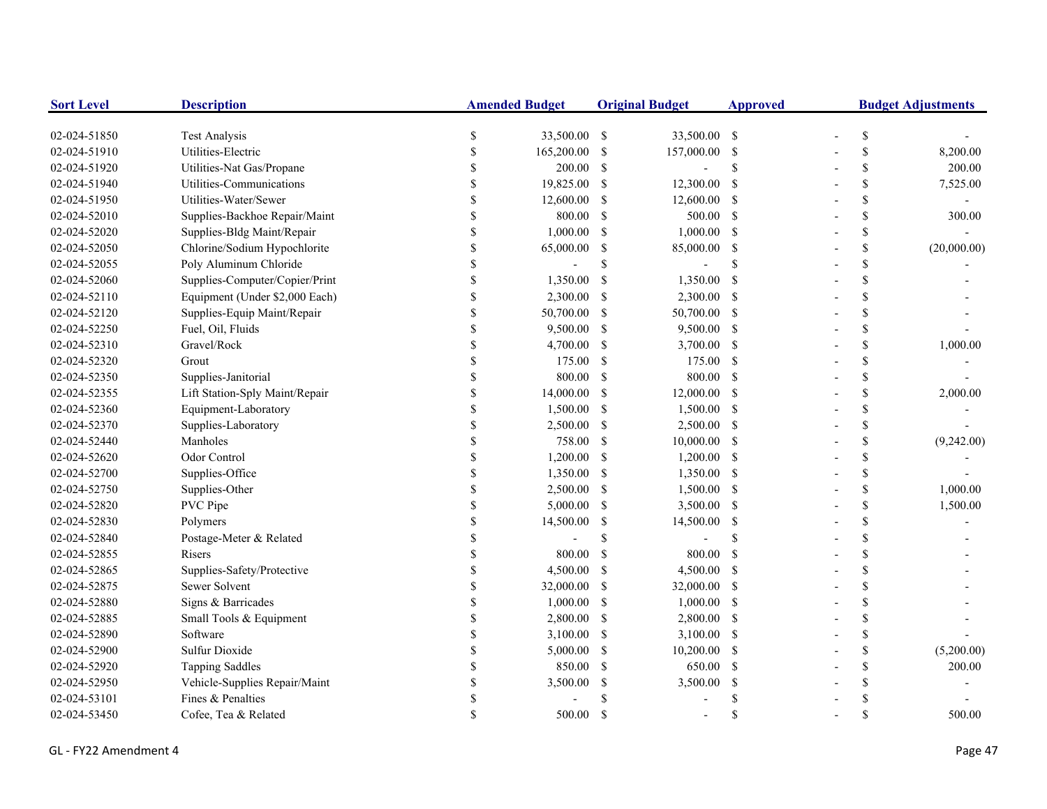| Sort Level | Description | Amended Budget | Original Budget | Approved | Budget Adjustments |
|---|---|---|---|---|---|
| 02-024-51850 | Test Analysis | $ 33,500.00 | $ 33,500.00 | $ - | $ - |
| 02-024-51910 | Utilities-Electric | $ 165,200.00 | $ 157,000.00 | $ - | $ 8,200.00 |
| 02-024-51920 | Utilities-Nat Gas/Propane | $ 200.00 | $ - | $ - | $ 200.00 |
| 02-024-51940 | Utilities-Communications | $ 19,825.00 | $ 12,300.00 | $ - | $ 7,525.00 |
| 02-024-51950 | Utilities-Water/Sewer | $ 12,600.00 | $ 12,600.00 | $ - | $ - |
| 02-024-52010 | Supplies-Backhoe Repair/Maint | $ 800.00 | $ 500.00 | $ - | $ 300.00 |
| 02-024-52020 | Supplies-Bldg Maint/Repair | $ 1,000.00 | $ 1,000.00 | $ - | $ - |
| 02-024-52050 | Chlorine/Sodium Hypochlorite | $ 65,000.00 | $ 85,000.00 | $ - | $ (20,000.00) |
| 02-024-52055 | Poly Aluminum Chloride | $ - | $ - | $ - | $ - |
| 02-024-52060 | Supplies-Computer/Copier/Print | $ 1,350.00 | $ 1,350.00 | $ - | $ - |
| 02-024-52110 | Equipment (Under $2,000 Each) | $ 2,300.00 | $ 2,300.00 | $ - | $ - |
| 02-024-52120 | Supplies-Equip Maint/Repair | $ 50,700.00 | $ 50,700.00 | $ - | $ - |
| 02-024-52250 | Fuel, Oil, Fluids | $ 9,500.00 | $ 9,500.00 | $ - | $ - |
| 02-024-52310 | Gravel/Rock | $ 4,700.00 | $ 3,700.00 | $ - | $ 1,000.00 |
| 02-024-52320 | Grout | $ 175.00 | $ 175.00 | $ - | $ - |
| 02-024-52350 | Supplies-Janitorial | $ 800.00 | $ 800.00 | $ - | $ - |
| 02-024-52355 | Lift Station-Sply Maint/Repair | $ 14,000.00 | $ 12,000.00 | $ - | $ 2,000.00 |
| 02-024-52360 | Equipment-Laboratory | $ 1,500.00 | $ 1,500.00 | $ - | $ - |
| 02-024-52370 | Supplies-Laboratory | $ 2,500.00 | $ 2,500.00 | $ - | $ - |
| 02-024-52440 | Manholes | $ 758.00 | $ 10,000.00 | $ - | $ (9,242.00) |
| 02-024-52620 | Odor Control | $ 1,200.00 | $ 1,200.00 | $ - | $ - |
| 02-024-52700 | Supplies-Office | $ 1,350.00 | $ 1,350.00 | $ - | $ - |
| 02-024-52750 | Supplies-Other | $ 2,500.00 | $ 1,500.00 | $ - | $ 1,000.00 |
| 02-024-52820 | PVC Pipe | $ 5,000.00 | $ 3,500.00 | $ - | $ 1,500.00 |
| 02-024-52830 | Polymers | $ 14,500.00 | $ 14,500.00 | $ - | $ - |
| 02-024-52840 | Postage-Meter & Related | $ - | $ - | $ - | $ - |
| 02-024-52855 | Risers | $ 800.00 | $ 800.00 | $ - | $ - |
| 02-024-52865 | Supplies-Safety/Protective | $ 4,500.00 | $ 4,500.00 | $ - | $ - |
| 02-024-52875 | Sewer Solvent | $ 32,000.00 | $ 32,000.00 | $ - | $ - |
| 02-024-52880 | Signs & Barricades | $ 1,000.00 | $ 1,000.00 | $ - | $ - |
| 02-024-52885 | Small Tools & Equipment | $ 2,800.00 | $ 2,800.00 | $ - | $ - |
| 02-024-52890 | Software | $ 3,100.00 | $ 3,100.00 | $ - | $ - |
| 02-024-52900 | Sulfur Dioxide | $ 5,000.00 | $ 10,200.00 | $ - | $ (5,200.00) |
| 02-024-52920 | Tapping Saddles | $ 850.00 | $ 650.00 | $ - | $ 200.00 |
| 02-024-52950 | Vehicle-Supplies Repair/Maint | $ 3,500.00 | $ 3,500.00 | $ - | $ - |
| 02-024-53101 | Fines & Penalties | $ - | $ - | $ - | $ - |
| 02-024-53450 | Cofee, Tea & Related | $ 500.00 | $ - | $ - | $ 500.00 |

GL - FY22 Amendment 4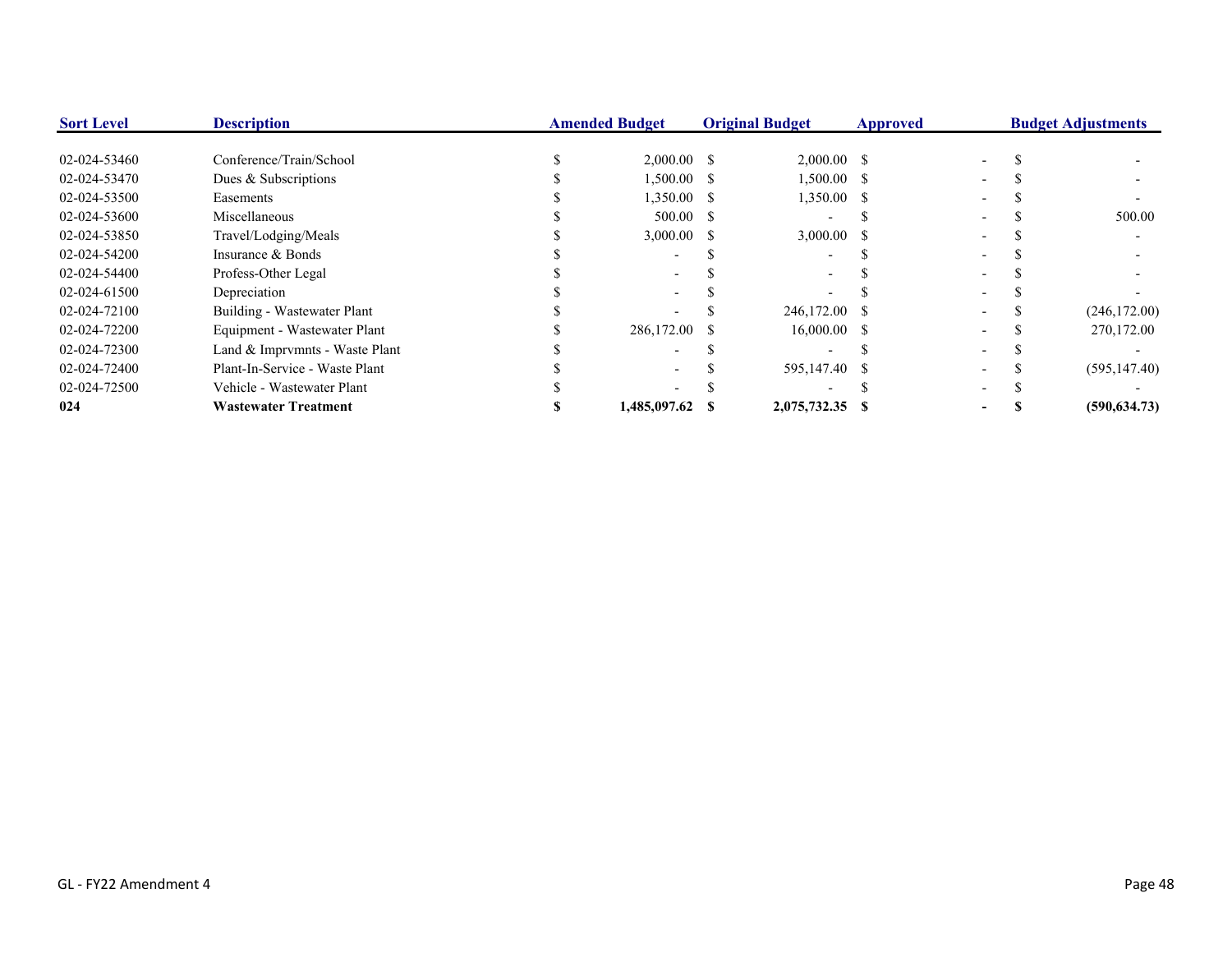| Sort Level | Description | Amended Budget | Original Budget | Approved | Budget Adjustments |
|---|---|---|---|---|---|
| 02-024-53460 | Conference/Train/School | $ 2,000.00 | $ 2,000.00 | $ - | $ - |
| 02-024-53470 | Dues & Subscriptions | $ 1,500.00 | $ 1,500.00 | $ - | $ - |
| 02-024-53500 | Easements | $ 1,350.00 | $ 1,350.00 | $ - | $ - |
| 02-024-53600 | Miscellaneous | $ 500.00 | $ - | $ - | $ 500.00 |
| 02-024-53850 | Travel/Lodging/Meals | $ 3,000.00 | $ 3,000.00 | $ - | $ - |
| 02-024-54200 | Insurance & Bonds | $ - | $ - | $ - | $ - |
| 02-024-54400 | Profess-Other Legal | $ - | $ - | $ - | $ - |
| 02-024-61500 | Depreciation | $ - | $ - | $ - | $ - |
| 02-024-72100 | Building - Wastewater Plant | $ - | $ 246,172.00 | $ - | $ (246,172.00) |
| 02-024-72200 | Equipment - Wastewater Plant | $ 286,172.00 | $ 16,000.00 | $ - | $ 270,172.00 |
| 02-024-72300 | Land & Imprvmnts - Waste Plant | $ - | $ - | $ - | $ - |
| 02-024-72400 | Plant-In-Service - Waste Plant | $ - | $ 595,147.40 | $ - | $ (595,147.40) |
| 02-024-72500 | Vehicle - Wastewater Plant | $ - | $ - | $ - | $ - |
| **024** | **Wastewater Treatment** | **$ 1,485,097.62** | **$ 2,075,732.35** | **$ -** | **$ (590,634.73)** |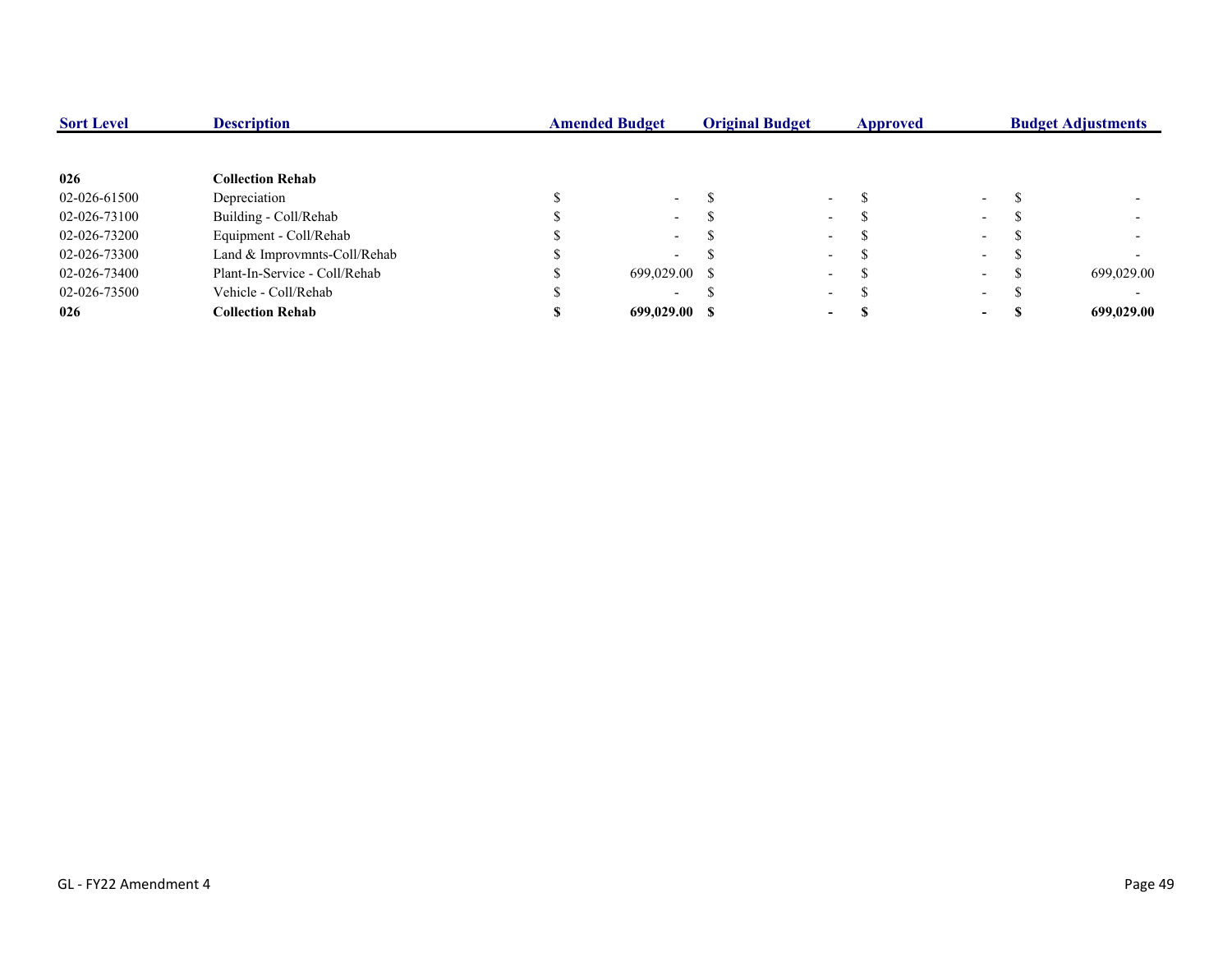| Sort Level | Description | Amended Budget | Original Budget | Approved | Budget Adjustments |
|---|---|---|---|---|---|
| **026** | **Collection Rehab** | | | | |
| 02-026-61500 | Depreciation | $ - | $ - | $ - | $ - |
| 02-026-73100 | Building - Coll/Rehab | $ - | $ - | $ - | $ - |
| 02-026-73200 | Equipment - Coll/Rehab | $ - | $ - | $ - | $ - |
| 02-026-73300 | Land & Improvmnts-Coll/Rehab | $ - | $ - | $ - | $ - |
| 02-026-73400 | Plant-In-Service - Coll/Rehab | $ 699,029.00 | $ - | $ - | $ 699,029.00 |
| 02-026-73500 | Vehicle - Coll/Rehab | $ - | $ - | $ - | $ - |
| **026** | **Collection Rehab** | **$ 699,029.00** | **$ -** | **$ -** | **$ 699,029.00** |

GL - FY22 Amendment 4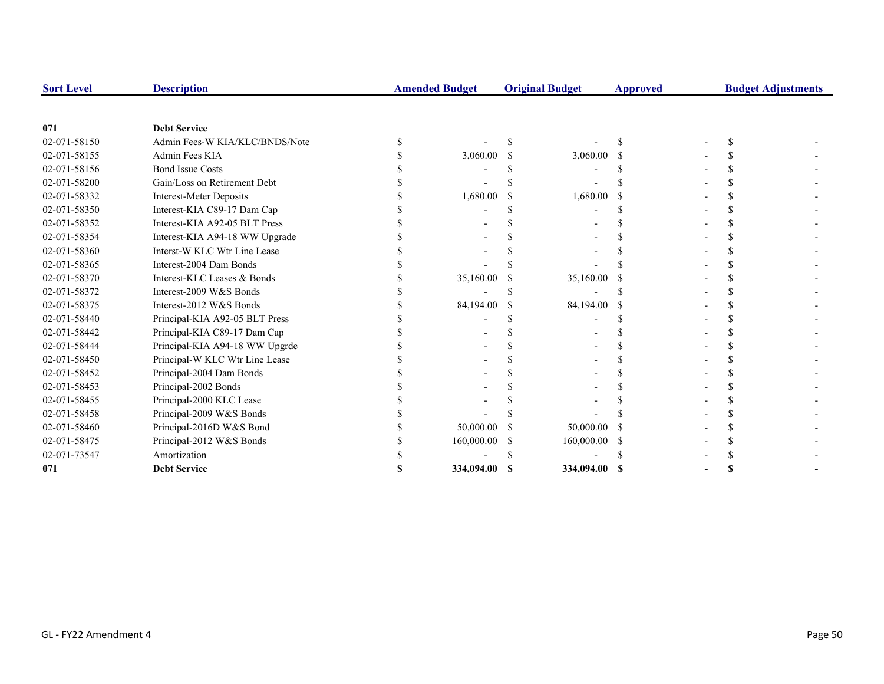| Sort Level | Description | Amended Budget | Original Budget | Approved | Budget Adjustments |
|---|---|---|---|---|---|
| **071** | **Debt Service** | | | | |
| 02-071-58150 | Admin Fees-W KIA/KLC/BNDS/Note | $ - | $ - | $ - | $ - |
| 02-071-58155 | Admin Fees KIA | $ 3,060.00 | $ 3,060.00 | $ - | $ - |
| 02-071-58156 | Bond Issue Costs | $ - | $ - | $ - | $ - |
| 02-071-58200 | Gain/Loss on Retirement Debt | $ - | $ - | $ - | $ - |
| 02-071-58332 | Interest-Meter Deposits | $ 1,680.00 | $ 1,680.00 | $ - | $ - |
| 02-071-58350 | Interest-KIA C89-17 Dam Cap | $ - | $ - | $ - | $ - |
| 02-071-58352 | Interest-KIA A92-05 BLT Press | $ - | $ - | $ - | $ - |
| 02-071-58354 | Interest-KIA A94-18 WW Upgrade | $ - | $ - | $ - | $ - |
| 02-071-58360 | Interst-W KLC Wtr Line Lease | $ - | $ - | $ - | $ - |
| 02-071-58365 | Interest-2004 Dam Bonds | $ - | $ - | $ - | $ - |
| 02-071-58370 | Interest-KLC Leases & Bonds | $ 35,160.00 | $ 35,160.00 | $ - | $ - |
| 02-071-58372 | Interest-2009 W&S Bonds | $ - | $ - | $ - | $ - |
| 02-071-58375 | Interest-2012 W&S Bonds | $ 84,194.00 | $ 84,194.00 | $ - | $ - |
| 02-071-58440 | Principal-KIA A92-05 BLT Press | $ - | $ - | $ - | $ - |
| 02-071-58442 | Principal-KIA C89-17 Dam Cap | $ - | $ - | $ - | $ - |
| 02-071-58444 | Principal-KIA A94-18 WW Upgrde | $ - | $ - | $ - | $ - |
| 02-071-58450 | Principal-W KLC Wtr Line Lease | $ - | $ - | $ - | $ - |
| 02-071-58452 | Principal-2004 Dam Bonds | $ - | $ - | $ - | $ - |
| 02-071-58453 | Principal-2002 Bonds | $ - | $ - | $ - | $ - |
| 02-071-58455 | Principal-2000 KLC Lease | $ - | $ - | $ - | $ - |
| 02-071-58458 | Principal-2009 W&S Bonds | $ - | $ - | $ - | $ - |
| 02-071-58460 | Principal-2016D W&S Bond | $ 50,000.00 | $ 50,000.00 | $ - | $ - |
| 02-071-58475 | Principal-2012 W&S Bonds | $ 160,000.00 | $ 160,000.00 | $ - | $ - |
| 02-071-73547 | Amortization | $ - | $ - | $ - | $ - |
| **071** | **Debt Service** | **$ 334,094.00** | **$ 334,094.00** | **$ -** | **$ -** |

GL - FY22 Amendment 4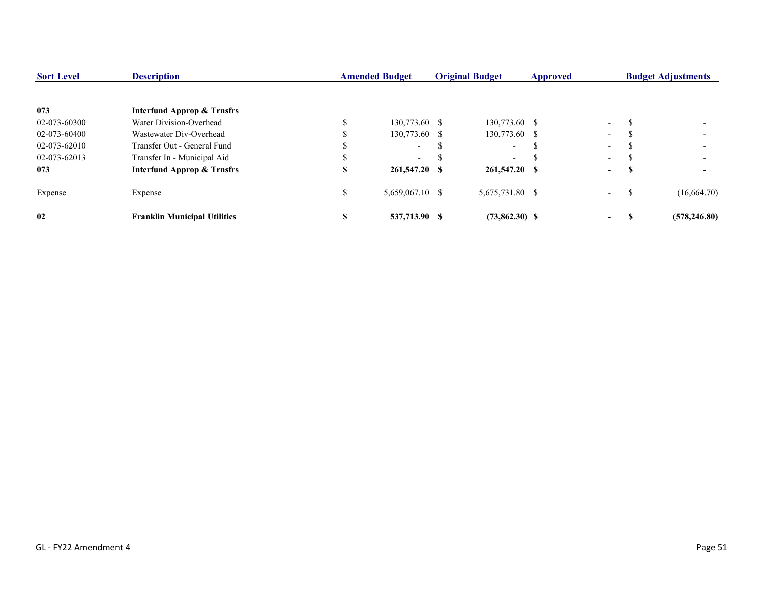| Sort Level | Description | Amended Budget | Original Budget | Approved | Budget Adjustments |
|---|---|---|---|---|---|
| **073** | **Interfund Approp & Trnsfrs** | | | | |
| 02-073-60300 | Water Division-Overhead | $ 130,773.60 | $ 130,773.60 | $ - | $ - |
| 02-073-60400 | Wastewater Div-Overhead | $ 130,773.60 | $ 130,773.60 | $ - | $ - |
| 02-073-62010 | Transfer Out - General Fund | $ - | $ - | $ - | $ - |
| 02-073-62013 | Transfer In - Municipal Aid | $ - | $ - | $ - | $ - |
| **073** | **Interfund Approp & Trnsfrs** | **$ 261,547.20** | **$ 261,547.20** | **$ -** | **$ -** |
| Expense | Expense | $ 5,659,067.10 | $ 5,675,731.80 | $ - | $ (16,664.70) |
| **02** | **Franklin Municipal Utilities** | **$ 537,713.90** | **$ (73,862.30)** | **$ -** | **$ (578,246.80)** |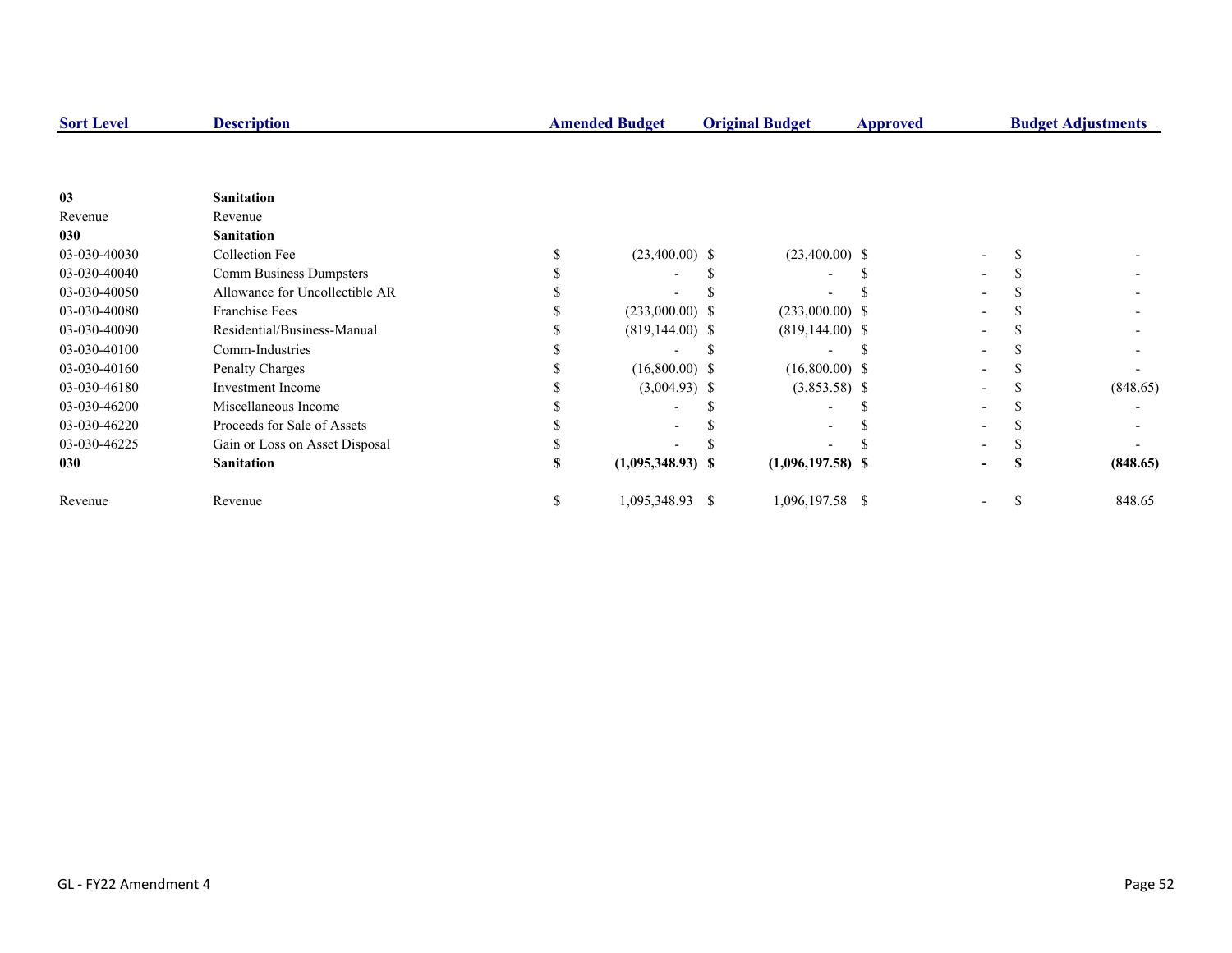| Sort Level | Description | Amended Budget | Original Budget | Approved | Budget Adjustments |
|---|---|---|---|---|---|
| **03** | **Sanitation** | | | | |
| Revenue | Revenue | | | | |
| **030** | **Sanitation** | | | | |
| 03-030-40030 | Collection Fee | $ (23,400.00) | $ (23,400.00) | $ - | $ - |
| 03-030-40040 | Comm Business Dumpsters | $ - | $ - | $ - | $ - |
| 03-030-40050 | Allowance for Uncollectible AR | $ - | $ - | $ - | $ - |
| 03-030-40080 | Franchise Fees | $ (233,000.00) | $ (233,000.00) | $ - | $ - |
| 03-030-40090 | Residential/Business-Manual | $ (819,144.00) | $ (819,144.00) | $ - | $ - |
| 03-030-40100 | Comm-Industries | $ - | $ - | $ - | $ - |
| 03-030-40160 | Penalty Charges | $ (16,800.00) | $ (16,800.00) | $ - | $ - |
| 03-030-46180 | Investment Income | $ (3,004.93) | $ (3,853.58) | $ - | $ (848.65) |
| 03-030-46200 | Miscellaneous Income | $ - | $ - | $ - | $ - |
| 03-030-46220 | Proceeds for Sale of Assets | $ - | $ - | $ - | $ - |
| 03-030-46225 | Gain or Loss on Asset Disposal | $ - | $ - | $ - | $ - |
| **030** | **Sanitation** | **$ (1,095,348.93)** | **$ (1,096,197.58)** | **$ -** | **$ (848.65)** |
| Revenue | Revenue | $ 1,095,348.93 | $ 1,096,197.58 | $ - | $ 848.65 |

GL - FY22 Amendment 4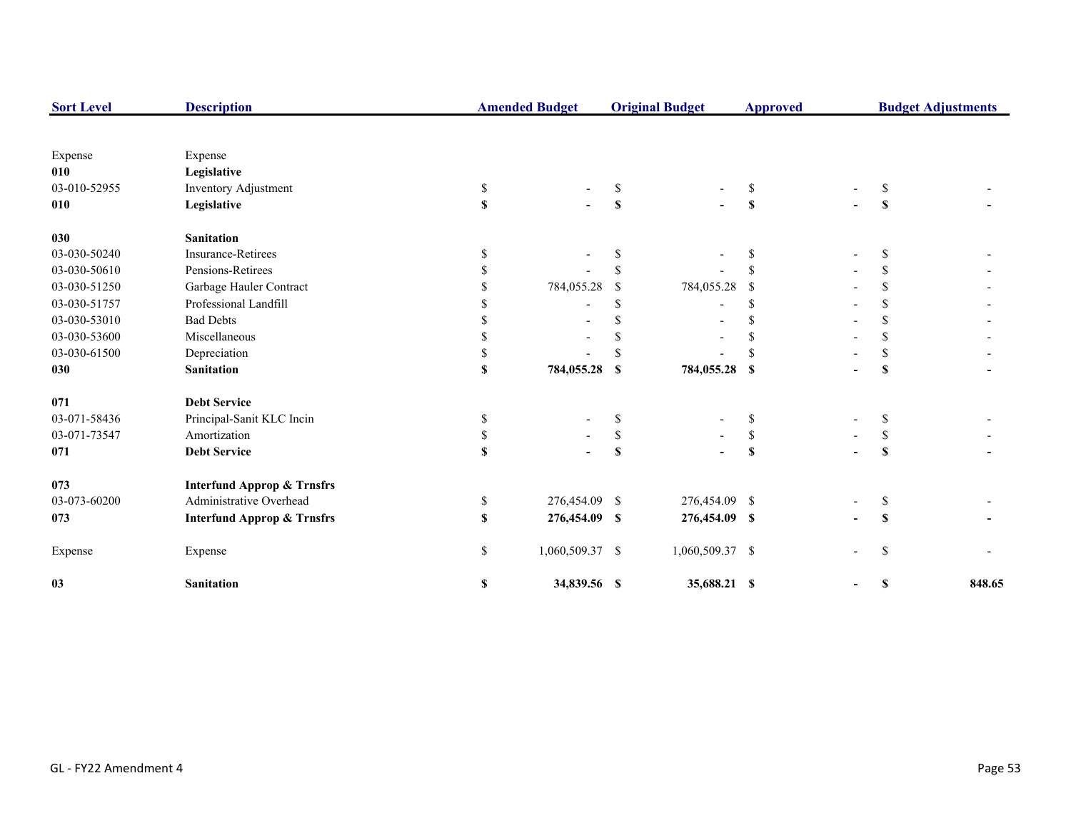| Sort Level | Description | Amended Budget | Original Budget | Approved | Budget Adjustments |
|---|---|---|---|---|---|
| Expense | Expense | | | | |
| **010** | **Legislative** | | | | |
| 03-010-52955 | Inventory Adjustment | $ - | $ - | $ - | $ - |
| **010** | **Legislative** | **$ -** | **$ -** | **$ -** | **$ -** |
| **030** | **Sanitation** | | | | |
| 03-030-50240 | Insurance-Retirees | $ - | $ - | $ - | $ - |
| 03-030-50610 | Pensions-Retirees | $ - | $ - | $ - | $ - |
| 03-030-51250 | Garbage Hauler Contract | $ 784,055.28 | $ 784,055.28 | $ - | $ - |
| 03-030-51757 | Professional Landfill | $ - | $ - | $ - | $ - |
| 03-030-53010 | Bad Debts | $ - | $ - | $ - | $ - |
| 03-030-53600 | Miscellaneous | $ - | $ - | $ - | $ - |
| 03-030-61500 | Depreciation | $ - | $ - | $ - | $ - |
| **030** | **Sanitation** | **$ 784,055.28** | **$ 784,055.28** | **$ -** | **$ -** |
| **071** | **Debt Service** | | | | |
| 03-071-58436 | Principal-Sanit KLC Incin | $ - | $ - | $ - | $ - |
| 03-071-73547 | Amortization | $ - | $ - | $ - | $ - |
| **071** | **Debt Service** | **$ -** | **$ -** | **$ -** | **$ -** |
| **073** | **Interfund Approp & Trnsfrs** | | | | |
| 03-073-60200 | Administrative Overhead | $ 276,454.09 | $ 276,454.09 | $ - | $ - |
| **073** | **Interfund Approp & Trnsfrs** | **$ 276,454.09** | **$ 276,454.09** | **$ -** | **$ -** |
| Expense | Expense | $ 1,060,509.37 | $ 1,060,509.37 | $ - | $ - |
| **03** | **Sanitation** | **$ 34,839.56** | **$ 35,688.21** | **$ -** | **$ 848.65** |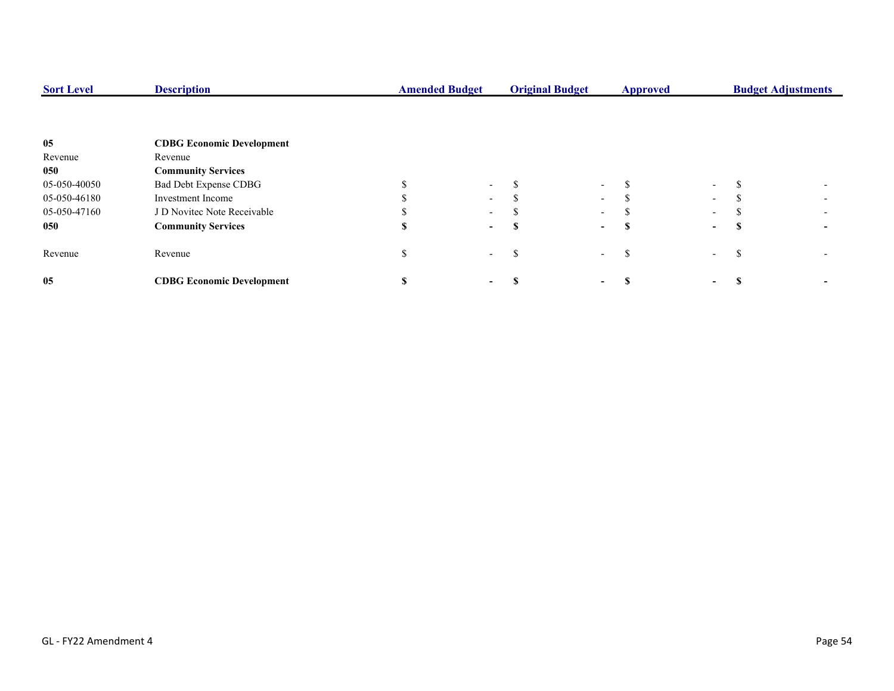| Sort Level | Description | Amended Budget | Original Budget | Approved | Budget Adjustments |
|---|---|---|---|---|---|
| **05** | **CDBG Economic Development** | | | | |
| Revenue | Revenue | | | | |
| **050** | **Community Services** | | | | |
| 05-050-40050 | Bad Debt Expense CDBG | $ - | $ - | $ - | $ - |
| 05-050-46180 | Investment Income | $ - | $ - | $ - | $ - |
| 05-050-47160 | J D Novitec Note Receivable | $ - | $ - | $ - | $ - |
| **050** | **Community Services** | **$ -** | **$ -** | **$ -** | **$ -** |
| Revenue | Revenue | $ - | $ - | $ - | $ - |
| **05** | **CDBG Economic Development** | **$ -** | **$ -** | **$ -** | **$ -** |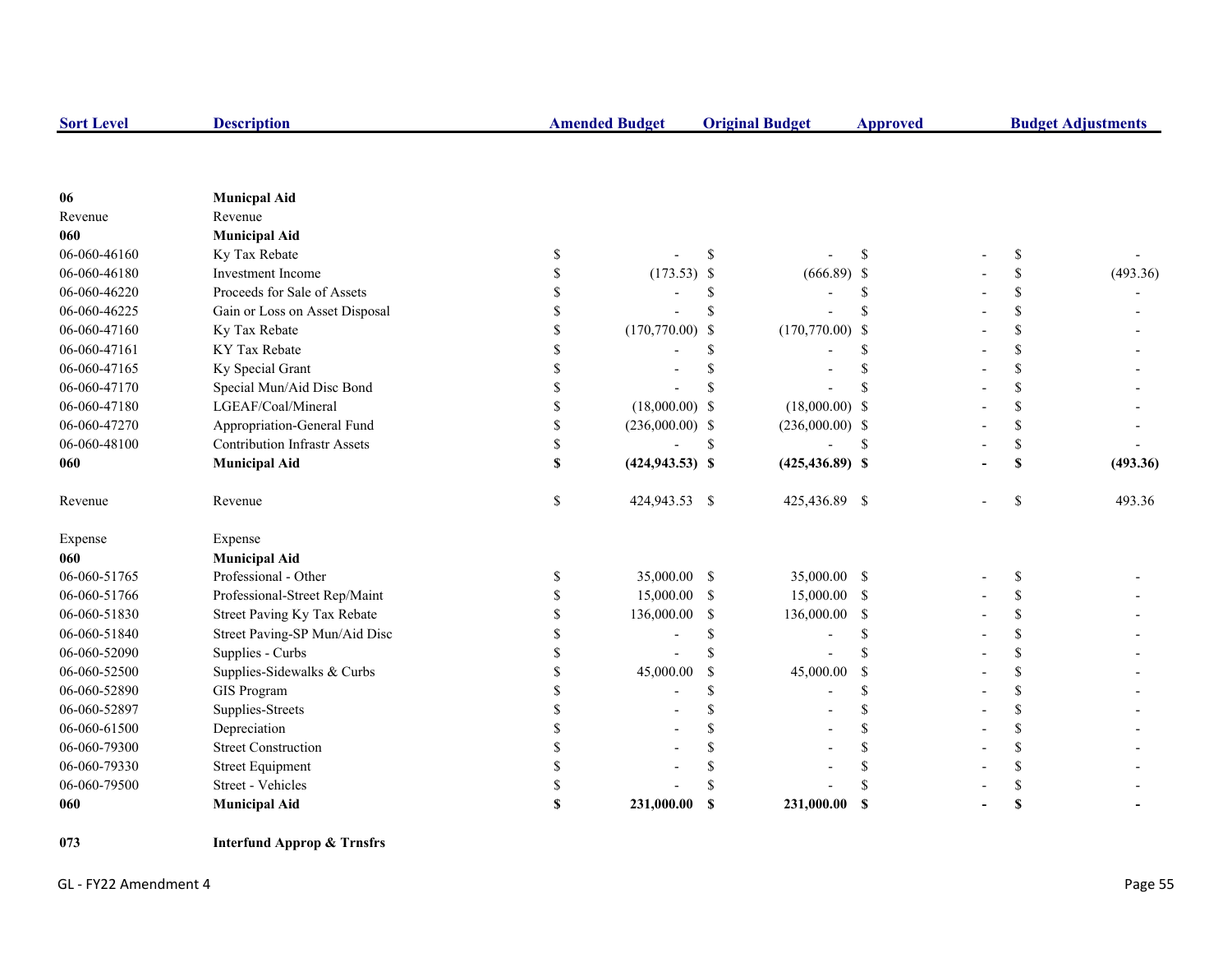| Sort Level | Description | Amended Budget | Original Budget | Approved | Budget Adjustments |
|---|---|---|---|---|---|
| **06** | **Municpal Aid** | | | | |
| Revenue | Revenue | | | | |
| **060** | **Municipal Aid** | | | | |
| 06-060-46160 | Ky Tax Rebate | $ - | $ - | $ - | $ - |
| 06-060-46180 | Investment Income | $ (173.53) | $ (666.89) | $ - | $ (493.36) |
| 06-060-46220 | Proceeds for Sale of Assets | $ - | $ - | $ - | $ - |
| 06-060-46225 | Gain or Loss on Asset Disposal | $ - | $ - | $ - | $ - |
| 06-060-47160 | Ky Tax Rebate | $ (170,770.00) | $ (170,770.00) | $ - | $ - |
| 06-060-47161 | KY Tax Rebate | $ - | $ - | $ - | $ - |
| 06-060-47165 | Ky Special Grant | $ - | $ - | $ - | $ - |
| 06-060-47170 | Special Mun/Aid Disc Bond | $ - | $ - | $ - | $ - |
| 06-060-47180 | LGEAF/Coal/Mineral | $ (18,000.00) | $ (18,000.00) | $ - | $ - |
| 06-060-47270 | Appropriation-General Fund | $ (236,000.00) | $ (236,000.00) | $ - | $ - |
| 06-060-48100 | Contribution Infrastr Assets | $ - | $ - | $ - | $ - |
| **060** | **Municipal Aid** | **$ (424,943.53)** | **$ (425,436.89)** | **$ -** | **$ (493.36)** |
| Revenue | Revenue | $ 424,943.53 | $ 425,436.89 | $ - | $ 493.36 |
| Expense | Expense | | | | |
| **060** | **Municipal Aid** | | | | |
| 06-060-51765 | Professional - Other | $ 35,000.00 | $ 35,000.00 | $ - | $ - |
| 06-060-51766 | Professional-Street Rep/Maint | $ 15,000.00 | $ 15,000.00 | $ - | $ - |
| 06-060-51830 | Street Paving Ky Tax Rebate | $ 136,000.00 | $ 136,000.00 | $ - | $ - |
| 06-060-51840 | Street Paving-SP Mun/Aid Disc | $ - | $ - | $ - | $ - |
| 06-060-52090 | Supplies - Curbs | $ - | $ - | $ - | $ - |
| 06-060-52500 | Supplies-Sidewalks & Curbs | $ 45,000.00 | $ 45,000.00 | $ - | $ - |
| 06-060-52890 | GIS Program | $ - | $ - | $ - | $ - |
| 06-060-52897 | Supplies-Streets | $ - | $ - | $ - | $ - |
| 06-060-61500 | Depreciation | $ - | $ - | $ - | $ - |
| 06-060-79300 | Street Construction | $ - | $ - | $ - | $ - |
| 06-060-79330 | Street Equipment | $ - | $ - | $ - | $ - |
| 06-060-79500 | Street - Vehicles | $ - | $ - | $ - | $ - |
| **060** | **Municipal Aid** | **$ 231,000.00** | **$ 231,000.00** | **$ -** | **$ -** |
| **073** | **Interfund Approp & Trnsfrs** | | | | |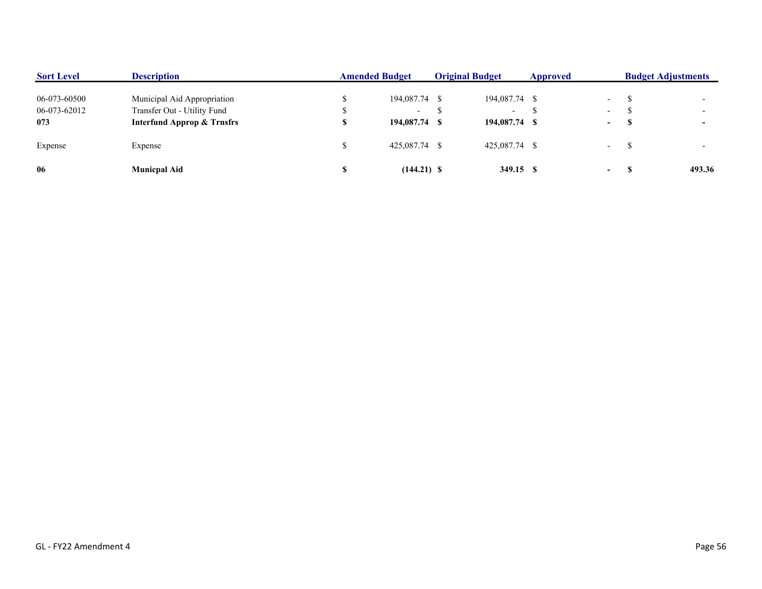| Sort Level | Description | Amended Budget | Original Budget | Approved | Budget Adjustments |
|---|---|---|---|---|---|
| 06-073-60500 | Municipal Aid Appropriation | $ 194,087.74 | $ 194,087.74 | $ - | $ - |
| 06-073-62012 | Transfer Out - Utility Fund | $ - | $ - | $ - | $ - |
| **073** | **Interfund Approp & Trnsfrs** | **$ 194,087.74** | **$ 194,087.74** | **$ -** | **$ -** |
| Expense | Expense | $ 425,087.74 | $ 425,087.74 | $ - | $ - |
| **06** | **Municpal Aid** | **$ (144.21)** | **$ 349.15** | **$ -** | **$ 493.36** |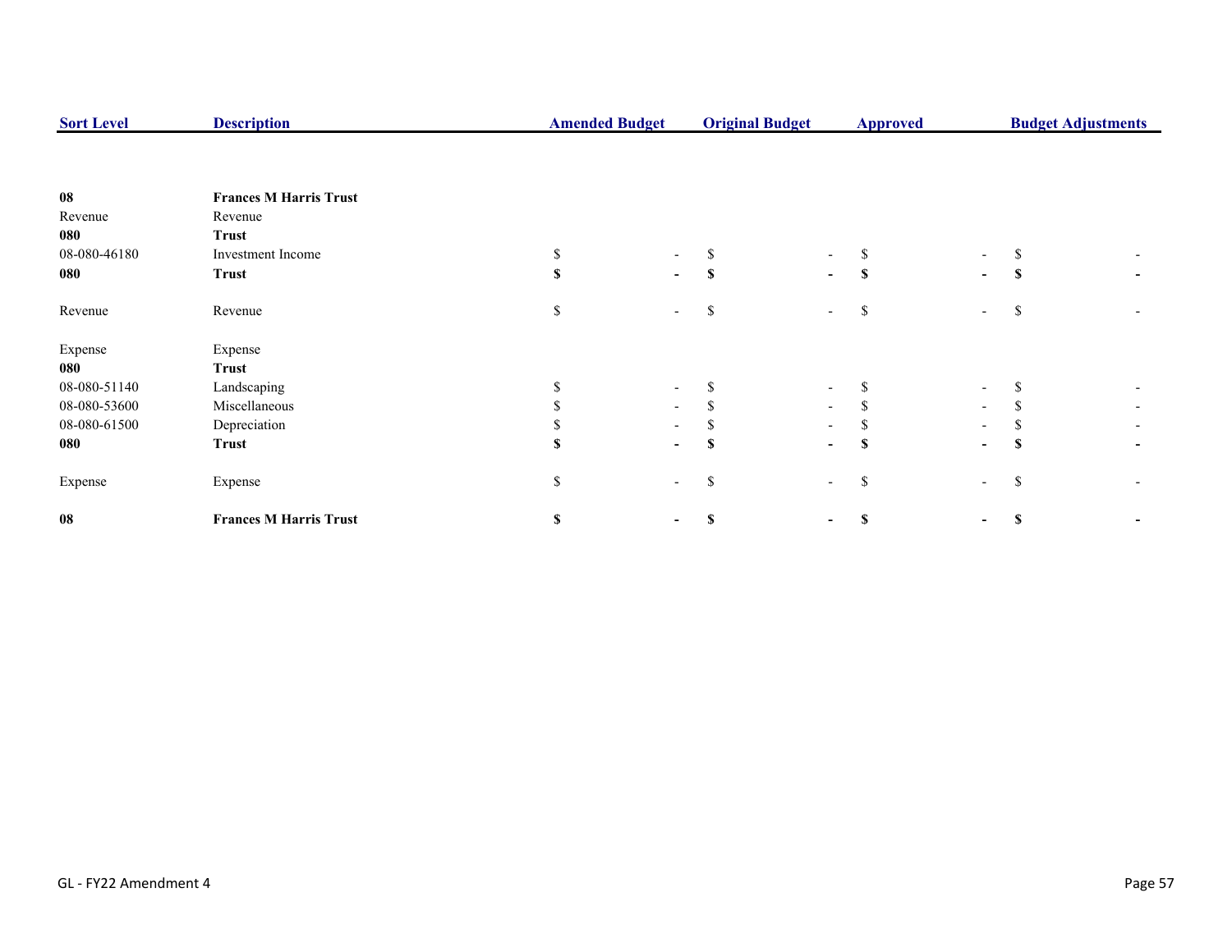| Sort Level | Description | Amended Budget | Original Budget | Approved | Budget Adjustments |
|---|---|---|---|---|---|
| **08** | **Frances M Harris Trust** | | | | |
| Revenue | Revenue | | | | |
| **080** | **Trust** | | | | |
| 08-080-46180 | Investment Income | $ - | $ - | $ - | $ - |
| **080** | **Trust** | **$ -** | **$ -** | **$ -** | **$ -** |
| Revenue | Revenue | $ - | $ - | $ - | $ - |
| Expense | Expense | | | | |
| **080** | **Trust** | | | | |
| 08-080-51140 | Landscaping | $ - | $ - | $ - | $ - |
| 08-080-53600 | Miscellaneous | $ - | $ - | $ - | $ - |
| 08-080-61500 | Depreciation | $ - | $ - | $ - | $ - |
| **080** | **Trust** | **$ -** | **$ -** | **$ -** | **$ -** |
| Expense | Expense | $ - | $ - | $ - | $ - |
| **08** | **Frances M Harris Trust** | **$ -** | **$ -** | **$ -** | **$ -** |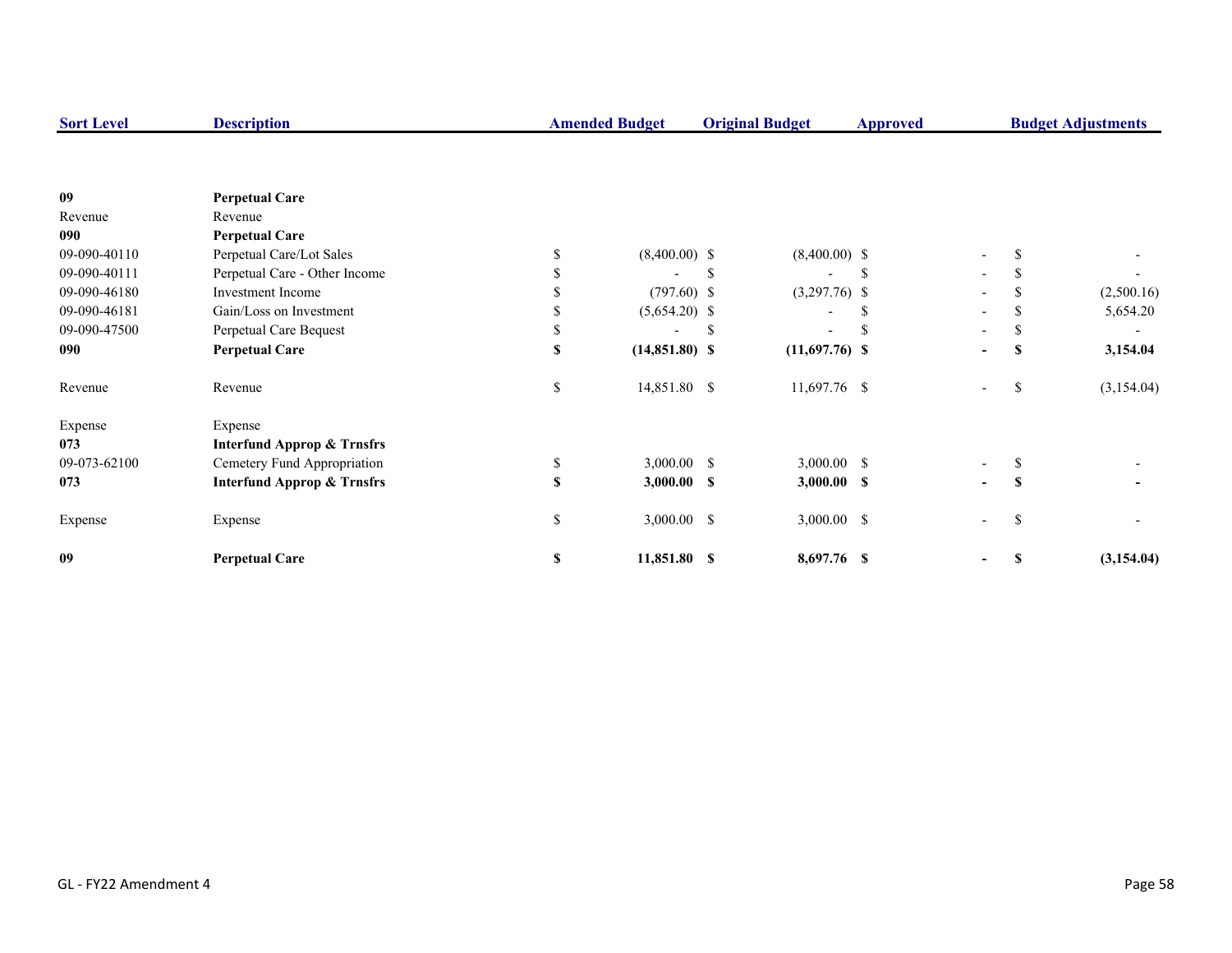| Sort Level | Description | Amended Budget | Original Budget | Approved | Budget Adjustments |
|---|---|---|---|---|---|
| **09** | **Perpetual Care** | | | | |
| Revenue | Revenue | | | | |
| **090** | **Perpetual Care** | | | | |
| 09-090-40110 | Perpetual Care/Lot Sales | $ (8,400.00) | $ (8,400.00) | $ - | $ - |
| 09-090-40111 | Perpetual Care - Other Income | $ - | $ - | $ - | $ - |
| 09-090-46180 | Investment Income | $ (797.60) | $ (3,297.76) | $ - | $ (2,500.16) |
| 09-090-46181 | Gain/Loss on Investment | $ (5,654.20) | $ - | $ - | $ 5,654.20 |
| 09-090-47500 | Perpetual Care Bequest | $ - | $ - | $ - | $ - |
| **090** | **Perpetual Care** | **$ (14,851.80)** | **$ (11,697.76)** | **$ -** | **$ 3,154.04** |
| Revenue | Revenue | $ 14,851.80 | $ 11,697.76 | $ - | $ (3,154.04) |
| Expense | Expense | | | | |
| **073** | **Interfund Approp & Trnsfrs** | | | | |
| 09-073-62100 | Cemetery Fund Appropriation | $ 3,000.00 | $ 3,000.00 | $ - | $ - |
| **073** | **Interfund Approp & Trnsfrs** | **$ 3,000.00** | **$ 3,000.00** | **$ -** | **$ -** |
| Expense | Expense | $ 3,000.00 | $ 3,000.00 | $ - | $ - |
| **09** | **Perpetual Care** | **$ 11,851.80** | **$ 8,697.76** | **$ -** | **$ (3,154.04)** |

GL - FY22 Amendment 4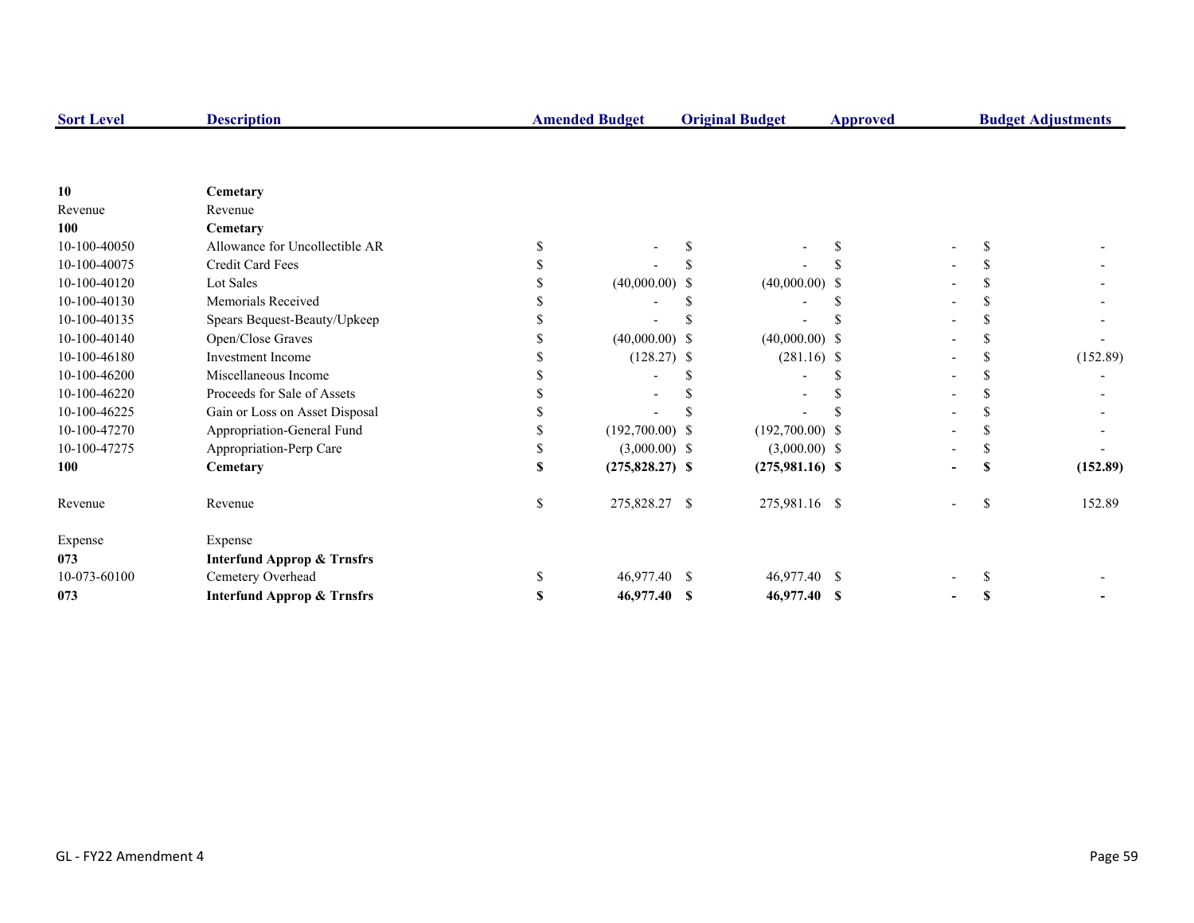| Sort Level | Description | Amended Budget | Original Budget | Approved | Budget Adjustments |
|---|---|---|---|---|---|
| **10** | **Cemetary** | | | | |
| Revenue | Revenue | | | | |
| **100** | **Cemetary** | | | | |
| 10-100-40050 | Allowance for Uncollectible AR | $ - | $ - | $ - | $ - |
| 10-100-40075 | Credit Card Fees | $ - | $ - | $ - | $ - |
| 10-100-40120 | Lot Sales | $ (40,000.00) | $ (40,000.00) | $ - | $ - |
| 10-100-40130 | Memorials Received | $ - | $ - | $ - | $ - |
| 10-100-40135 | Spears Bequest-Beauty/Upkeep | $ - | $ - | $ - | $ - |
| 10-100-40140 | Open/Close Graves | $ (40,000.00) | $ (40,000.00) | $ - | $ - |
| 10-100-46180 | Investment Income | $ (128.27) | $ (281.16) | $ - | $ (152.89) |
| 10-100-46200 | Miscellaneous Income | $ - | $ - | $ - | $ - |
| 10-100-46220 | Proceeds for Sale of Assets | $ - | $ - | $ - | $ - |
| 10-100-46225 | Gain or Loss on Asset Disposal | $ - | $ - | $ - | $ - |
| 10-100-47270 | Appropriation-General Fund | $ (192,700.00) | $ (192,700.00) | $ - | $ - |
| 10-100-47275 | Appropriation-Perp Care | $ (3,000.00) | $ (3,000.00) | $ - | $ - |
| **100** | **Cemetary** | **$ (275,828.27)** | **$ (275,981.16)** | **$ -** | **$ (152.89)** |
| Revenue | Revenue | $ 275,828.27 | $ 275,981.16 | $ - | $ 152.89 |
| Expense | Expense | | | | |
| **073** | **Interfund Approp & Trnsfrs** | | | | |
| 10-073-60100 | Cemetery Overhead | $ 46,977.40 | $ 46,977.40 | $ - | $ - |
| **073** | **Interfund Approp & Trnsfrs** | **$ 46,977.40** | **$ 46,977.40** | **$ -** | **$ -** |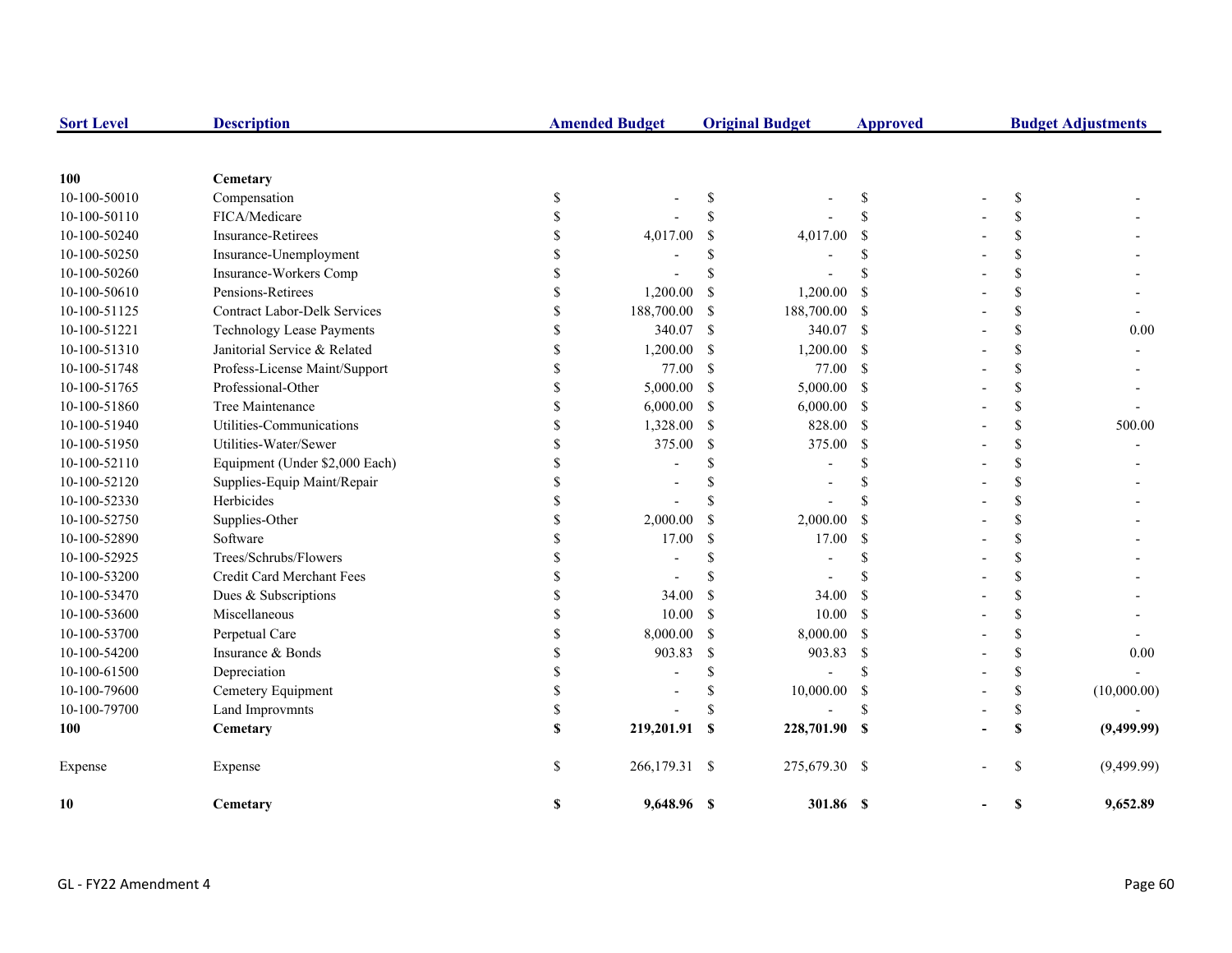| Sort Level | Description | Amended Budget | Original Budget | Approved | Budget Adjustments |
|---|---|---|---|---|---|
| **100** | **Cemetary** | | | | |
| 10-100-50010 | Compensation | $ - | $ - | $ - | $ - |
| 10-100-50110 | FICA/Medicare | $ - | $ - | $ - | $ - |
| 10-100-50240 | Insurance-Retirees | $ 4,017.00 | $ 4,017.00 | $ - | $ - |
| 10-100-50250 | Insurance-Unemployment | $ - | $ - | $ - | $ - |
| 10-100-50260 | Insurance-Workers Comp | $ - | $ - | $ - | $ - |
| 10-100-50610 | Pensions-Retirees | $ 1,200.00 | $ 1,200.00 | $ - | $ - |
| 10-100-51125 | Contract Labor-Delk Services | $ 188,700.00 | $ 188,700.00 | $ - | $ - |
| 10-100-51221 | Technology Lease Payments | $ 340.07 | $ 340.07 | $ - | $ 0.00 |
| 10-100-51310 | Janitorial Service & Related | $ 1,200.00 | $ 1,200.00 | $ - | $ - |
| 10-100-51748 | Profess-License Maint/Support | $ 77.00 | $ 77.00 | $ - | $ - |
| 10-100-51765 | Professional-Other | $ 5,000.00 | $ 5,000.00 | $ - | $ - |
| 10-100-51860 | Tree Maintenance | $ 6,000.00 | $ 6,000.00 | $ - | $ - |
| 10-100-51940 | Utilities-Communications | $ 1,328.00 | $ 828.00 | $ - | $ 500.00 |
| 10-100-51950 | Utilities-Water/Sewer | $ 375.00 | $ 375.00 | $ - | $ - |
| 10-100-52110 | Equipment (Under $2,000 Each) | $ - | $ - | $ - | $ - |
| 10-100-52120 | Supplies-Equip Maint/Repair | $ - | $ - | $ - | $ - |
| 10-100-52330 | Herbicides | $ - | $ - | $ - | $ - |
| 10-100-52750 | Supplies-Other | $ 2,000.00 | $ 2,000.00 | $ - | $ - |
| 10-100-52890 | Software | $ 17.00 | $ 17.00 | $ - | $ - |
| 10-100-52925 | Trees/Schrubs/Flowers | $ - | $ - | $ - | $ - |
| 10-100-53200 | Credit Card Merchant Fees | $ - | $ - | $ - | $ - |
| 10-100-53470 | Dues & Subscriptions | $ 34.00 | $ 34.00 | $ - | $ - |
| 10-100-53600 | Miscellaneous | $ 10.00 | $ 10.00 | $ - | $ - |
| 10-100-53700 | Perpetual Care | $ 8,000.00 | $ 8,000.00 | $ - | $ - |
| 10-100-54200 | Insurance & Bonds | $ 903.83 | $ 903.83 | $ - | $ 0.00 |
| 10-100-61500 | Depreciation | $ - | $ - | $ - | $ - |
| 10-100-79600 | Cemetery Equipment | $ - | $ 10,000.00 | $ - | $ (10,000.00) |
| 10-100-79700 | Land Improvmnts | $ - | $ - | $ - | $ - |
| **100** | **Cemetary** | **$ 219,201.91** | **$ 228,701.90** | **$ -** | **$ (9,499.99)** |
| Expense | Expense | $ 266,179.31 | $ 275,679.30 | $ - | $ (9,499.99) |
| **10** | **Cemetary** | **$ 9,648.96** | **$ 301.86** | **$ -** | **$ 9,652.89** |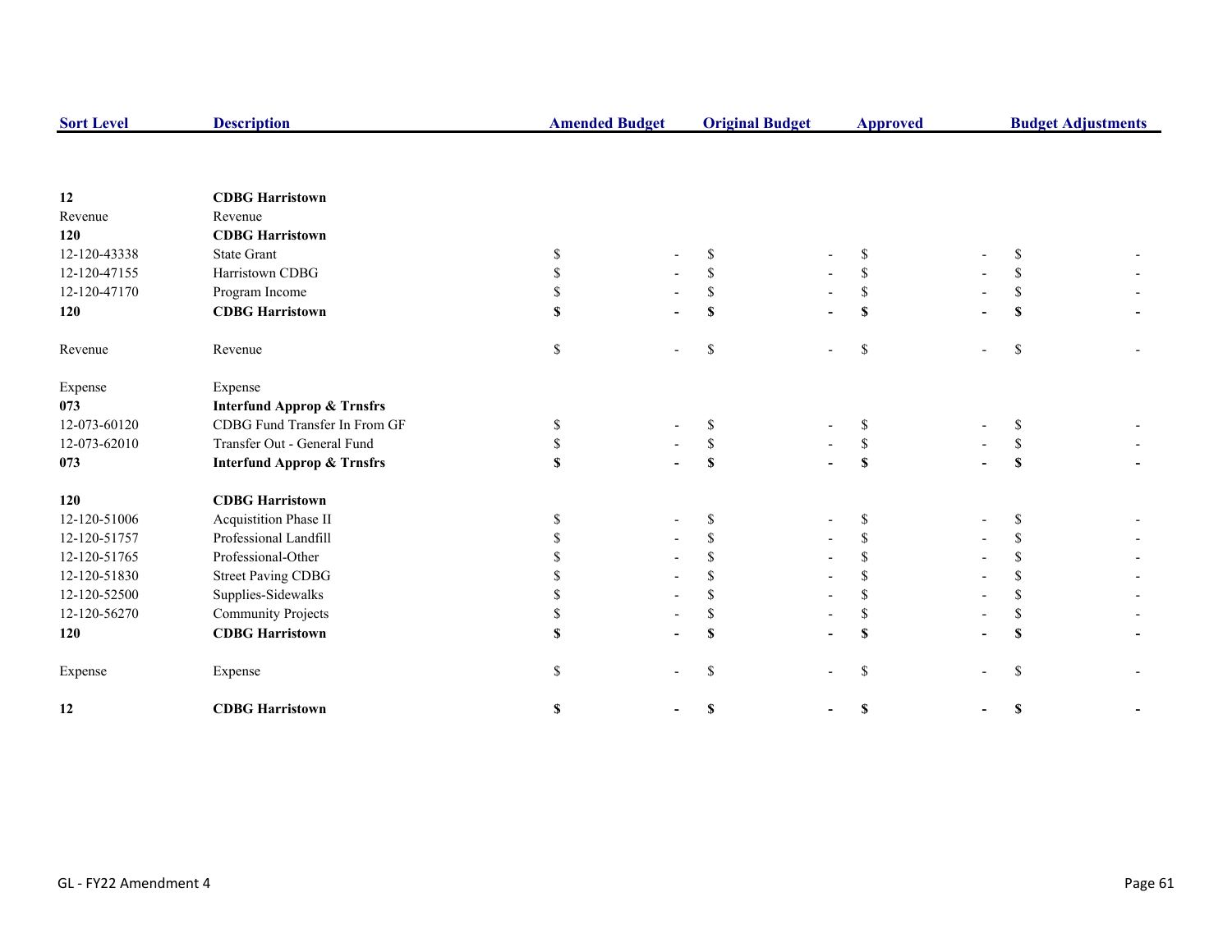| Sort Level | Description | Amended Budget | Original Budget | Approved | Budget Adjustments |
|---|---|---|---|---|---|
| **12** | **CDBG Harristown** | | | | |
| Revenue | Revenue | | | | |
| **120** | **CDBG Harristown** | | | | |
| 12-120-43338 | State Grant | $ - | $ - | $ - | $ - |
| 12-120-47155 | Harristown CDBG | $ - | $ - | $ - | $ - |
| 12-120-47170 | Program Income | $ - | $ - | $ - | $ - |
| **120** | **CDBG Harristown** | **$ -** | **$ -** | **$ -** | **$ -** |
| Revenue | Revenue | $ - | $ - | $ - | $ - |
| Expense | Expense | | | | |
| **073** | **Interfund Approp & Trnsfrs** | | | | |
| 12-073-60120 | CDBG Fund Transfer In From GF | $ - | $ - | $ - | $ - |
| 12-073-62010 | Transfer Out - General Fund | $ - | $ - | $ - | $ - |
| **073** | **Interfund Approp & Trnsfrs** | **$ -** | **$ -** | **$ -** | **$ -** |
| **120** | **CDBG Harristown** | | | | |
| 12-120-51006 | Acquistition Phase II | $ - | $ - | $ - | $ - |
| 12-120-51757 | Professional Landfill | $ - | $ - | $ - | $ - |
| 12-120-51765 | Professional-Other | $ - | $ - | $ - | $ - |
| 12-120-51830 | Street Paving CDBG | $ - | $ - | $ - | $ - |
| 12-120-52500 | Supplies-Sidewalks | $ - | $ - | $ - | $ - |
| 12-120-56270 | Community Projects | $ - | $ - | $ - | $ - |
| **120** | **CDBG Harristown** | **$ -** | **$ -** | **$ -** | **$ -** |
| Expense | Expense | $ - | $ - | $ - | $ - |
| **12** | **CDBG Harristown** | **$ -** | **$ -** | **$ -** | **$ -** |

GL - FY22 Amendment 4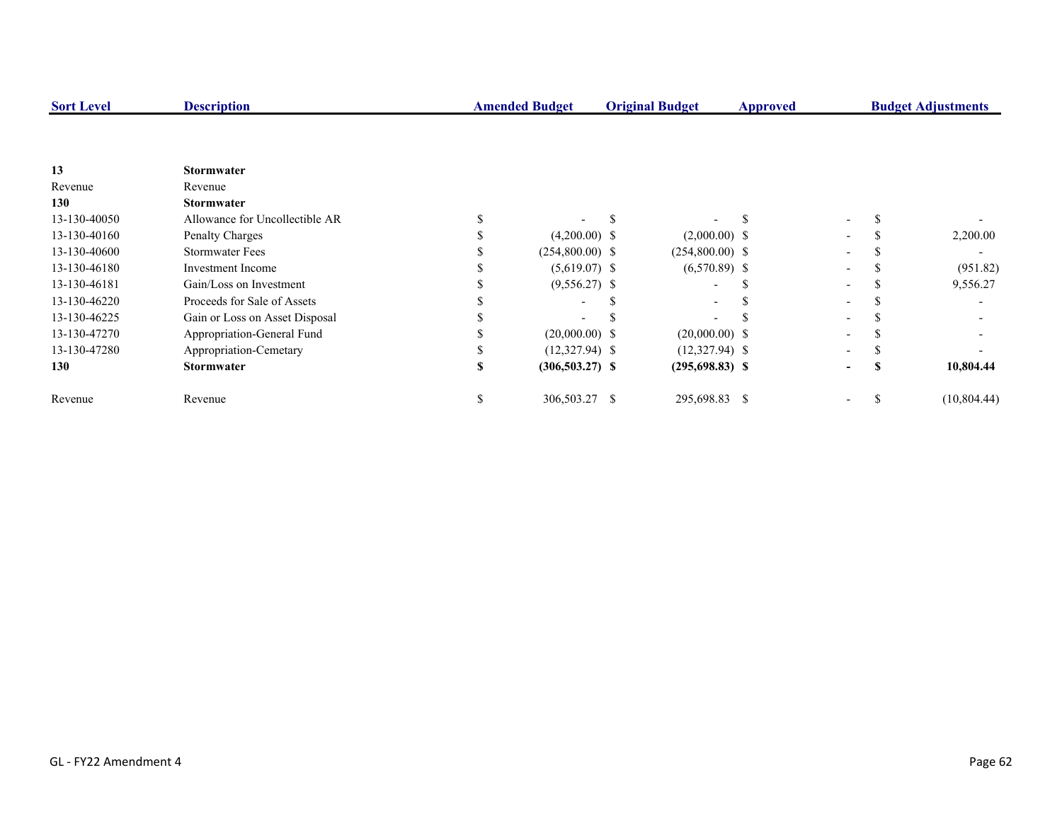| Sort Level | Description | Amended Budget | Original Budget | Approved | Budget Adjustments |
|---|---|---|---|---|---|
| **13** | **Stormwater** | | | | |
| Revenue | Revenue | | | | |
| **130** | **Stormwater** | | | | |
| 13-130-40050 | Allowance for Uncollectible AR | $ - | $ - | $ - | $ - |
| 13-130-40160 | Penalty Charges | $ (4,200.00) | $ (2,000.00) | $ - | $ 2,200.00 |
| 13-130-40600 | Stormwater Fees | $ (254,800.00) | $ (254,800.00) | $ - | $ - |
| 13-130-46180 | Investment Income | $ (5,619.07) | $ (6,570.89) | $ - | $ (951.82) |
| 13-130-46181 | Gain/Loss on Investment | $ (9,556.27) | $ - | $ - | $ 9,556.27 |
| 13-130-46220 | Proceeds for Sale of Assets | $ - | $ - | $ - | $ - |
| 13-130-46225 | Gain or Loss on Asset Disposal | $ - | $ - | $ - | $ - |
| 13-130-47270 | Appropriation-General Fund | $ (20,000.00) | $ (20,000.00) | $ - | $ - |
| 13-130-47280 | Appropriation-Cemetary | $ (12,327.94) | $ (12,327.94) | $ - | $ - |
| **130** | **Stormwater** | **$ (306,503.27)** | **$ (295,698.83)** | **$ -** | **$ 10,804.44** |
| Revenue | Revenue | $ 306,503.27 | $ 295,698.83 | $ - | $ (10,804.44) |

GL - FY22 Amendment 4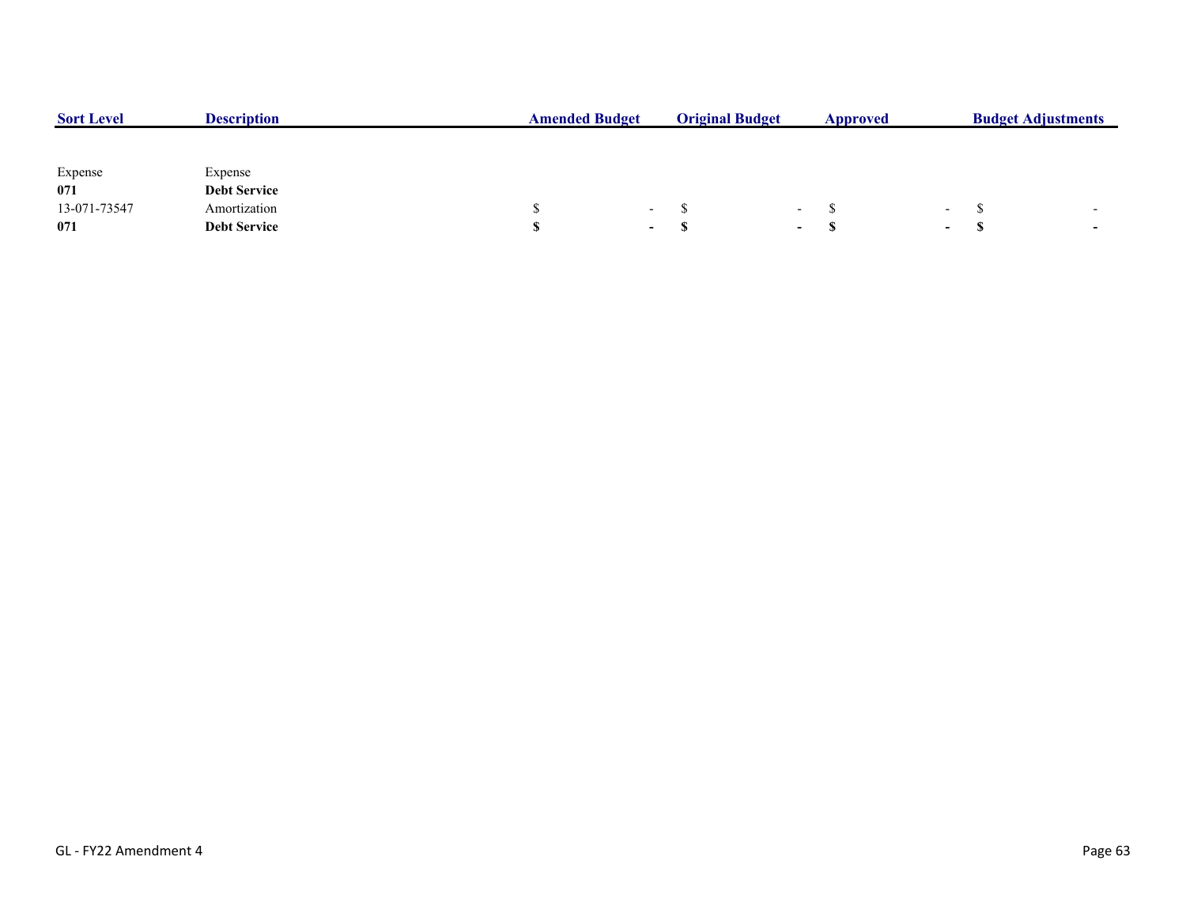| Sort Level | Description | Amended Budget | Original Budget | Approved | Budget Adjustments |
|---|---|---|---|---|---|
| Expense | Expense | | | | |
| **071** | **Debt Service** | | | | |
| 13-071-73547 | Amortization | $ - | $ - | $ - | $ - |
| **071** | **Debt Service** | **$ -** | **$ -** | **$ -** | **$ -** |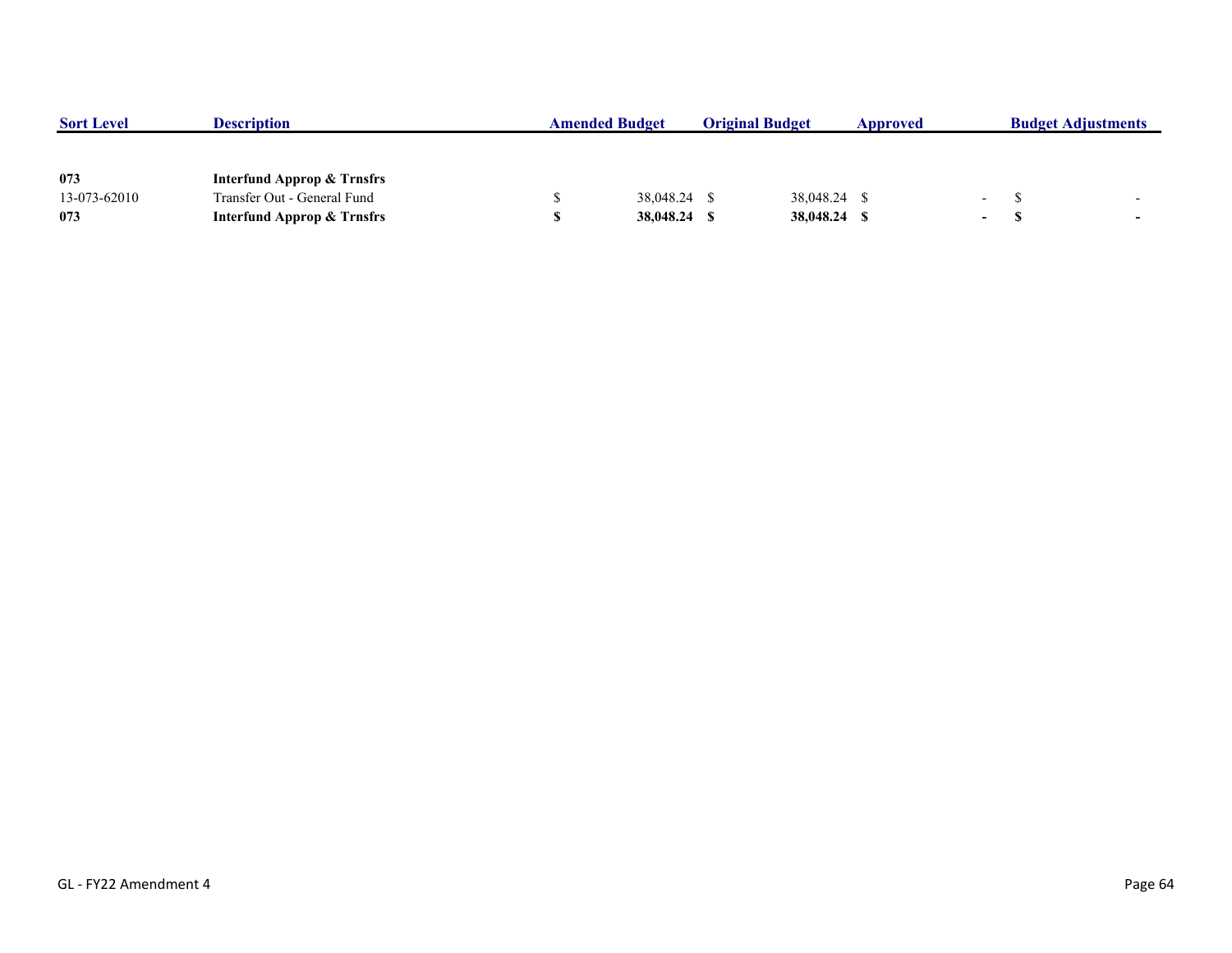| Sort Level | Description | Amended Budget | Original Budget | Approved | Budget Adjustments |
|---|---|---|---|---|---|
| **073** | **Interfund Approp & Trnsfrs** | | | | |
| 13-073-62010 | Transfer Out - General Fund | $ 38,048.24 | $ 38,048.24 | $ - | $ - |
| **073** | **Interfund Approp & Trnsfrs** | **$ 38,048.24** | **$ 38,048.24** | **$ -** | **$ -** |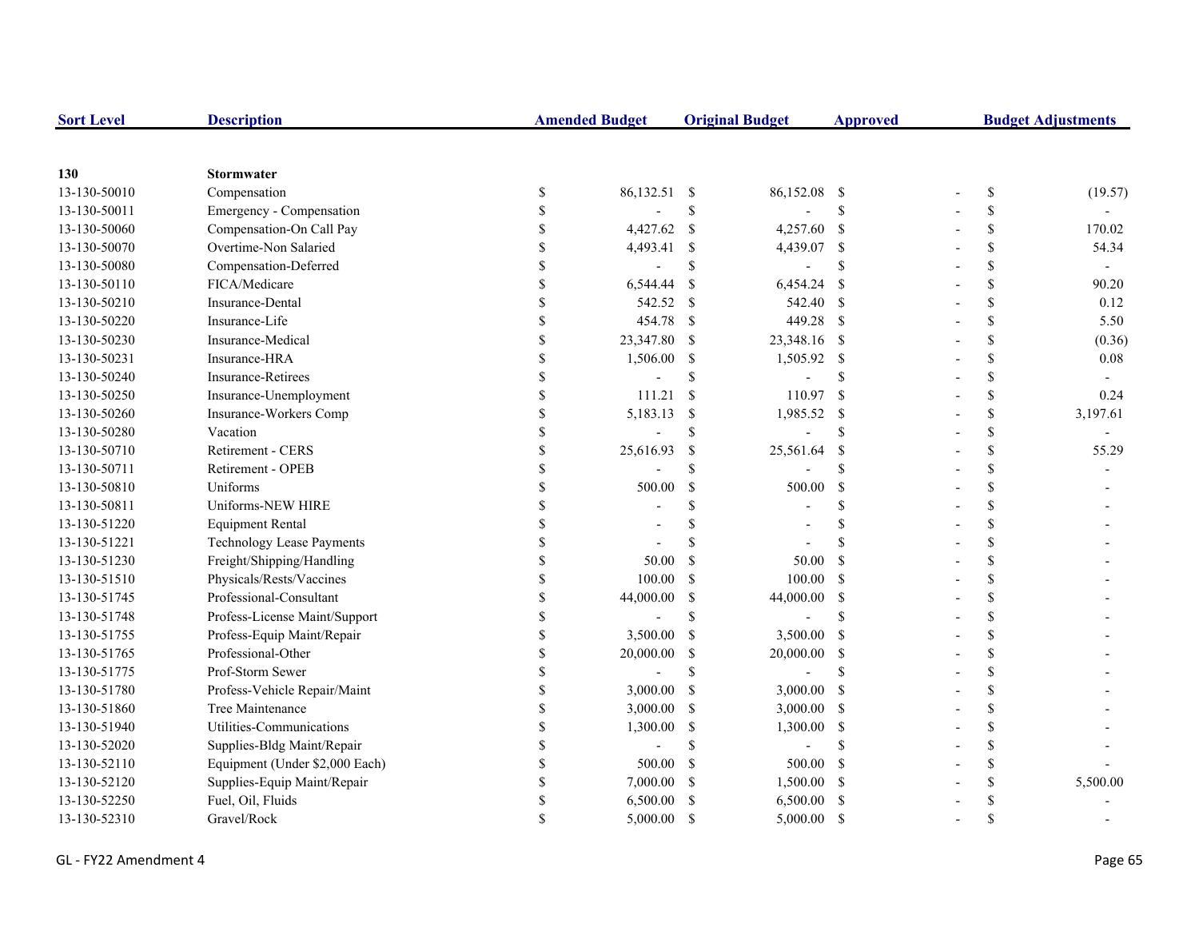| Sort Level | Description | Amended Budget | Original Budget | Approved | Budget Adjustments |
|---|---|---|---|---|---|
| **130** | **Stormwater** | | | | |
| 13-130-50010 | Compensation | $ 86,132.51 | $ 86,152.08 | $ - | $ (19.57) |
| 13-130-50011 | Emergency - Compensation | $ - | $ - | $ - | $ - |
| 13-130-50060 | Compensation-On Call Pay | $ 4,427.62 | $ 4,257.60 | $ - | $ 170.02 |
| 13-130-50070 | Overtime-Non Salaried | $ 4,493.41 | $ 4,439.07 | $ - | $ 54.34 |
| 13-130-50080 | Compensation-Deferred | $ - | $ - | $ - | $ - |
| 13-130-50110 | FICA/Medicare | $ 6,544.44 | $ 6,454.24 | $ - | $ 90.20 |
| 13-130-50210 | Insurance-Dental | $ 542.52 | $ 542.40 | $ - | $ 0.12 |
| 13-130-50220 | Insurance-Life | $ 454.78 | $ 449.28 | $ - | $ 5.50 |
| 13-130-50230 | Insurance-Medical | $ 23,347.80 | $ 23,348.16 | $ - | $ (0.36) |
| 13-130-50231 | Insurance-HRA | $ 1,506.00 | $ 1,505.92 | $ - | $ 0.08 |
| 13-130-50240 | Insurance-Retirees | $ - | $ - | $ - | $ - |
| 13-130-50250 | Insurance-Unemployment | $ 111.21 | $ 110.97 | $ - | $ 0.24 |
| 13-130-50260 | Insurance-Workers Comp | $ 5,183.13 | $ 1,985.52 | $ - | $ 3,197.61 |
| 13-130-50280 | Vacation | $ - | $ - | $ - | $ - |
| 13-130-50710 | Retirement - CERS | $ 25,616.93 | $ 25,561.64 | $ - | $ 55.29 |
| 13-130-50711 | Retirement - OPEB | $ - | $ - | $ - | $ - |
| 13-130-50810 | Uniforms | $ 500.00 | $ 500.00 | $ - | $ - |
| 13-130-50811 | Uniforms-NEW HIRE | $ - | $ - | $ - | $ - |
| 13-130-51220 | Equipment Rental | $ - | $ - | $ - | $ - |
| 13-130-51221 | Technology Lease Payments | $ - | $ - | $ - | $ - |
| 13-130-51230 | Freight/Shipping/Handling | $ 50.00 | $ 50.00 | $ - | $ - |
| 13-130-51510 | Physicals/Rests/Vaccines | $ 100.00 | $ 100.00 | $ - | $ - |
| 13-130-51745 | Professional-Consultant | $ 44,000.00 | $ 44,000.00 | $ - | $ - |
| 13-130-51748 | Profess-License Maint/Support | $ - | $ - | $ - | $ - |
| 13-130-51755 | Profess-Equip Maint/Repair | $ 3,500.00 | $ 3,500.00 | $ - | $ - |
| 13-130-51765 | Professional-Other | $ 20,000.00 | $ 20,000.00 | $ - | $ - |
| 13-130-51775 | Prof-Storm Sewer | $ - | $ - | $ - | $ - |
| 13-130-51780 | Profess-Vehicle Repair/Maint | $ 3,000.00 | $ 3,000.00 | $ - | $ - |
| 13-130-51860 | Tree Maintenance | $ 3,000.00 | $ 3,000.00 | $ - | $ - |
| 13-130-51940 | Utilities-Communications | $ 1,300.00 | $ 1,300.00 | $ - | $ - |
| 13-130-52020 | Supplies-Bldg Maint/Repair | $ - | $ - | $ - | $ - |
| 13-130-52110 | Equipment (Under $2,000 Each) | $ 500.00 | $ 500.00 | $ - | $ - |
| 13-130-52120 | Supplies-Equip Maint/Repair | $ 7,000.00 | $ 1,500.00 | $ - | $ 5,500.00 |
| 13-130-52250 | Fuel, Oil, Fluids | $ 6,500.00 | $ 6,500.00 | $ - | $ - |
| 13-130-52310 | Gravel/Rock | $ 5,000.00 | $ 5,000.00 | $ - | $ - |

GL - FY22 Amendment 4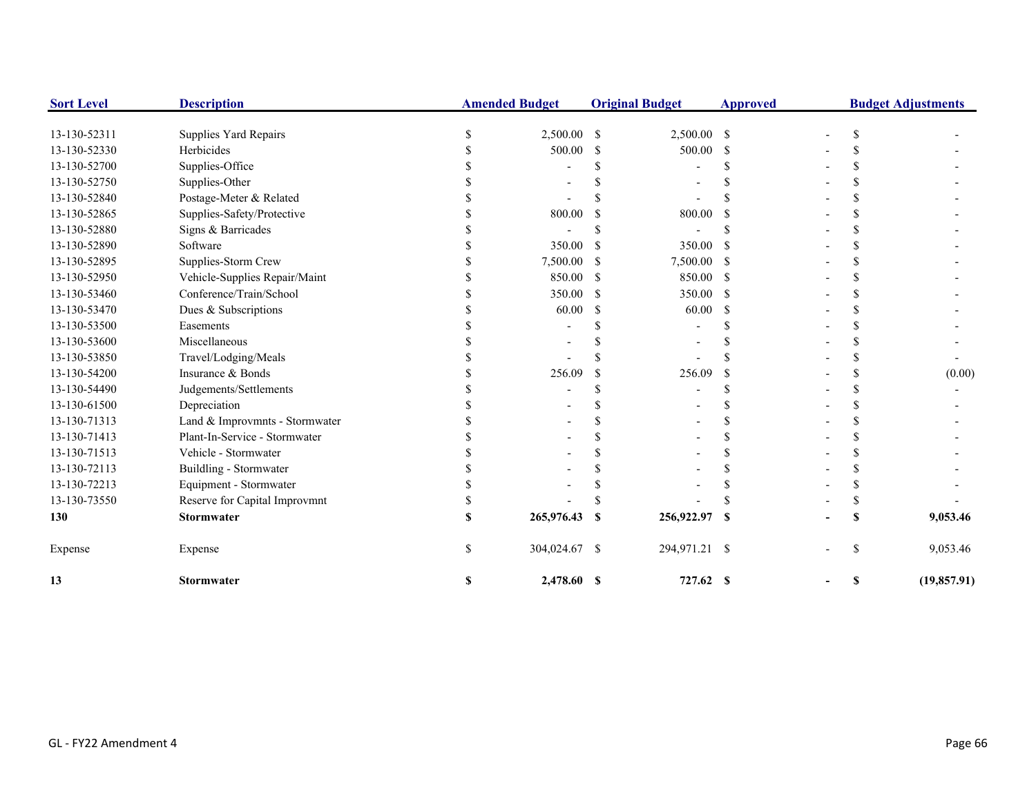| Sort Level | Description | Amended Budget | Original Budget | Approved | Budget Adjustments |
|---|---|---|---|---|---|
| 13-130-52311 | Supplies Yard Repairs | $ 2,500.00 | $ 2,500.00 | $ - | $ - |
| 13-130-52330 | Herbicides | $ 500.00 | $ 500.00 | $ - | $ - |
| 13-130-52700 | Supplies-Office | $ - | $ - | $ - | $ - |
| 13-130-52750 | Supplies-Other | $ - | $ - | $ - | $ - |
| 13-130-52840 | Postage-Meter & Related | $ - | $ - | $ - | $ - |
| 13-130-52865 | Supplies-Safety/Protective | $ 800.00 | $ 800.00 | $ - | $ - |
| 13-130-52880 | Signs & Barricades | $ - | $ - | $ - | $ - |
| 13-130-52890 | Software | $ 350.00 | $ 350.00 | $ - | $ - |
| 13-130-52895 | Supplies-Storm Crew | $ 7,500.00 | $ 7,500.00 | $ - | $ - |
| 13-130-52950 | Vehicle-Supplies Repair/Maint | $ 850.00 | $ 850.00 | $ - | $ - |
| 13-130-53460 | Conference/Train/School | $ 350.00 | $ 350.00 | $ - | $ - |
| 13-130-53470 | Dues & Subscriptions | $ 60.00 | $ 60.00 | $ - | $ - |
| 13-130-53500 | Easements | $ - | $ - | $ - | $ - |
| 13-130-53600 | Miscellaneous | $ - | $ - | $ - | $ - |
| 13-130-53850 | Travel/Lodging/Meals | $ - | $ - | $ - | $ - |
| 13-130-54200 | Insurance & Bonds | $ 256.09 | $ 256.09 | $ - | $ (0.00) |
| 13-130-54490 | Judgements/Settlements | $ - | $ - | $ - | $ - |
| 13-130-61500 | Depreciation | $ - | $ - | $ - | $ - |
| 13-130-71313 | Land & Improvmnts - Stormwater | $ - | $ - | $ - | $ - |
| 13-130-71413 | Plant-In-Service - Stormwater | $ - | $ - | $ - | $ - |
| 13-130-71513 | Vehicle - Stormwater | $ - | $ - | $ - | $ - |
| 13-130-72113 | Buildling - Stormwater | $ - | $ - | $ - | $ - |
| 13-130-72213 | Equipment - Stormwater | $ - | $ - | $ - | $ - |
| 13-130-73550 | Reserve for Capital Improvmnt | $ - | $ - | $ - | $ - |
| **130** | **Stormwater** | **$ 265,976.43** | **$ 256,922.97** | **$ -** | **$ 9,053.46** |
| Expense | Expense | $ 304,024.67 | $ 294,971.21 | $ - | $ 9,053.46 |
| **13** | **Stormwater** | **$ 2,478.60** | **$ 727.62** | **$ -** | **$ (19,857.91)** |

GL - FY22 Amendment 4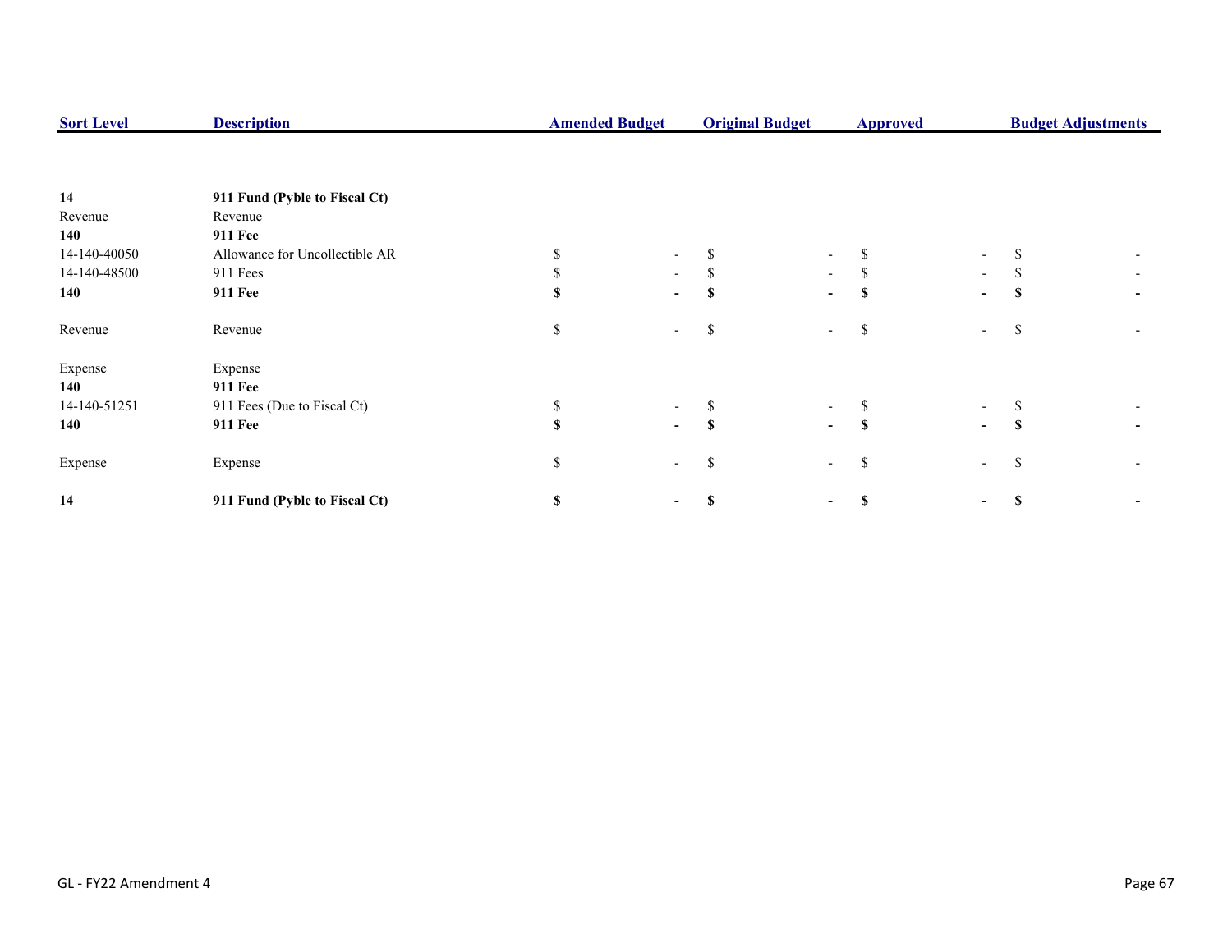| Sort Level | Description | Amended Budget | Original Budget | Approved | Budget Adjustments |
|---|---|---|---|---|---|
| **14** | **911 Fund (Pyble to Fiscal Ct)** | | | | |
| Revenue | Revenue | | | | |
| **140** | **911 Fee** | | | | |
| 14-140-40050 | Allowance for Uncollectible AR | $ - | $ - | $ - | $ - |
| 14-140-48500 | 911 Fees | $ - | $ - | $ - | $ - |
| **140** | **911 Fee** | **$ -** | **$ -** | **$ -** | **$ -** |
| Revenue | Revenue | $ - | $ - | $ - | $ - |
| Expense | Expense | | | | |
| **140** | **911 Fee** | | | | |
| 14-140-51251 | 911 Fees (Due to Fiscal Ct) | $ - | $ - | $ - | $ - |
| **140** | **911 Fee** | **$ -** | **$ -** | **$ -** | **$ -** |
| Expense | Expense | $ - | $ - | $ - | $ - |
| **14** | **911 Fund (Pyble to Fiscal Ct)** | **$ -** | **$ -** | **$ -** | **$ -** |

GL - FY22 Amendment 4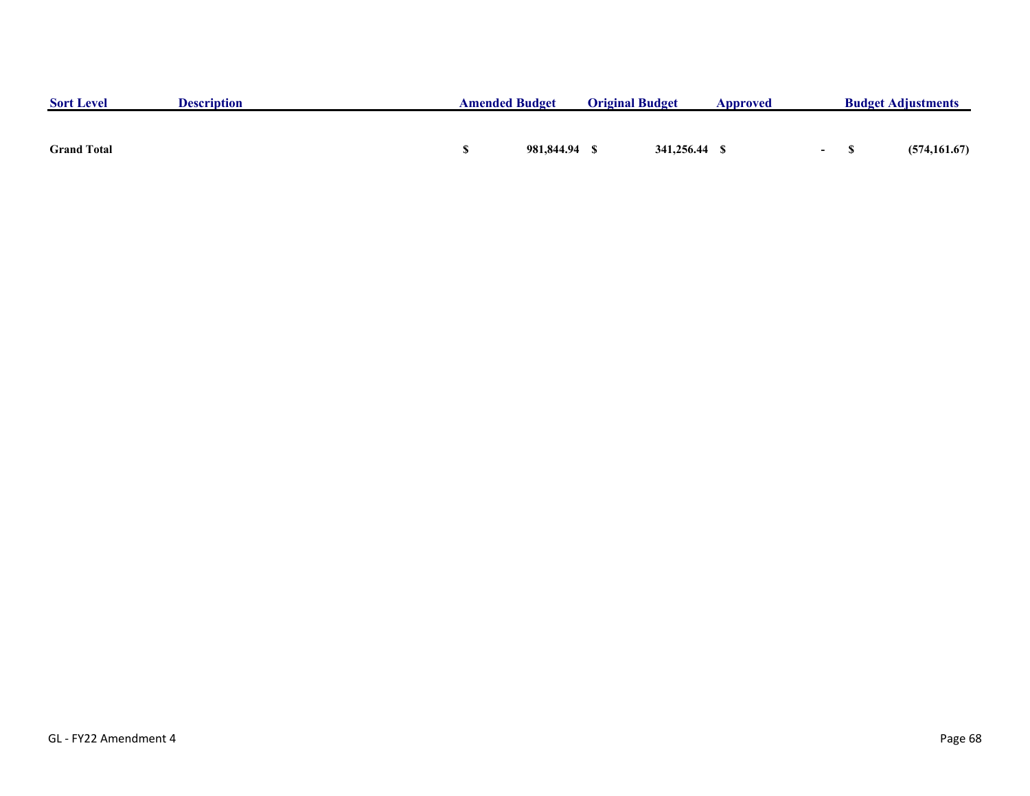| Sort Level | Description | Amended Budget | Original Budget | Approved | Budget Adjustments |
|---|---|---|---|---|---|
| **Grand Total** | | **$ 981,844.94** | **$ 341,256.44** | **$ -** | **$ (574,161.67)** |